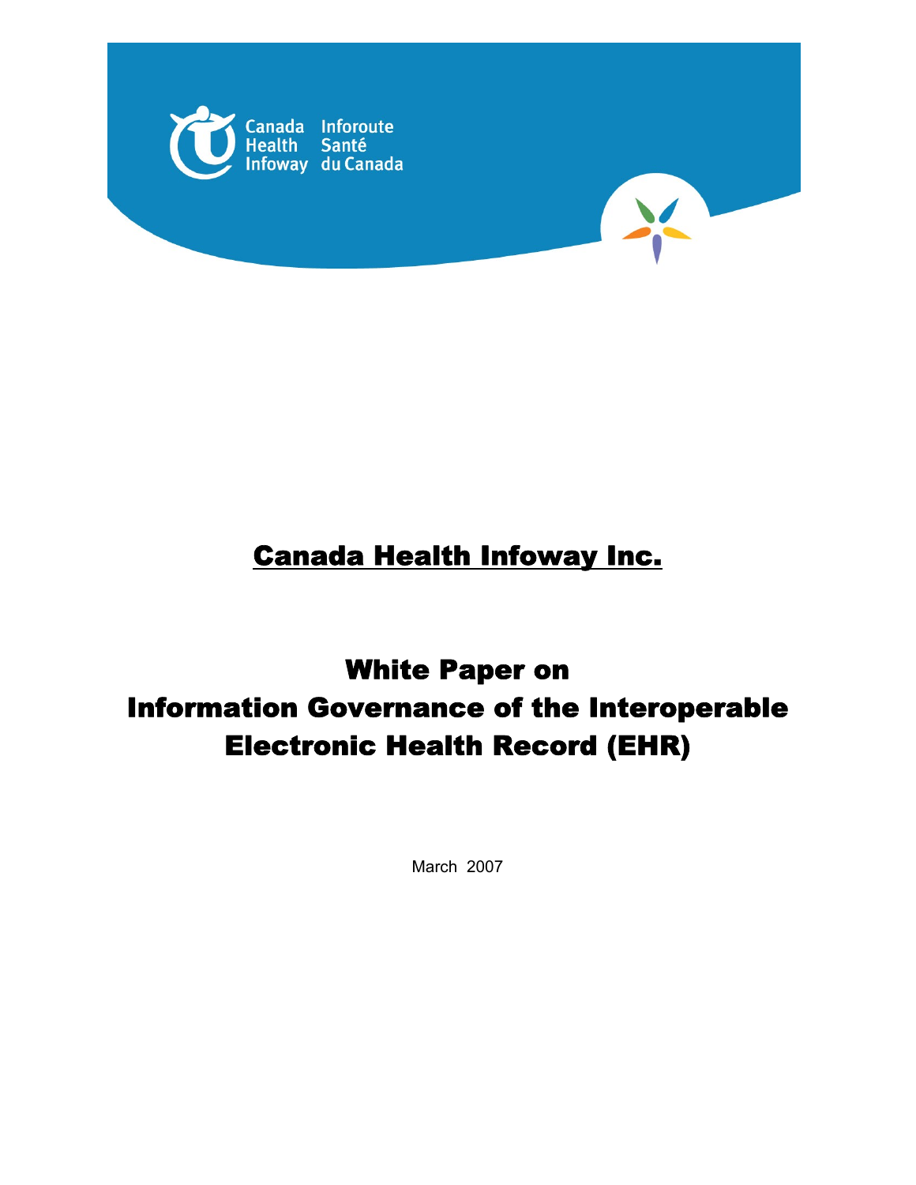Canada Health Infoway | Inforoute Santé du Canada

# Canada Health Infoway Inc.

# White Paper on Information Governance of the Interoperable Electronic Health Record (EHR)

March 2007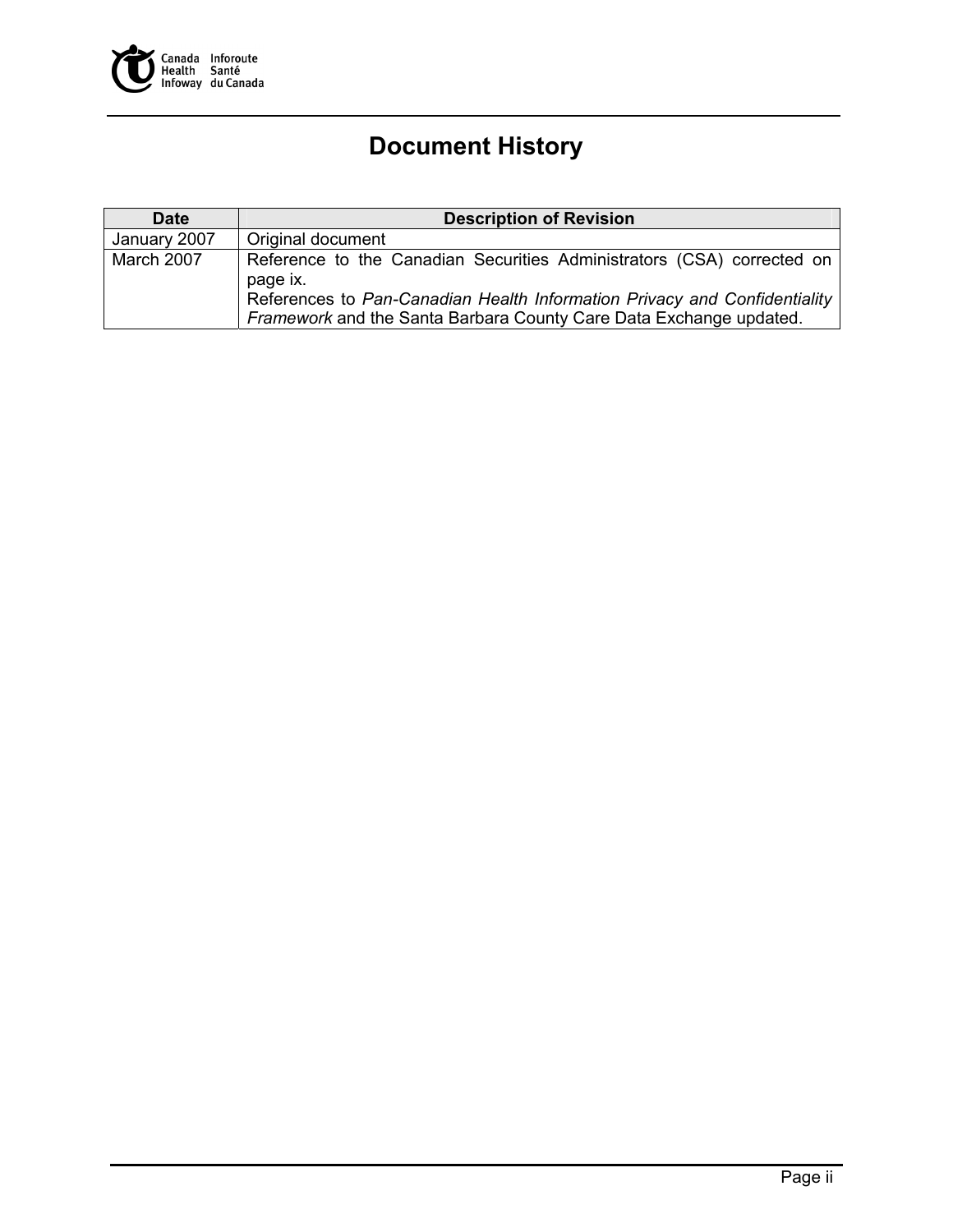# Document History

| Date | Description of Revision |
|---|---|
| January 2007 | Original document |
| March 2007 | Reference to the Canadian Securities Administrators (CSA) corrected on page ix.<br>References to *Pan-Canadian Health Information Privacy and Confidentiality Framework* and the Santa Barbara County Care Data Exchange updated. |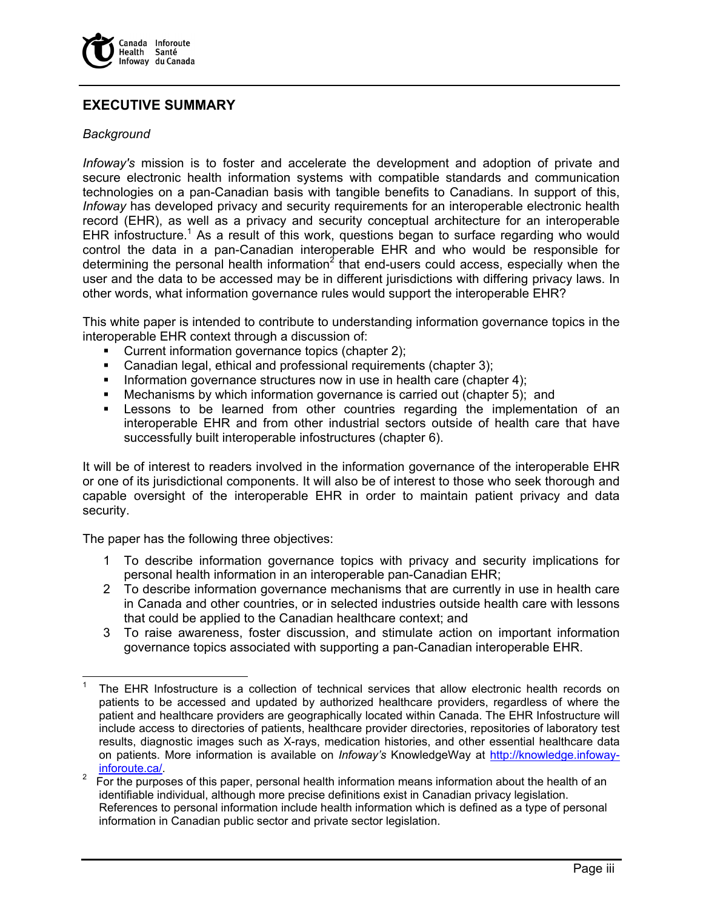## EXECUTIVE SUMMARY

*Background*

*Infoway's* mission is to foster and accelerate the development and adoption of private and secure electronic health information systems with compatible standards and communication technologies on a pan-Canadian basis with tangible benefits to Canadians. In support of this, *Infoway* has developed privacy and security requirements for an interoperable electronic health record (EHR), as well as a privacy and security conceptual architecture for an interoperable EHR infostructure.[1] As a result of this work, questions began to surface regarding who would control the data in a pan-Canadian interoperable EHR and who would be responsible for determining the personal health information[2] that end-users could access, especially when the user and the data to be accessed may be in different jurisdictions with differing privacy laws. In other words, what information governance rules would support the interoperable EHR?

This white paper is intended to contribute to understanding information governance topics in the interoperable EHR context through a discussion of:

- Current information governance topics (chapter 2);
- Canadian legal, ethical and professional requirements (chapter 3);
- Information governance structures now in use in health care (chapter 4);
- Mechanisms by which information governance is carried out (chapter 5); and
- Lessons to be learned from other countries regarding the implementation of an interoperable EHR and from other industrial sectors outside of health care that have successfully built interoperable infostructures (chapter 6).

It will be of interest to readers involved in the information governance of the interoperable EHR or one of its jurisdictional components. It will also be of interest to those who seek thorough and capable oversight of the interoperable EHR in order to maintain patient privacy and data security.

The paper has the following three objectives:

1. To describe information governance topics with privacy and security implications for personal health information in an interoperable pan-Canadian EHR;
2. To describe information governance mechanisms that are currently in use in health care in Canada and other countries, or in selected industries outside health care with lessons that could be applied to the Canadian healthcare context; and
3. To raise awareness, foster discussion, and stimulate action on important information governance topics associated with supporting a pan-Canadian interoperable EHR.

---

[1] The EHR Infostructure is a collection of technical services that allow electronic health records on patients to be accessed and updated by authorized healthcare providers, regardless of where the patient and healthcare providers are geographically located within Canada. The EHR Infostructure will include access to directories of patients, healthcare provider directories, repositories of laboratory test results, diagnostic images such as X-rays, medication histories, and other essential healthcare data on patients. More information is available on *Infoway's* KnowledgeWay at http://knowledge.infoway-inforoute.ca/.

[2] For the purposes of this paper, personal health information means information about the health of an identifiable individual, although more precise definitions exist in Canadian privacy legislation. References to personal information include health information which is defined as a type of personal information in Canadian public sector and private sector legislation.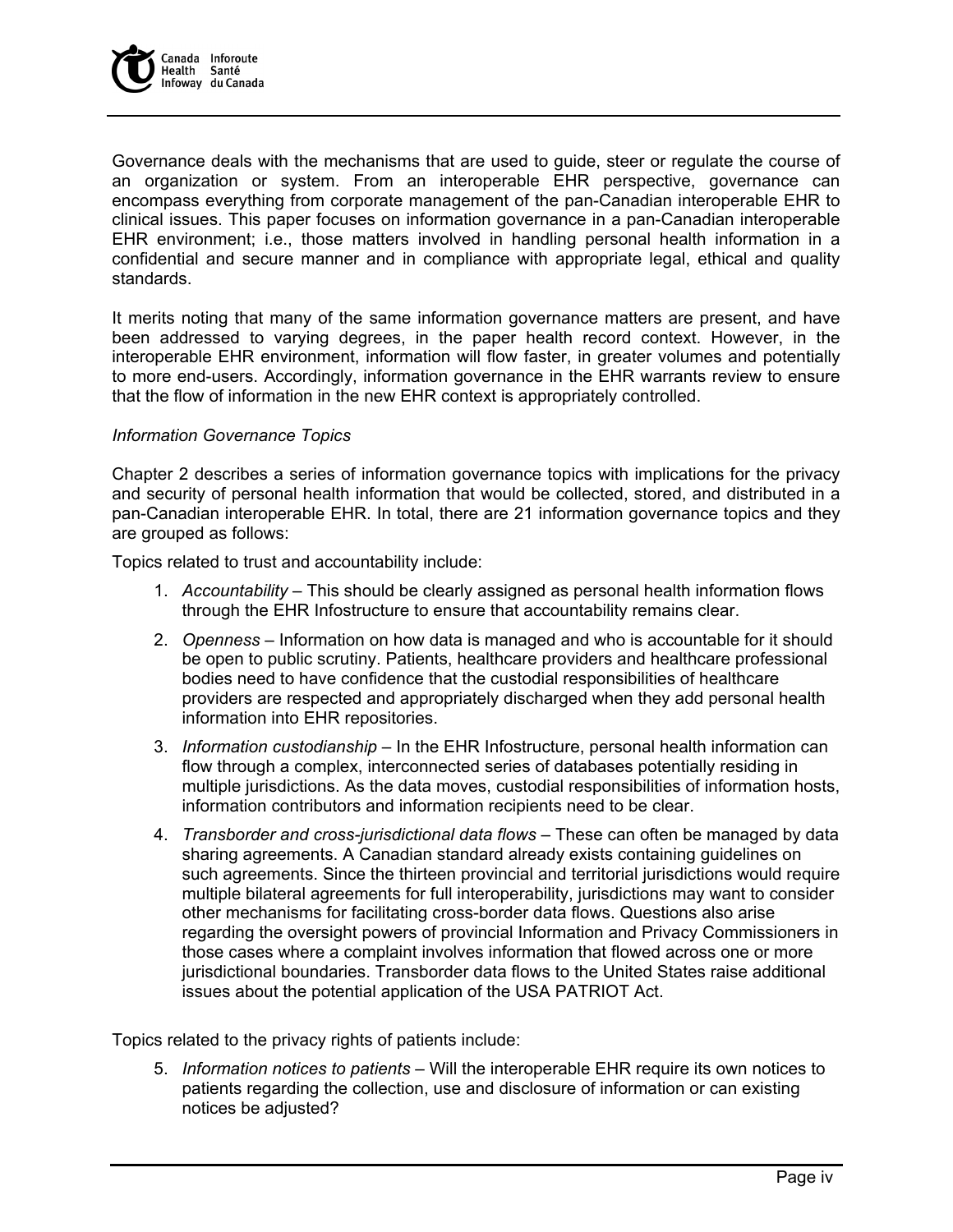Governance deals with the mechanisms that are used to guide, steer or regulate the course of an organization or system. From an interoperable EHR perspective, governance can encompass everything from corporate management of the pan-Canadian interoperable EHR to clinical issues. This paper focuses on information governance in a pan-Canadian interoperable EHR environment; i.e., those matters involved in handling personal health information in a confidential and secure manner and in compliance with appropriate legal, ethical and quality standards.

It merits noting that many of the same information governance matters are present, and have been addressed to varying degrees, in the paper health record context. However, in the interoperable EHR environment, information will flow faster, in greater volumes and potentially to more end-users. Accordingly, information governance in the EHR warrants review to ensure that the flow of information in the new EHR context is appropriately controlled.

*Information Governance Topics*

Chapter 2 describes a series of information governance topics with implications for the privacy and security of personal health information that would be collected, stored, and distributed in a pan-Canadian interoperable EHR. In total, there are 21 information governance topics and they are grouped as follows:

Topics related to trust and accountability include:

1. *Accountability* – This should be clearly assigned as personal health information flows through the EHR Infostructure to ensure that accountability remains clear.
2. *Openness* – Information on how data is managed and who is accountable for it should be open to public scrutiny. Patients, healthcare providers and healthcare professional bodies need to have confidence that the custodial responsibilities of healthcare providers are respected and appropriately discharged when they add personal health information into EHR repositories.
3. *Information custodianship* – In the EHR Infostructure, personal health information can flow through a complex, interconnected series of databases potentially residing in multiple jurisdictions. As the data moves, custodial responsibilities of information hosts, information contributors and information recipients need to be clear.
4. *Transborder and cross-jurisdictional data flows* – These can often be managed by data sharing agreements. A Canadian standard already exists containing guidelines on such agreements. Since the thirteen provincial and territorial jurisdictions would require multiple bilateral agreements for full interoperability, jurisdictions may want to consider other mechanisms for facilitating cross-border data flows. Questions also arise regarding the oversight powers of provincial Information and Privacy Commissioners in those cases where a complaint involves information that flowed across one or more jurisdictional boundaries. Transborder data flows to the United States raise additional issues about the potential application of the USA PATRIOT Act.

Topics related to the privacy rights of patients include:

5. *Information notices to patients* – Will the interoperable EHR require its own notices to patients regarding the collection, use and disclosure of information or can existing notices be adjusted?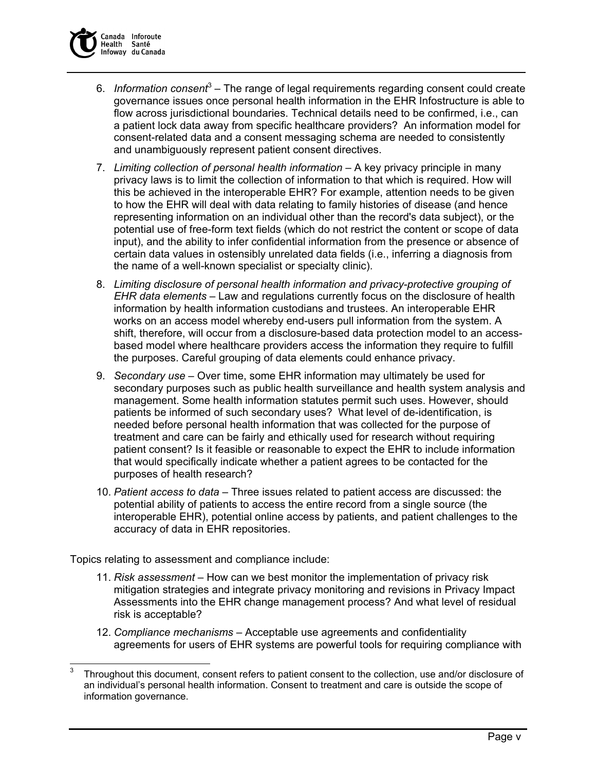6. *Information consent*[3] – The range of legal requirements regarding consent could create governance issues once personal health information in the EHR Infostructure is able to flow across jurisdictional boundaries. Technical details need to be confirmed, i.e., can a patient lock data away from specific healthcare providers? An information model for consent-related data and a consent messaging schema are needed to consistently and unambiguously represent patient consent directives.

7. *Limiting collection of personal health information* – A key privacy principle in many privacy laws is to limit the collection of information to that which is required. How will this be achieved in the interoperable EHR? For example, attention needs to be given to how the EHR will deal with data relating to family histories of disease (and hence representing information on an individual other than the record's data subject), or the potential use of free-form text fields (which do not restrict the content or scope of data input), and the ability to infer confidential information from the presence or absence of certain data values in ostensibly unrelated data fields (i.e., inferring a diagnosis from the name of a well-known specialist or specialty clinic).

8. *Limiting disclosure of personal health information and privacy-protective grouping of EHR data elements* – Law and regulations currently focus on the disclosure of health information by health information custodians and trustees. An interoperable EHR works on an access model whereby end-users pull information from the system. A shift, therefore, will occur from a disclosure-based data protection model to an access-based model where healthcare providers access the information they require to fulfill the purposes. Careful grouping of data elements could enhance privacy.

9. *Secondary use* – Over time, some EHR information may ultimately be used for secondary purposes such as public health surveillance and health system analysis and management. Some health information statutes permit such uses. However, should patients be informed of such secondary uses? What level of de-identification, is needed before personal health information that was collected for the purpose of treatment and care can be fairly and ethically used for research without requiring patient consent? Is it feasible or reasonable to expect the EHR to include information that would specifically indicate whether a patient agrees to be contacted for the purposes of health research?

10. *Patient access to data* – Three issues related to patient access are discussed: the potential ability of patients to access the entire record from a single source (the interoperable EHR), potential online access by patients, and patient challenges to the accuracy of data in EHR repositories.

Topics relating to assessment and compliance include:

11. *Risk assessment* – How can we best monitor the implementation of privacy risk mitigation strategies and integrate privacy monitoring and revisions in Privacy Impact Assessments into the EHR change management process? And what level of residual risk is acceptable?

12. *Compliance mechanisms* – Acceptable use agreements and confidentiality agreements for users of EHR systems are powerful tools for requiring compliance with

[3] Throughout this document, consent refers to patient consent to the collection, use and/or disclosure of an individual's personal health information. Consent to treatment and care is outside the scope of information governance.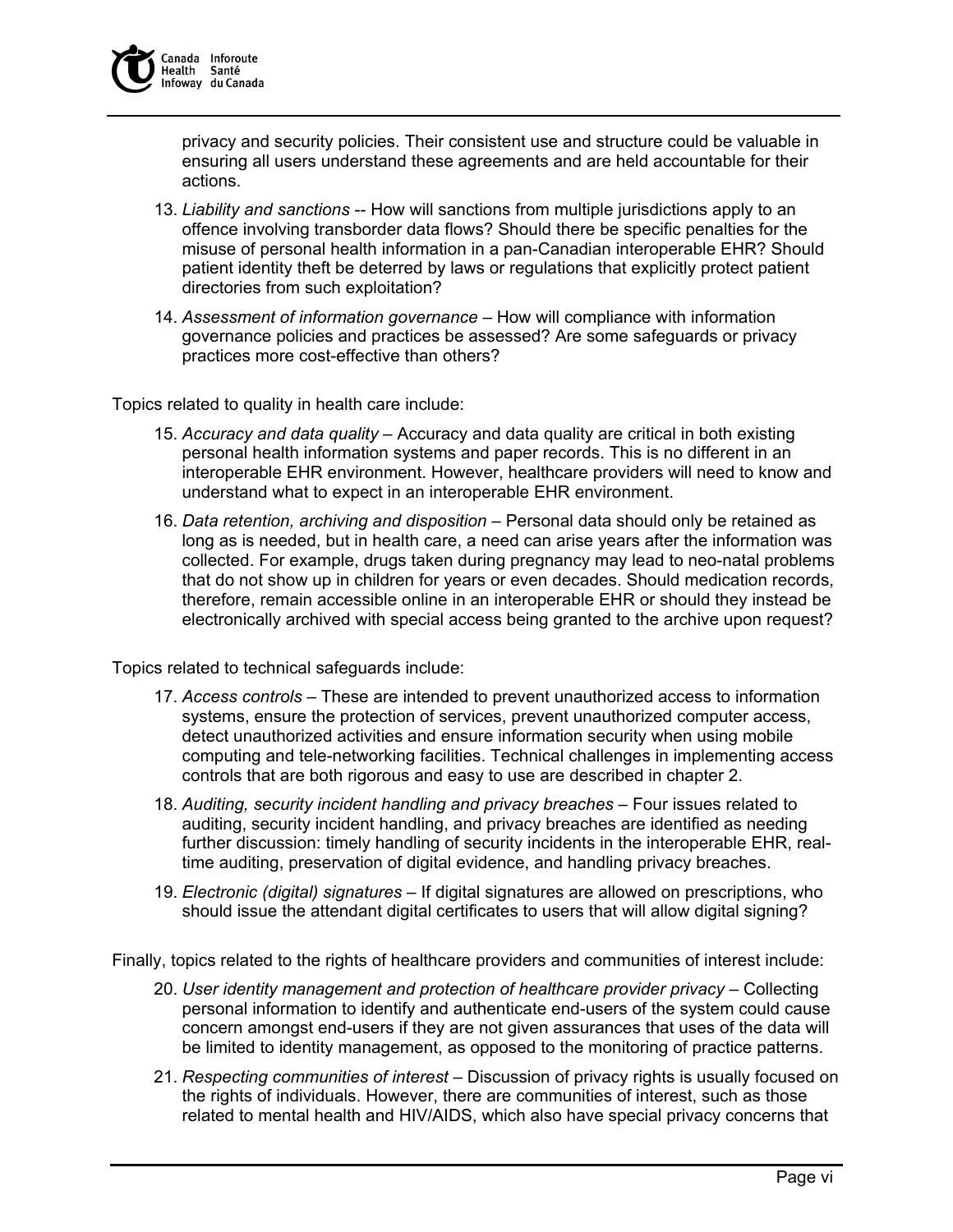privacy and security policies. Their consistent use and structure could be valuable in ensuring all users understand these agreements and are held accountable for their actions.

13. *Liability and sanctions* -- How will sanctions from multiple jurisdictions apply to an offence involving transborder data flows? Should there be specific penalties for the misuse of personal health information in a pan-Canadian interoperable EHR? Should patient identity theft be deterred by laws or regulations that explicitly protect patient directories from such exploitation?

14. *Assessment of information governance* – How will compliance with information governance policies and practices be assessed? Are some safeguards or privacy practices more cost-effective than others?

Topics related to quality in health care include:

15. *Accuracy and data quality* – Accuracy and data quality are critical in both existing personal health information systems and paper records. This is no different in an interoperable EHR environment. However, healthcare providers will need to know and understand what to expect in an interoperable EHR environment.

16. *Data retention, archiving and disposition* – Personal data should only be retained as long as is needed, but in health care, a need can arise years after the information was collected. For example, drugs taken during pregnancy may lead to neo-natal problems that do not show up in children for years or even decades. Should medication records, therefore, remain accessible online in an interoperable EHR or should they instead be electronically archived with special access being granted to the archive upon request?

Topics related to technical safeguards include:

17. *Access controls* – These are intended to prevent unauthorized access to information systems, ensure the protection of services, prevent unauthorized computer access, detect unauthorized activities and ensure information security when using mobile computing and tele-networking facilities. Technical challenges in implementing access controls that are both rigorous and easy to use are described in chapter 2.

18. *Auditing, security incident handling and privacy breaches* – Four issues related to auditing, security incident handling, and privacy breaches are identified as needing further discussion: timely handling of security incidents in the interoperable EHR, real-time auditing, preservation of digital evidence, and handling privacy breaches.

19. *Electronic (digital) signatures* – If digital signatures are allowed on prescriptions, who should issue the attendant digital certificates to users that will allow digital signing?

Finally, topics related to the rights of healthcare providers and communities of interest include:

20. *User identity management and protection of healthcare provider privacy* – Collecting personal information to identify and authenticate end-users of the system could cause concern amongst end-users if they are not given assurances that uses of the data will be limited to identity management, as opposed to the monitoring of practice patterns.

21. *Respecting communities of interest* – Discussion of privacy rights is usually focused on the rights of individuals. However, there are communities of interest, such as those related to mental health and HIV/AIDS, which also have special privacy concerns that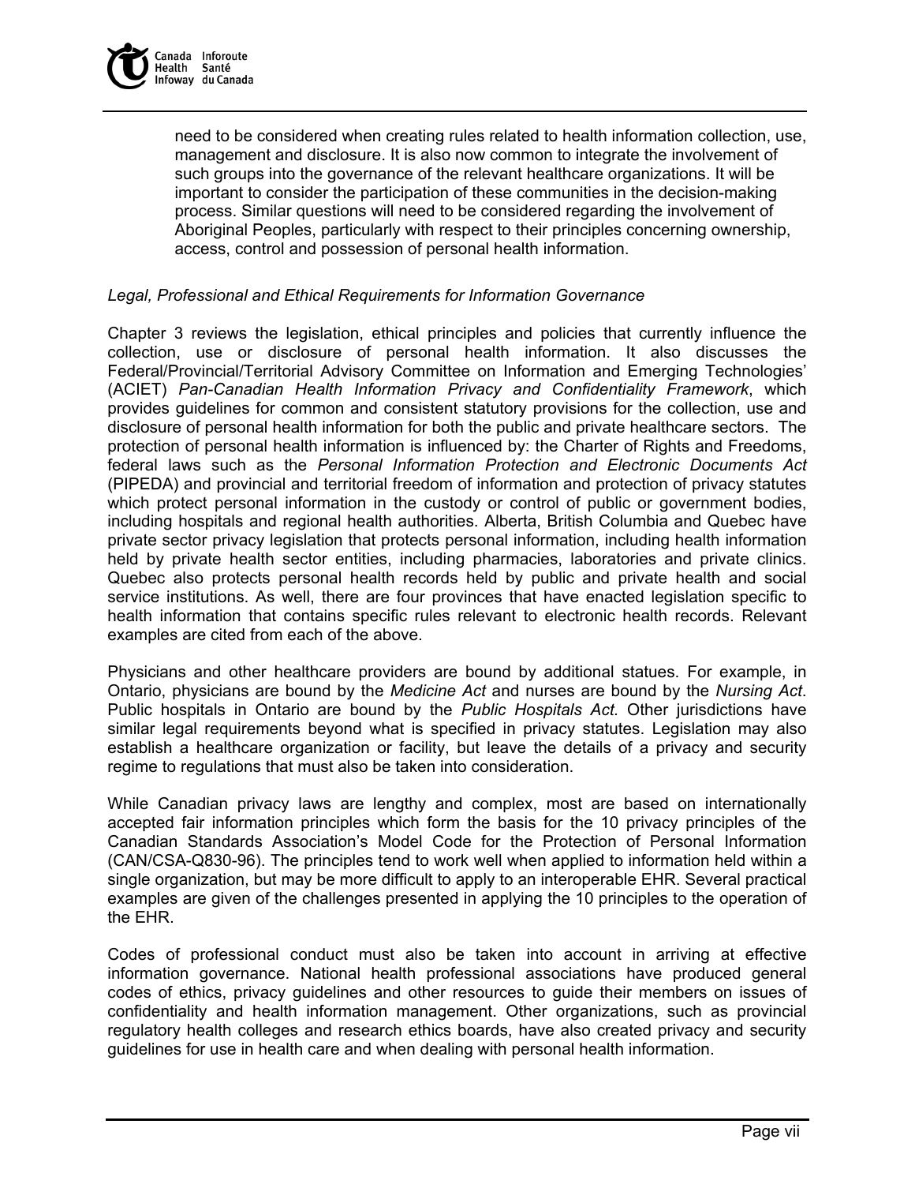need to be considered when creating rules related to health information collection, use, management and disclosure. It is also now common to integrate the involvement of such groups into the governance of the relevant healthcare organizations. It will be important to consider the participation of these communities in the decision-making process. Similar questions will need to be considered regarding the involvement of Aboriginal Peoples, particularly with respect to their principles concerning ownership, access, control and possession of personal health information.

*Legal, Professional and Ethical Requirements for Information Governance*

Chapter 3 reviews the legislation, ethical principles and policies that currently influence the collection, use or disclosure of personal health information. It also discusses the Federal/Provincial/Territorial Advisory Committee on Information and Emerging Technologies' (ACIET) *Pan-Canadian Health Information Privacy and Confidentiality Framework*, which provides guidelines for common and consistent statutory provisions for the collection, use and disclosure of personal health information for both the public and private healthcare sectors. The protection of personal health information is influenced by: the Charter of Rights and Freedoms, federal laws such as the *Personal Information Protection and Electronic Documents Act* (PIPEDA) and provincial and territorial freedom of information and protection of privacy statutes which protect personal information in the custody or control of public or government bodies, including hospitals and regional health authorities. Alberta, British Columbia and Quebec have private sector privacy legislation that protects personal information, including health information held by private health sector entities, including pharmacies, laboratories and private clinics. Quebec also protects personal health records held by public and private health and social service institutions. As well, there are four provinces that have enacted legislation specific to health information that contains specific rules relevant to electronic health records. Relevant examples are cited from each of the above.

Physicians and other healthcare providers are bound by additional statues. For example, in Ontario, physicians are bound by the *Medicine Act* and nurses are bound by the *Nursing Act*. Public hospitals in Ontario are bound by the *Public Hospitals Act.* Other jurisdictions have similar legal requirements beyond what is specified in privacy statutes. Legislation may also establish a healthcare organization or facility, but leave the details of a privacy and security regime to regulations that must also be taken into consideration.

While Canadian privacy laws are lengthy and complex, most are based on internationally accepted fair information principles which form the basis for the 10 privacy principles of the Canadian Standards Association's Model Code for the Protection of Personal Information (CAN/CSA-Q830-96). The principles tend to work well when applied to information held within a single organization, but may be more difficult to apply to an interoperable EHR. Several practical examples are given of the challenges presented in applying the 10 principles to the operation of the EHR.

Codes of professional conduct must also be taken into account in arriving at effective information governance. National health professional associations have produced general codes of ethics, privacy guidelines and other resources to guide their members on issues of confidentiality and health information management. Other organizations, such as provincial regulatory health colleges and research ethics boards, have also created privacy and security guidelines for use in health care and when dealing with personal health information.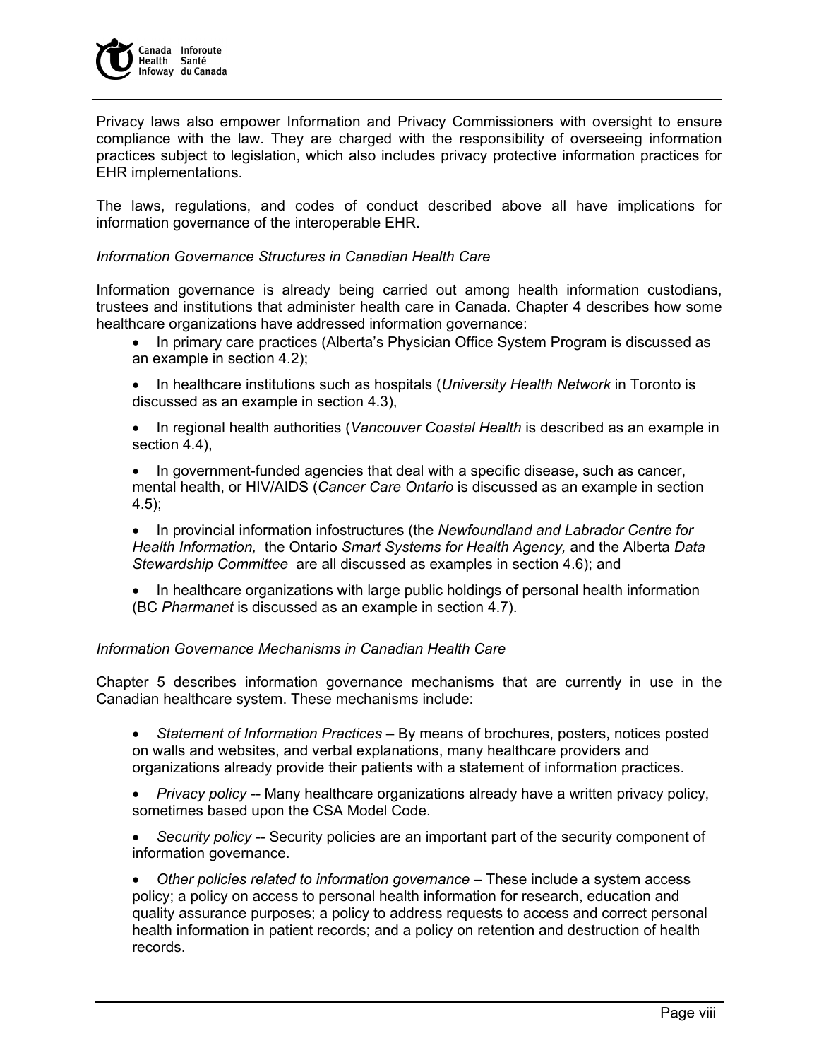Privacy laws also empower Information and Privacy Commissioners with oversight to ensure compliance with the law. They are charged with the responsibility of overseeing information practices subject to legislation, which also includes privacy protective information practices for EHR implementations.

The laws, regulations, and codes of conduct described above all have implications for information governance of the interoperable EHR.

*Information Governance Structures in Canadian Health Care*

Information governance is already being carried out among health information custodians, trustees and institutions that administer health care in Canada. Chapter 4 describes how some healthcare organizations have addressed information governance:

- In primary care practices (Alberta's Physician Office System Program is discussed as an example in section 4.2);
- In healthcare institutions such as hospitals (*University Health Network* in Toronto is discussed as an example in section 4.3),
- In regional health authorities (*Vancouver Coastal Health* is described as an example in section 4.4),
- In government-funded agencies that deal with a specific disease, such as cancer, mental health, or HIV/AIDS (*Cancer Care Ontario* is discussed as an example in section 4.5);
- In provincial information infostructures (the *Newfoundland and Labrador Centre for Health Information,* the Ontario *Smart Systems for Health Agency,* and the Alberta *Data Stewardship Committee* are all discussed as examples in section 4.6); and
- In healthcare organizations with large public holdings of personal health information (BC *Pharmanet* is discussed as an example in section 4.7).

*Information Governance Mechanisms in Canadian Health Care*

Chapter 5 describes information governance mechanisms that are currently in use in the Canadian healthcare system. These mechanisms include:

- *Statement of Information Practices* – By means of brochures, posters, notices posted on walls and websites, and verbal explanations, many healthcare providers and organizations already provide their patients with a statement of information practices.
- *Privacy policy* -- Many healthcare organizations already have a written privacy policy, sometimes based upon the CSA Model Code.
- *Security policy* -- Security policies are an important part of the security component of information governance.
- *Other policies related to information governance* – These include a system access policy; a policy on access to personal health information for research, education and quality assurance purposes; a policy to address requests to access and correct personal health information in patient records; and a policy on retention and destruction of health records.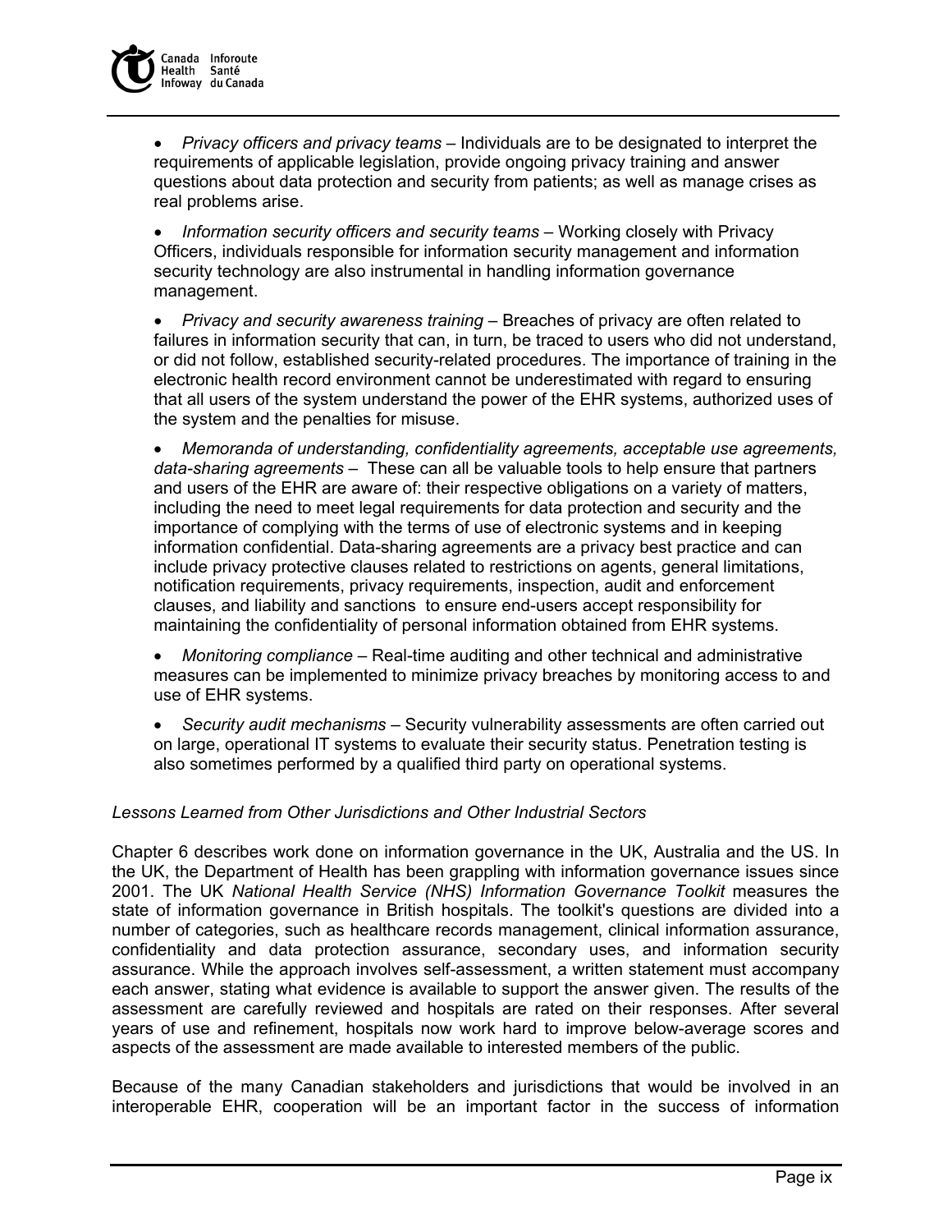- *Privacy officers and privacy teams* – Individuals are to be designated to interpret the requirements of applicable legislation, provide ongoing privacy training and answer questions about data protection and security from patients; as well as manage crises as real problems arise.

- *Information security officers and security teams* – Working closely with Privacy Officers, individuals responsible for information security management and information security technology are also instrumental in handling information governance management.

- *Privacy and security awareness training* – Breaches of privacy are often related to failures in information security that can, in turn, be traced to users who did not understand, or did not follow, established security-related procedures. The importance of training in the electronic health record environment cannot be underestimated with regard to ensuring that all users of the system understand the power of the EHR systems, authorized uses of the system and the penalties for misuse.

- *Memoranda of understanding, confidentiality agreements, acceptable use agreements, data-sharing agreements* – These can all be valuable tools to help ensure that partners and users of the EHR are aware of: their respective obligations on a variety of matters, including the need to meet legal requirements for data protection and security and the importance of complying with the terms of use of electronic systems and in keeping information confidential. Data-sharing agreements are a privacy best practice and can include privacy protective clauses related to restrictions on agents, general limitations, notification requirements, privacy requirements, inspection, audit and enforcement clauses, and liability and sanctions to ensure end-users accept responsibility for maintaining the confidentiality of personal information obtained from EHR systems.

- *Monitoring compliance* – Real-time auditing and other technical and administrative measures can be implemented to minimize privacy breaches by monitoring access to and use of EHR systems.

- *Security audit mechanisms* – Security vulnerability assessments are often carried out on large, operational IT systems to evaluate their security status. Penetration testing is also sometimes performed by a qualified third party on operational systems.

*Lessons Learned from Other Jurisdictions and Other Industrial Sectors*

Chapter 6 describes work done on information governance in the UK, Australia and the US. In the UK, the Department of Health has been grappling with information governance issues since 2001. The UK *National Health Service (NHS) Information Governance Toolkit* measures the state of information governance in British hospitals. The toolkit's questions are divided into a number of categories, such as healthcare records management, clinical information assurance, confidentiality and data protection assurance, secondary uses, and information security assurance. While the approach involves self-assessment, a written statement must accompany each answer, stating what evidence is available to support the answer given. The results of the assessment are carefully reviewed and hospitals are rated on their responses. After several years of use and refinement, hospitals now work hard to improve below-average scores and aspects of the assessment are made available to interested members of the public.

Because of the many Canadian stakeholders and jurisdictions that would be involved in an interoperable EHR, cooperation will be an important factor in the success of information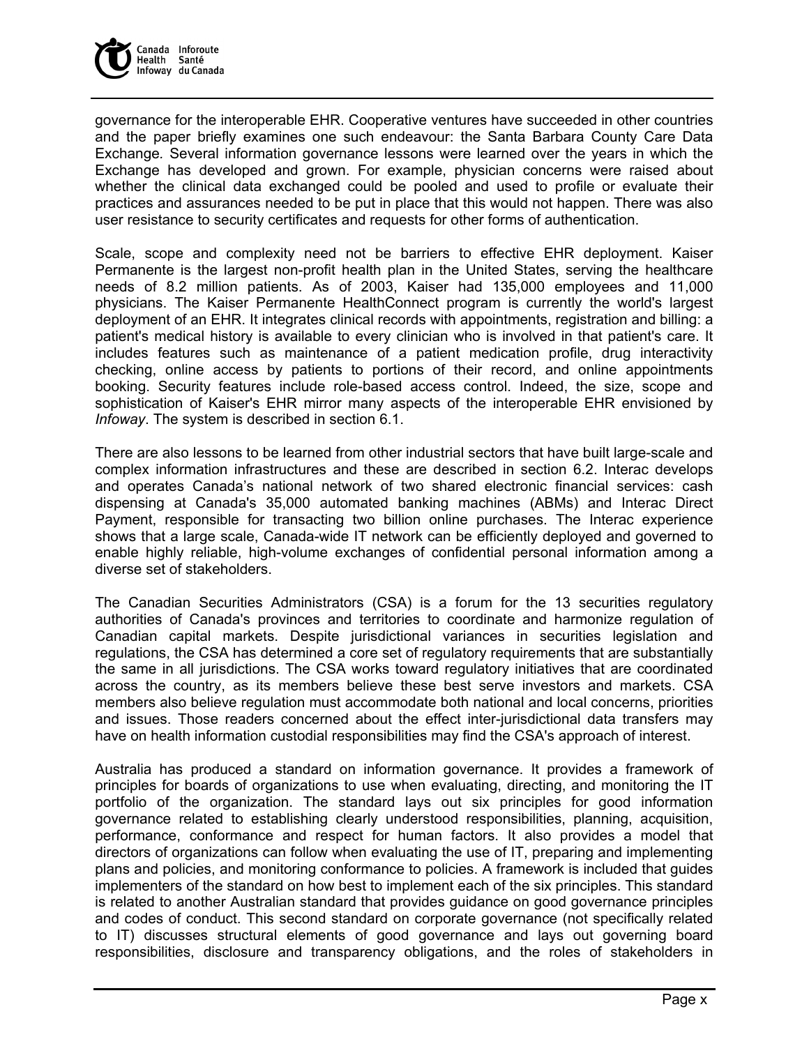governance for the interoperable EHR. Cooperative ventures have succeeded in other countries and the paper briefly examines one such endeavour: the Santa Barbara County Care Data Exchange. Several information governance lessons were learned over the years in which the Exchange has developed and grown. For example, physician concerns were raised about whether the clinical data exchanged could be pooled and used to profile or evaluate their practices and assurances needed to be put in place that this would not happen. There was also user resistance to security certificates and requests for other forms of authentication.

Scale, scope and complexity need not be barriers to effective EHR deployment. Kaiser Permanente is the largest non-profit health plan in the United States, serving the healthcare needs of 8.2 million patients. As of 2003, Kaiser had 135,000 employees and 11,000 physicians. The Kaiser Permanente HealthConnect program is currently the world's largest deployment of an EHR. It integrates clinical records with appointments, registration and billing: a patient's medical history is available to every clinician who is involved in that patient's care. It includes features such as maintenance of a patient medication profile, drug interactivity checking, online access by patients to portions of their record, and online appointments booking. Security features include role-based access control. Indeed, the size, scope and sophistication of Kaiser's EHR mirror many aspects of the interoperable EHR envisioned by *Infoway*. The system is described in section 6.1.

There are also lessons to be learned from other industrial sectors that have built large-scale and complex information infrastructures and these are described in section 6.2. Interac develops and operates Canada's national network of two shared electronic financial services: cash dispensing at Canada's 35,000 automated banking machines (ABMs) and Interac Direct Payment, responsible for transacting two billion online purchases. The Interac experience shows that a large scale, Canada-wide IT network can be efficiently deployed and governed to enable highly reliable, high-volume exchanges of confidential personal information among a diverse set of stakeholders.

The Canadian Securities Administrators (CSA) is a forum for the 13 securities regulatory authorities of Canada's provinces and territories to coordinate and harmonize regulation of Canadian capital markets. Despite jurisdictional variances in securities legislation and regulations, the CSA has determined a core set of regulatory requirements that are substantially the same in all jurisdictions. The CSA works toward regulatory initiatives that are coordinated across the country, as its members believe these best serve investors and markets. CSA members also believe regulation must accommodate both national and local concerns, priorities and issues. Those readers concerned about the effect inter-jurisdictional data transfers may have on health information custodial responsibilities may find the CSA's approach of interest.

Australia has produced a standard on information governance. It provides a framework of principles for boards of organizations to use when evaluating, directing, and monitoring the IT portfolio of the organization. The standard lays out six principles for good information governance related to establishing clearly understood responsibilities, planning, acquisition, performance, conformance and respect for human factors. It also provides a model that directors of organizations can follow when evaluating the use of IT, preparing and implementing plans and policies, and monitoring conformance to policies. A framework is included that guides implementers of the standard on how best to implement each of the six principles. This standard is related to another Australian standard that provides guidance on good governance principles and codes of conduct. This second standard on corporate governance (not specifically related to IT) discusses structural elements of good governance and lays out governing board responsibilities, disclosure and transparency obligations, and the roles of stakeholders in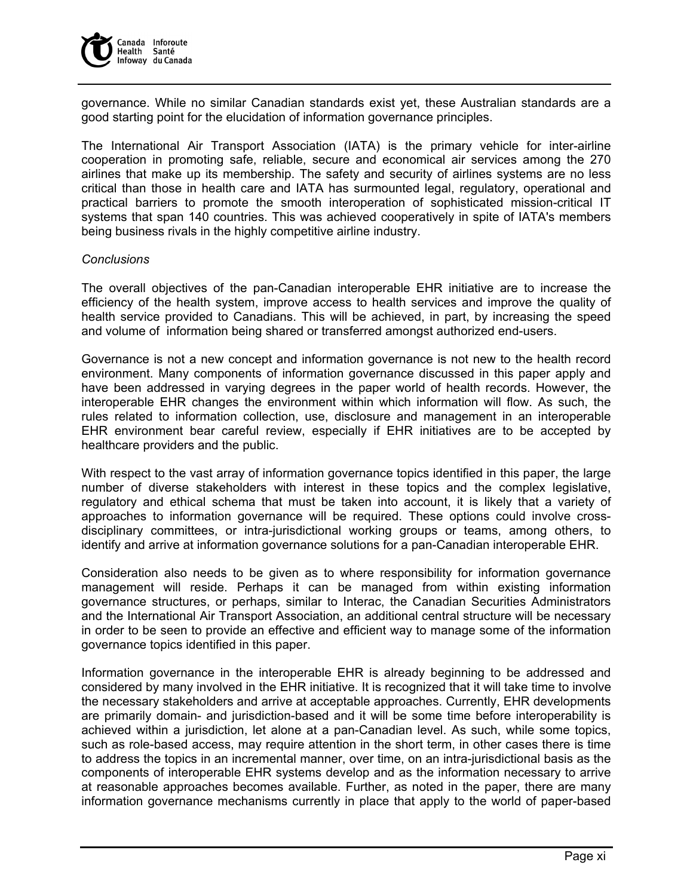governance. While no similar Canadian standards exist yet, these Australian standards are a good starting point for the elucidation of information governance principles.

The International Air Transport Association (IATA) is the primary vehicle for inter-airline cooperation in promoting safe, reliable, secure and economical air services among the 270 airlines that make up its membership. The safety and security of airlines systems are no less critical than those in health care and IATA has surmounted legal, regulatory, operational and practical barriers to promote the smooth interoperation of sophisticated mission-critical IT systems that span 140 countries. This was achieved cooperatively in spite of IATA's members being business rivals in the highly competitive airline industry.

*Conclusions*

The overall objectives of the pan-Canadian interoperable EHR initiative are to increase the efficiency of the health system, improve access to health services and improve the quality of health service provided to Canadians. This will be achieved, in part, by increasing the speed and volume of information being shared or transferred amongst authorized end-users.

Governance is not a new concept and information governance is not new to the health record environment. Many components of information governance discussed in this paper apply and have been addressed in varying degrees in the paper world of health records. However, the interoperable EHR changes the environment within which information will flow. As such, the rules related to information collection, use, disclosure and management in an interoperable EHR environment bear careful review, especially if EHR initiatives are to be accepted by healthcare providers and the public.

With respect to the vast array of information governance topics identified in this paper, the large number of diverse stakeholders with interest in these topics and the complex legislative, regulatory and ethical schema that must be taken into account, it is likely that a variety of approaches to information governance will be required. These options could involve cross-disciplinary committees, or intra-jurisdictional working groups or teams, among others, to identify and arrive at information governance solutions for a pan-Canadian interoperable EHR.

Consideration also needs to be given as to where responsibility for information governance management will reside. Perhaps it can be managed from within existing information governance structures, or perhaps, similar to Interac, the Canadian Securities Administrators and the International Air Transport Association, an additional central structure will be necessary in order to be seen to provide an effective and efficient way to manage some of the information governance topics identified in this paper.

Information governance in the interoperable EHR is already beginning to be addressed and considered by many involved in the EHR initiative. It is recognized that it will take time to involve the necessary stakeholders and arrive at acceptable approaches. Currently, EHR developments are primarily domain- and jurisdiction-based and it will be some time before interoperability is achieved within a jurisdiction, let alone at a pan-Canadian level. As such, while some topics, such as role-based access, may require attention in the short term, in other cases there is time to address the topics in an incremental manner, over time, on an intra-jurisdictional basis as the components of interoperable EHR systems develop and as the information necessary to arrive at reasonable approaches becomes available. Further, as noted in the paper, there are many information governance mechanisms currently in place that apply to the world of paper-based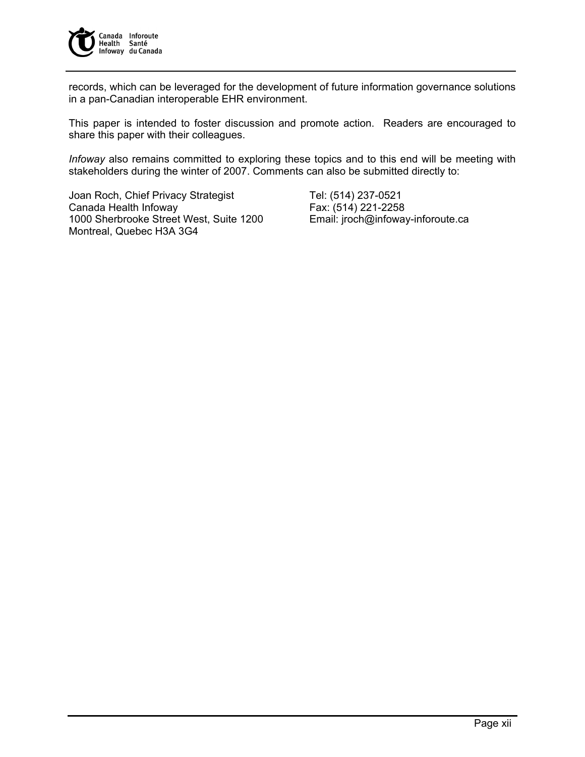records, which can be leveraged for the development of future information governance solutions in a pan-Canadian interoperable EHR environment.

This paper is intended to foster discussion and promote action. Readers are encouraged to share this paper with their colleagues.

*Infoway* also remains committed to exploring these topics and to this end will be meeting with stakeholders during the winter of 2007. Comments can also be submitted directly to:

Joan Roch, Chief Privacy Strategist
Canada Health Infoway
1000 Sherbrooke Street West, Suite 1200
Montreal, Quebec H3A 3G4

Tel: (514) 237-0521
Fax: (514) 221-2258
Email: jroch@infoway-inforoute.ca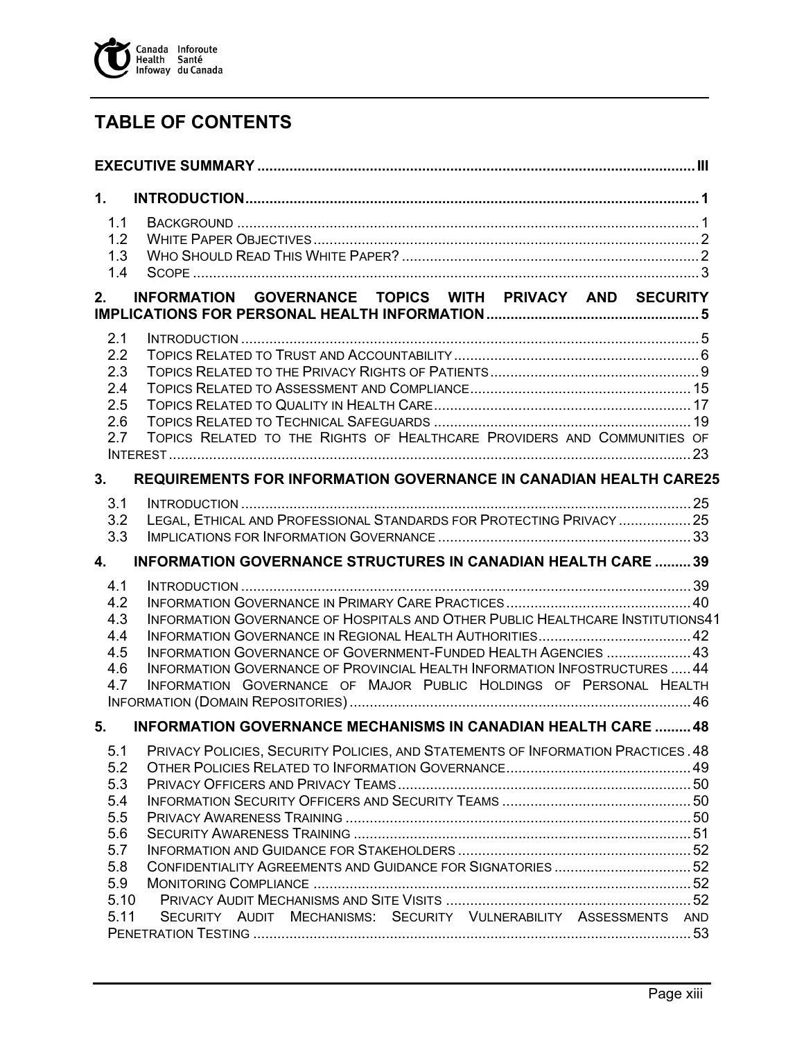# TABLE OF CONTENTS

**EXECUTIVE SUMMARY** ..... **III**

**1. INTRODUCTION** ..... **1**

- 1.1 BACKGROUND ..... 1
- 1.2 WHITE PAPER OBJECTIVES ..... 2
- 1.3 WHO SHOULD READ THIS WHITE PAPER? ..... 2
- 1.4 SCOPE ..... 3

**2. INFORMATION GOVERNANCE TOPICS WITH PRIVACY AND SECURITY IMPLICATIONS FOR PERSONAL HEALTH INFORMATION** ..... **5**

- 2.1 INTRODUCTION ..... 5
- 2.2 TOPICS RELATED TO TRUST AND ACCOUNTABILITY ..... 6
- 2.3 TOPICS RELATED TO THE PRIVACY RIGHTS OF PATIENTS ..... 9
- 2.4 TOPICS RELATED TO ASSESSMENT AND COMPLIANCE ..... 15
- 2.5 TOPICS RELATED TO QUALITY IN HEALTH CARE ..... 17
- 2.6 TOPICS RELATED TO TECHNICAL SAFEGUARDS ..... 19
- 2.7 TOPICS RELATED TO THE RIGHTS OF HEALTHCARE PROVIDERS AND COMMUNITIES OF INTEREST ..... 23

**3. REQUIREMENTS FOR INFORMATION GOVERNANCE IN CANADIAN HEALTH CARE** **25**

- 3.1 INTRODUCTION ..... 25
- 3.2 LEGAL, ETHICAL AND PROFESSIONAL STANDARDS FOR PROTECTING PRIVACY ..... 25
- 3.3 IMPLICATIONS FOR INFORMATION GOVERNANCE ..... 33

**4. INFORMATION GOVERNANCE STRUCTURES IN CANADIAN HEALTH CARE** ..... **39**

- 4.1 INTRODUCTION ..... 39
- 4.2 INFORMATION GOVERNANCE IN PRIMARY CARE PRACTICES ..... 40
- 4.3 INFORMATION GOVERNANCE OF HOSPITALS AND OTHER PUBLIC HEALTHCARE INSTITUTIONS 41
- 4.4 INFORMATION GOVERNANCE IN REGIONAL HEALTH AUTHORITIES ..... 42
- 4.5 INFORMATION GOVERNANCE OF GOVERNMENT-FUNDED HEALTH AGENCIES ..... 43
- 4.6 INFORMATION GOVERNANCE OF PROVINCIAL HEALTH INFORMATION INFOSTRUCTURES ..... 44
- 4.7 INFORMATION GOVERNANCE OF MAJOR PUBLIC HOLDINGS OF PERSONAL HEALTH INFORMATION (DOMAIN REPOSITORIES) ..... 46

**5. INFORMATION GOVERNANCE MECHANISMS IN CANADIAN HEALTH CARE** ..... **48**

- 5.1 PRIVACY POLICIES, SECURITY POLICIES, AND STATEMENTS OF INFORMATION PRACTICES . 48
- 5.2 OTHER POLICIES RELATED TO INFORMATION GOVERNANCE ..... 49
- 5.3 PRIVACY OFFICERS AND PRIVACY TEAMS ..... 50
- 5.4 INFORMATION SECURITY OFFICERS AND SECURITY TEAMS ..... 50
- 5.5 PRIVACY AWARENESS TRAINING ..... 50
- 5.6 SECURITY AWARENESS TRAINING ..... 51
- 5.7 INFORMATION AND GUIDANCE FOR STAKEHOLDERS ..... 52
- 5.8 CONFIDENTIALITY AGREEMENTS AND GUIDANCE FOR SIGNATORIES ..... 52
- 5.9 MONITORING COMPLIANCE ..... 52
- 5.10 PRIVACY AUDIT MECHANISMS AND SITE VISITS ..... 52
- 5.11 SECURITY AUDIT MECHANISMS: SECURITY VULNERABILITY ASSESSMENTS AND PENETRATION TESTING ..... 53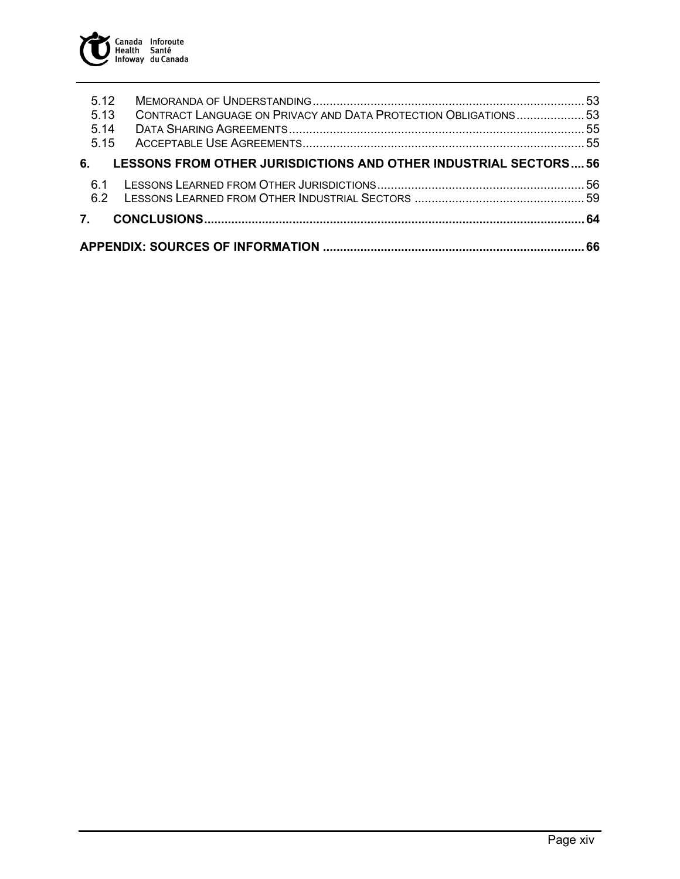5.12 Memoranda of Understanding ....... 53
5.13 Contract Language on Privacy and Data Protection Obligations ....... 53
5.14 Data Sharing Agreements ....... 55
5.15 Acceptable Use Agreements ....... 55

**6. LESSONS FROM OTHER JURISDICTIONS AND OTHER INDUSTRIAL SECTORS ....... 56**

6.1 Lessons Learned from Other Jurisdictions ....... 56
6.2 Lessons Learned from Other Industrial Sectors ....... 59

**7. CONCLUSIONS ....... 64**

**APPENDIX: SOURCES OF INFORMATION ....... 66**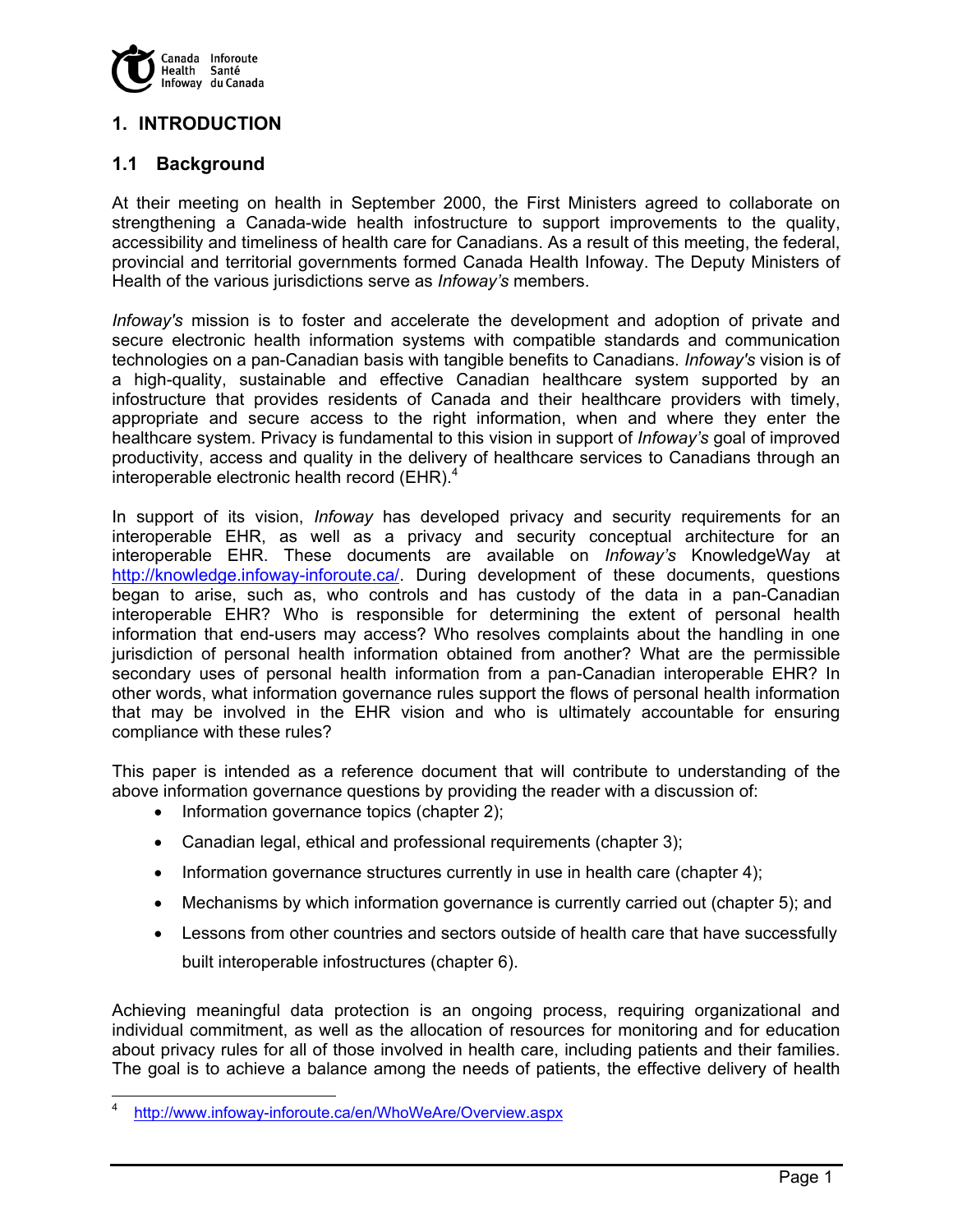# 1. INTRODUCTION

## 1.1 Background

At their meeting on health in September 2000, the First Ministers agreed to collaborate on strengthening a Canada-wide health infostructure to support improvements to the quality, accessibility and timeliness of health care for Canadians. As a result of this meeting, the federal, provincial and territorial governments formed Canada Health Infoway. The Deputy Ministers of Health of the various jurisdictions serve as *Infoway's* members.

*Infoway's* mission is to foster and accelerate the development and adoption of private and secure electronic health information systems with compatible standards and communication technologies on a pan-Canadian basis with tangible benefits to Canadians. *Infoway's* vision is of a high-quality, sustainable and effective Canadian healthcare system supported by an infostructure that provides residents of Canada and their healthcare providers with timely, appropriate and secure access to the right information, when and where they enter the healthcare system. Privacy is fundamental to this vision in support of *Infoway's* goal of improved productivity, access and quality in the delivery of healthcare services to Canadians through an interoperable electronic health record (EHR).[4]

In support of its vision, *Infoway* has developed privacy and security requirements for an interoperable EHR, as well as a privacy and security conceptual architecture for an interoperable EHR. These documents are available on *Infoway's* KnowledgeWay at http://knowledge.infoway-inforoute.ca/. During development of these documents, questions began to arise, such as, who controls and has custody of the data in a pan-Canadian interoperable EHR? Who is responsible for determining the extent of personal health information that end-users may access? Who resolves complaints about the handling in one jurisdiction of personal health information obtained from another? What are the permissible secondary uses of personal health information from a pan-Canadian interoperable EHR? In other words, what information governance rules support the flows of personal health information that may be involved in the EHR vision and who is ultimately accountable for ensuring compliance with these rules?

This paper is intended as a reference document that will contribute to understanding of the above information governance questions by providing the reader with a discussion of:

- Information governance topics (chapter 2);
- Canadian legal, ethical and professional requirements (chapter 3);
- Information governance structures currently in use in health care (chapter 4);
- Mechanisms by which information governance is currently carried out (chapter 5); and
- Lessons from other countries and sectors outside of health care that have successfully built interoperable infostructures (chapter 6).

Achieving meaningful data protection is an ongoing process, requiring organizational and individual commitment, as well as the allocation of resources for monitoring and for education about privacy rules for all of those involved in health care, including patients and their families. The goal is to achieve a balance among the needs of patients, the effective delivery of health

---

[4] http://www.infoway-inforoute.ca/en/WhoWeAre/Overview.aspx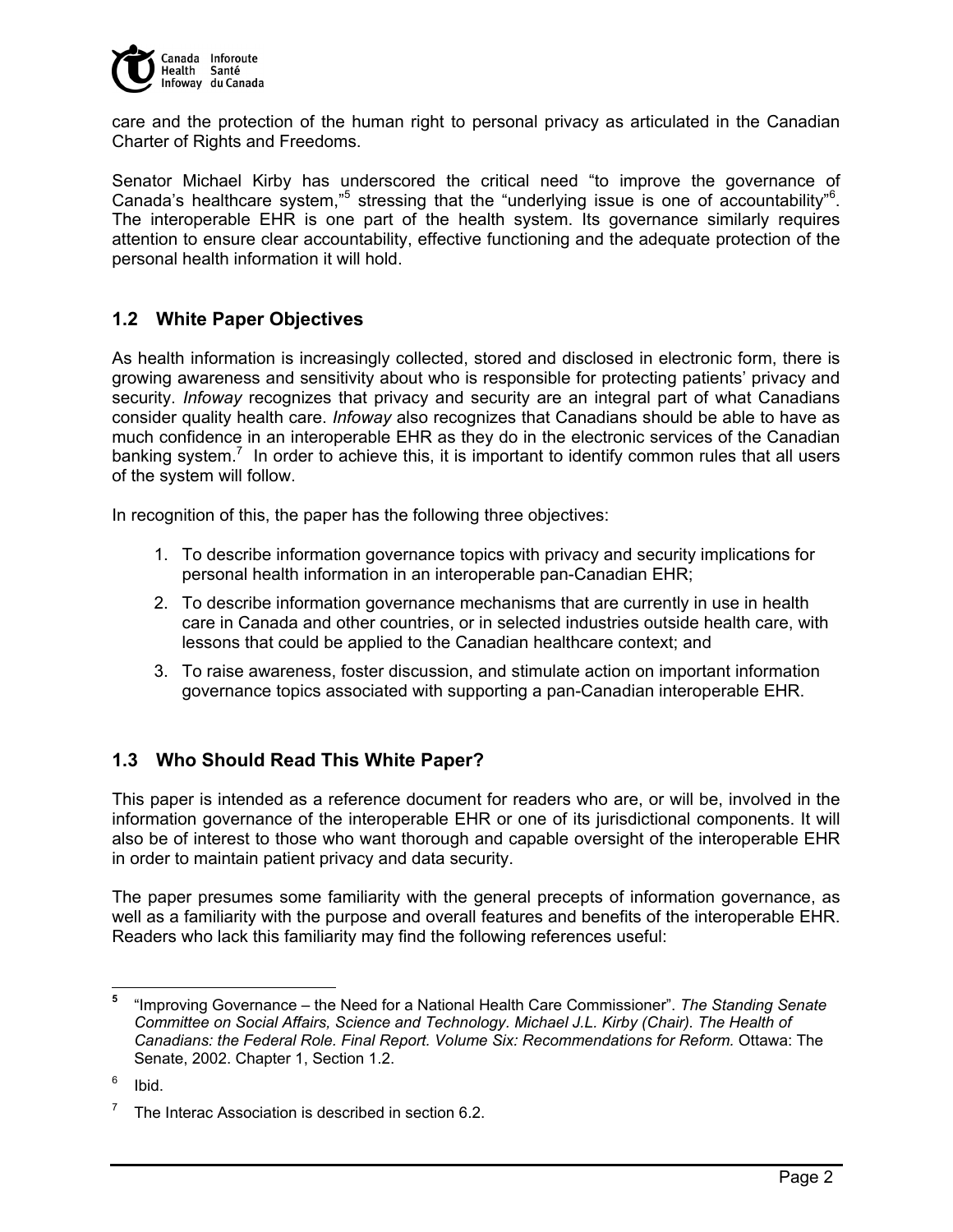care and the protection of the human right to personal privacy as articulated in the Canadian Charter of Rights and Freedoms.

Senator Michael Kirby has underscored the critical need "to improve the governance of Canada's healthcare system,"[5] stressing that the "underlying issue is one of accountability"[6]. The interoperable EHR is one part of the health system. Its governance similarly requires attention to ensure clear accountability, effective functioning and the adequate protection of the personal health information it will hold.

## 1.2 White Paper Objectives

As health information is increasingly collected, stored and disclosed in electronic form, there is growing awareness and sensitivity about who is responsible for protecting patients' privacy and security. *Infoway* recognizes that privacy and security are an integral part of what Canadians consider quality health care. *Infoway* also recognizes that Canadians should be able to have as much confidence in an interoperable EHR as they do in the electronic services of the Canadian banking system.[7] In order to achieve this, it is important to identify common rules that all users of the system will follow.

In recognition of this, the paper has the following three objectives:

1. To describe information governance topics with privacy and security implications for personal health information in an interoperable pan-Canadian EHR;
2. To describe information governance mechanisms that are currently in use in health care in Canada and other countries, or in selected industries outside health care, with lessons that could be applied to the Canadian healthcare context; and
3. To raise awareness, foster discussion, and stimulate action on important information governance topics associated with supporting a pan-Canadian interoperable EHR.

## 1.3 Who Should Read This White Paper?

This paper is intended as a reference document for readers who are, or will be, involved in the information governance of the interoperable EHR or one of its jurisdictional components. It will also be of interest to those who want thorough and capable oversight of the interoperable EHR in order to maintain patient privacy and data security.

The paper presumes some familiarity with the general precepts of information governance, as well as a familiarity with the purpose and overall features and benefits of the interoperable EHR. Readers who lack this familiarity may find the following references useful:

---

[5] "Improving Governance – the Need for a National Health Care Commissioner". *The Standing Senate Committee on Social Affairs, Science and Technology. Michael J.L. Kirby (Chair). The Health of Canadians: the Federal Role. Final Report. Volume Six: Recommendations for Reform.* Ottawa: The Senate, 2002. Chapter 1, Section 1.2.

[6] Ibid.

[7] The Interac Association is described in section 6.2.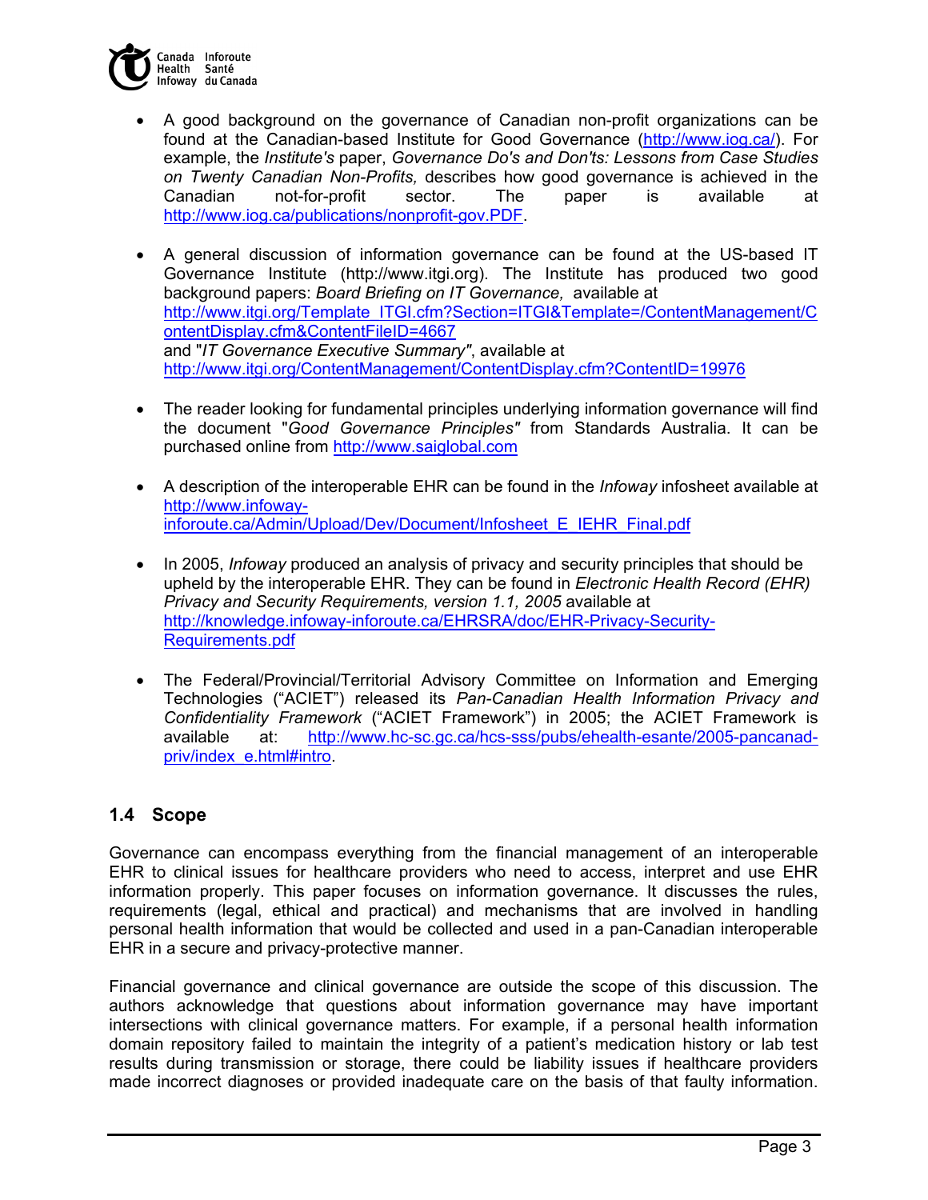- A good background on the governance of Canadian non-profit organizations can be found at the Canadian-based Institute for Good Governance (http://www.iog.ca/). For example, the *Institute's* paper, *Governance Do's and Don'ts: Lessons from Case Studies on Twenty Canadian Non-Profits,* describes how good governance is achieved in the Canadian not-for-profit sector. The paper is available at http://www.iog.ca/publications/nonprofit-gov.PDF.

- A general discussion of information governance can be found at the US-based IT Governance Institute (http://www.itgi.org). The Institute has produced two good background papers: *Board Briefing on IT Governance,* available at http://www.itgi.org/Template_ITGI.cfm?Section=ITGI&Template=/ContentManagement/ContentDisplay.cfm&ContentFileID=4667 and "*IT Governance Executive Summary"*, available at http://www.itgi.org/ContentManagement/ContentDisplay.cfm?ContentID=19976

- The reader looking for fundamental principles underlying information governance will find the document "*Good Governance Principles"* from Standards Australia. It can be purchased online from http://www.saiglobal.com

- A description of the interoperable EHR can be found in the *Infoway* infosheet available at http://www.infoway-inforoute.ca/Admin/Upload/Dev/Document/Infosheet_E_IEHR_Final.pdf

- In 2005, *Infoway* produced an analysis of privacy and security principles that should be upheld by the interoperable EHR. They can be found in *Electronic Health Record (EHR) Privacy and Security Requirements, version 1.1, 2005* available at http://knowledge.infoway-inforoute.ca/EHRSRA/doc/EHR-Privacy-Security-Requirements.pdf

- The Federal/Provincial/Territorial Advisory Committee on Information and Emerging Technologies ("ACIET") released its *Pan-Canadian Health Information Privacy and Confidentiality Framework* ("ACIET Framework") in 2005; the ACIET Framework is available at: http://www.hc-sc.gc.ca/hcs-sss/pubs/ehealth-esante/2005-pancanad-priv/index_e.html#intro.

## 1.4 Scope

Governance can encompass everything from the financial management of an interoperable EHR to clinical issues for healthcare providers who need to access, interpret and use EHR information properly. This paper focuses on information governance. It discusses the rules, requirements (legal, ethical and practical) and mechanisms that are involved in handling personal health information that would be collected and used in a pan-Canadian interoperable EHR in a secure and privacy-protective manner.

Financial governance and clinical governance are outside the scope of this discussion. The authors acknowledge that questions about information governance may have important intersections with clinical governance matters. For example, if a personal health information domain repository failed to maintain the integrity of a patient's medication history or lab test results during transmission or storage, there could be liability issues if healthcare providers made incorrect diagnoses or provided inadequate care on the basis of that faulty information.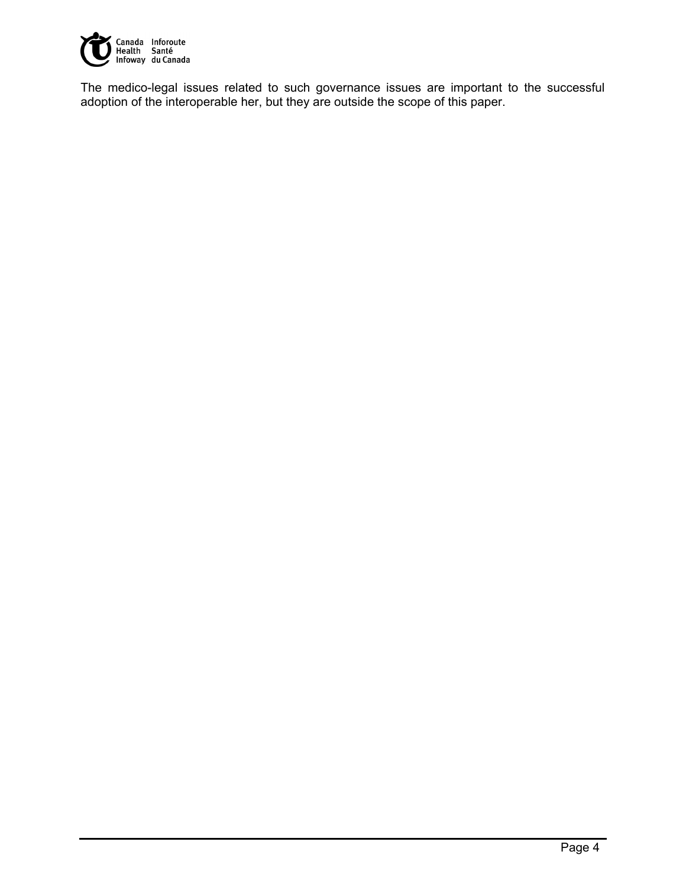The medico-legal issues related to such governance issues are important to the successful adoption of the interoperable her, but they are outside the scope of this paper.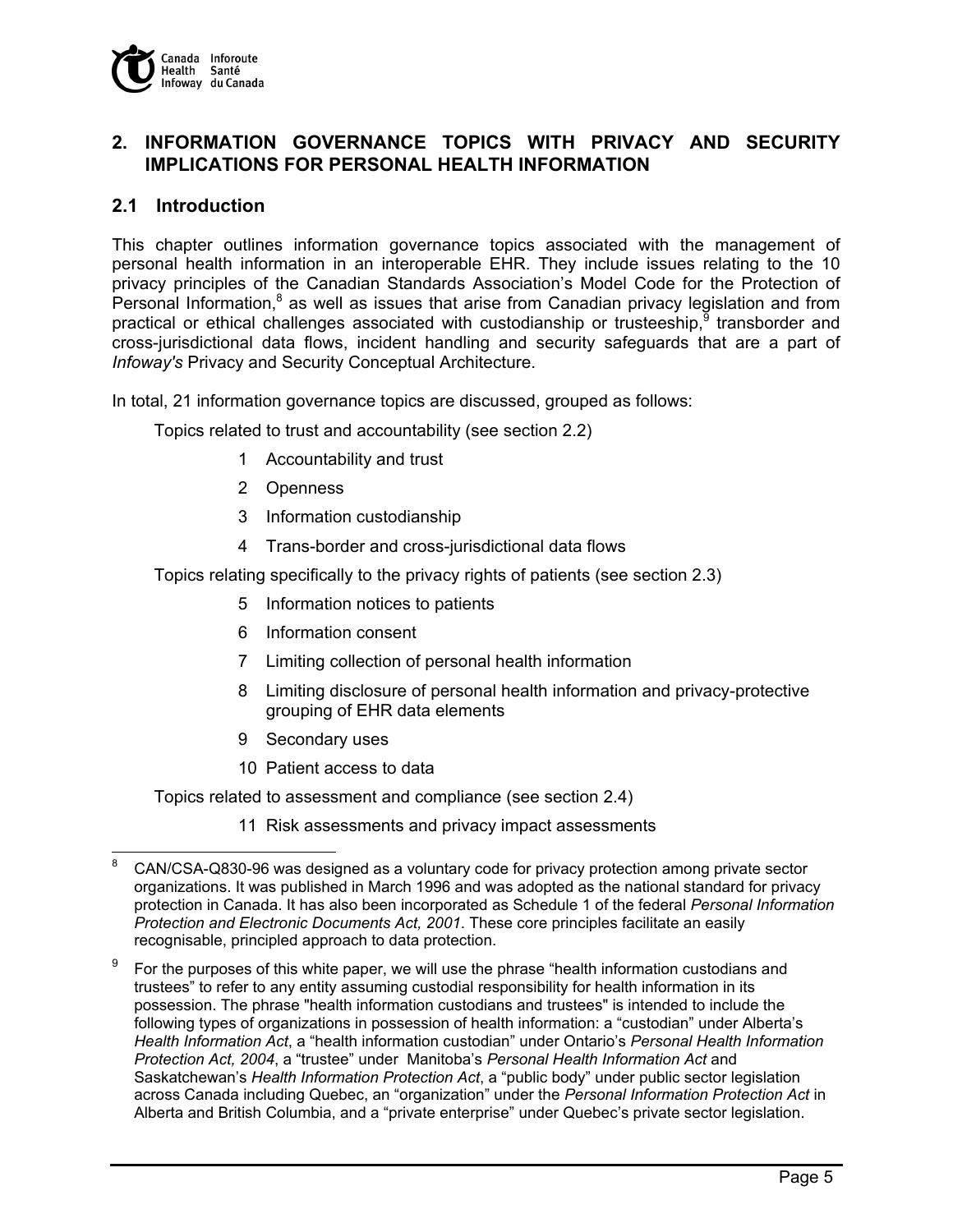## 2. INFORMATION GOVERNANCE TOPICS WITH PRIVACY AND SECURITY IMPLICATIONS FOR PERSONAL HEALTH INFORMATION

### 2.1 Introduction

This chapter outlines information governance topics associated with the management of personal health information in an interoperable EHR. They include issues relating to the 10 privacy principles of the Canadian Standards Association's Model Code for the Protection of Personal Information,[8] as well as issues that arise from Canadian privacy legislation and from practical or ethical challenges associated with custodianship or trusteeship,[9] transborder and cross-jurisdictional data flows, incident handling and security safeguards that are a part of *Infoway's* Privacy and Security Conceptual Architecture.

In total, 21 information governance topics are discussed, grouped as follows:

Topics related to trust and accountability (see section 2.2)

1. Accountability and trust
2. Openness
3. Information custodianship
4. Trans-border and cross-jurisdictional data flows

Topics relating specifically to the privacy rights of patients (see section 2.3)

5. Information notices to patients
6. Information consent
7. Limiting collection of personal health information
8. Limiting disclosure of personal health information and privacy-protective grouping of EHR data elements
9. Secondary uses
10. Patient access to data

Topics related to assessment and compliance (see section 2.4)

11. Risk assessments and privacy impact assessments

---

[8] CAN/CSA-Q830-96 was designed as a voluntary code for privacy protection among private sector organizations. It was published in March 1996 and was adopted as the national standard for privacy protection in Canada. It has also been incorporated as Schedule 1 of the federal *Personal Information Protection and Electronic Documents Act, 2001*. These core principles facilitate an easily recognisable, principled approach to data protection.

[9] For the purposes of this white paper, we will use the phrase "health information custodians and trustees" to refer to any entity assuming custodial responsibility for health information in its possession. The phrase "health information custodians and trustees" is intended to include the following types of organizations in possession of health information: a "custodian" under Alberta's *Health Information Act*, a "health information custodian" under Ontario's *Personal Health Information Protection Act, 2004*, a "trustee" under Manitoba's *Personal Health Information Act* and Saskatchewan's *Health Information Protection Act*, a "public body" under public sector legislation across Canada including Quebec, an "organization" under the *Personal Information Protection Act* in Alberta and British Columbia, and a "private enterprise" under Quebec's private sector legislation.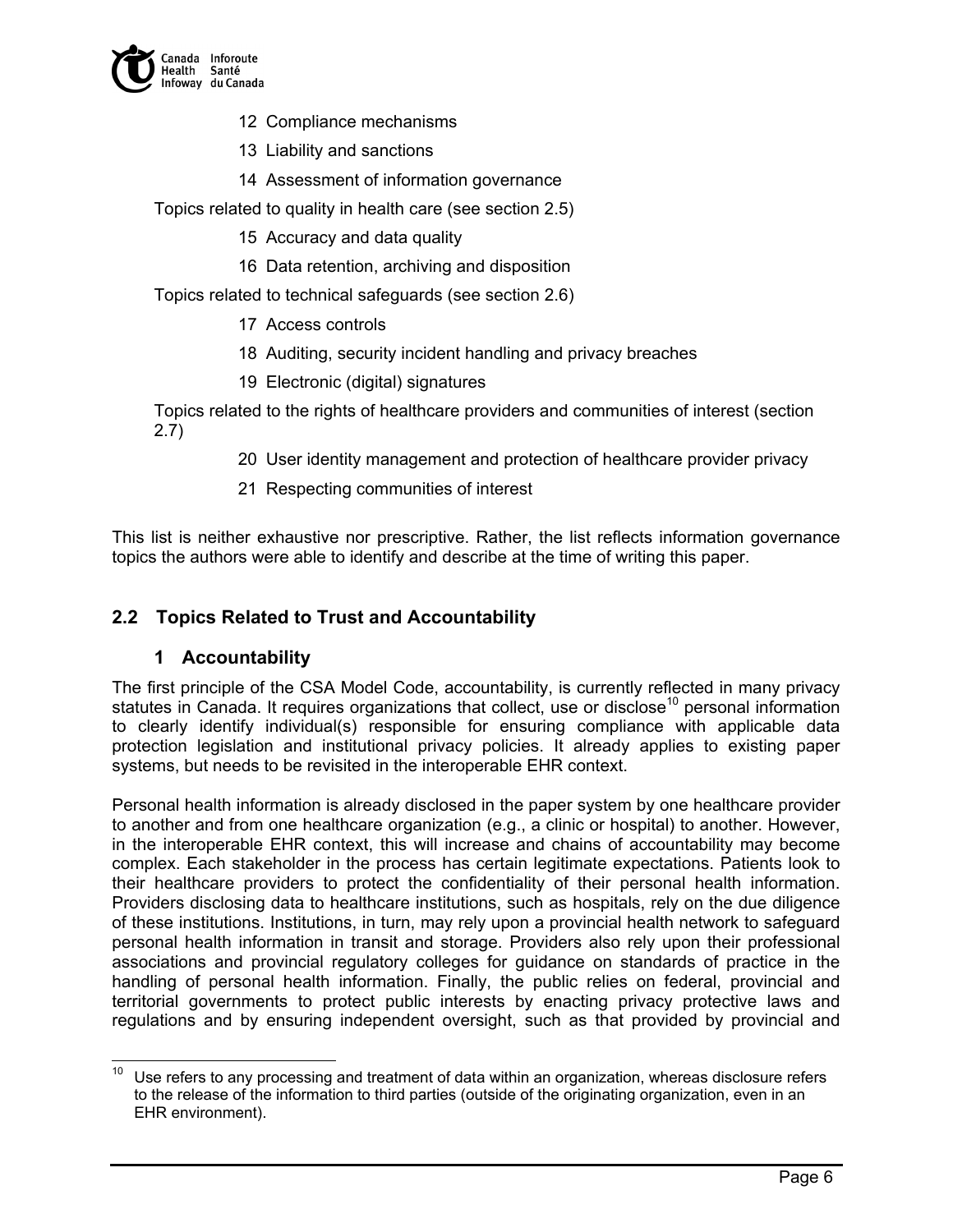12 Compliance mechanisms

13 Liability and sanctions

14 Assessment of information governance

Topics related to quality in health care (see section 2.5)

15 Accuracy and data quality

16 Data retention, archiving and disposition

Topics related to technical safeguards (see section 2.6)

17 Access controls

18 Auditing, security incident handling and privacy breaches

19 Electronic (digital) signatures

Topics related to the rights of healthcare providers and communities of interest (section 2.7)

20 User identity management and protection of healthcare provider privacy

21 Respecting communities of interest

This list is neither exhaustive nor prescriptive. Rather, the list reflects information governance topics the authors were able to identify and describe at the time of writing this paper.

## 2.2 Topics Related to Trust and Accountability

### 1 Accountability

The first principle of the CSA Model Code, accountability, is currently reflected in many privacy statutes in Canada. It requires organizations that collect, use or disclose[10] personal information to clearly identify individual(s) responsible for ensuring compliance with applicable data protection legislation and institutional privacy policies. It already applies to existing paper systems, but needs to be revisited in the interoperable EHR context.

Personal health information is already disclosed in the paper system by one healthcare provider to another and from one healthcare organization (e.g., a clinic or hospital) to another. However, in the interoperable EHR context, this will increase and chains of accountability may become complex. Each stakeholder in the process has certain legitimate expectations. Patients look to their healthcare providers to protect the confidentiality of their personal health information. Providers disclosing data to healthcare institutions, such as hospitals, rely on the due diligence of these institutions. Institutions, in turn, may rely upon a provincial health network to safeguard personal health information in transit and storage. Providers also rely upon their professional associations and provincial regulatory colleges for guidance on standards of practice in the handling of personal health information. Finally, the public relies on federal, provincial and territorial governments to protect public interests by enacting privacy protective laws and regulations and by ensuring independent oversight, such as that provided by provincial and

[10] Use refers to any processing and treatment of data within an organization, whereas disclosure refers to the release of the information to third parties (outside of the originating organization, even in an EHR environment).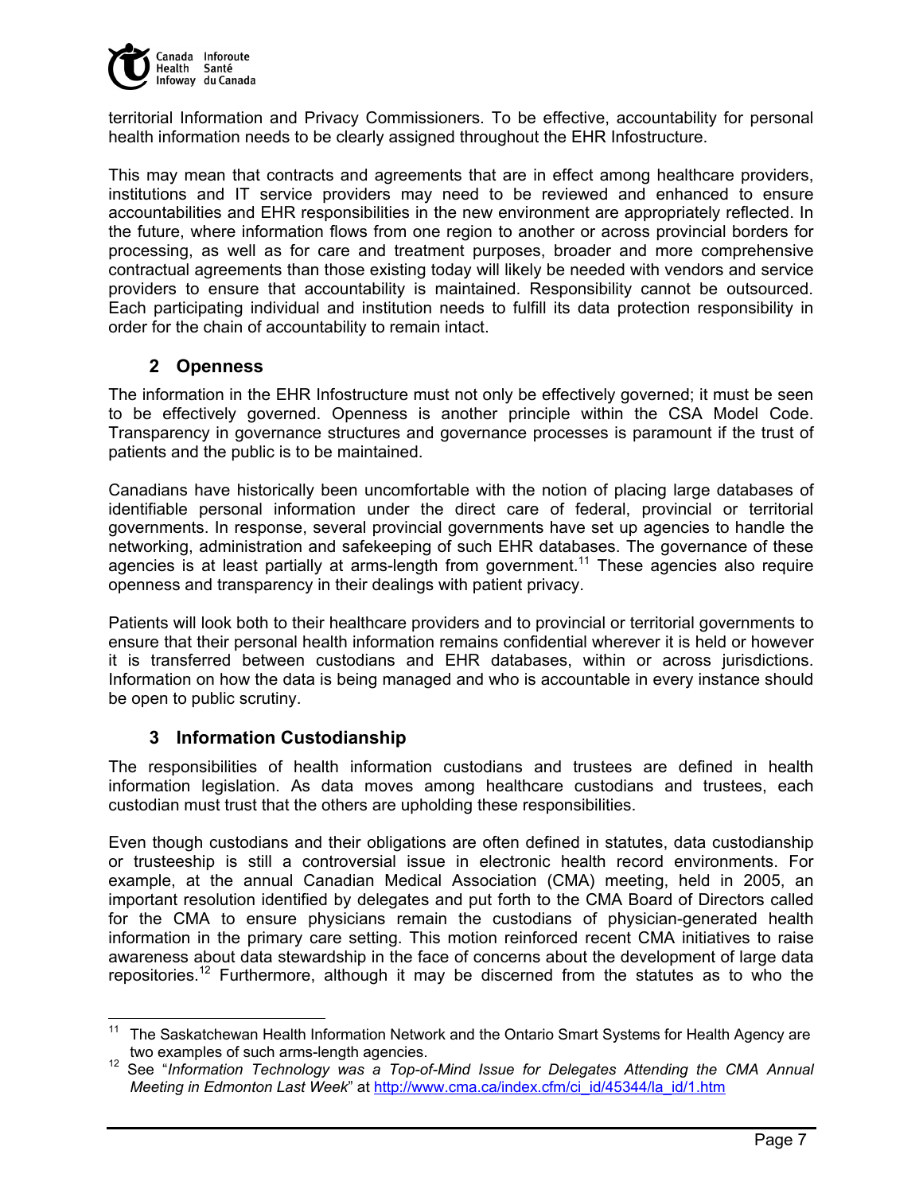territorial Information and Privacy Commissioners. To be effective, accountability for personal health information needs to be clearly assigned throughout the EHR Infostructure.

This may mean that contracts and agreements that are in effect among healthcare providers, institutions and IT service providers may need to be reviewed and enhanced to ensure accountabilities and EHR responsibilities in the new environment are appropriately reflected. In the future, where information flows from one region to another or across provincial borders for processing, as well as for care and treatment purposes, broader and more comprehensive contractual agreements than those existing today will likely be needed with vendors and service providers to ensure that accountability is maintained. Responsibility cannot be outsourced. Each participating individual and institution needs to fulfill its data protection responsibility in order for the chain of accountability to remain intact.

## 2 Openness

The information in the EHR Infostructure must not only be effectively governed; it must be seen to be effectively governed. Openness is another principle within the CSA Model Code. Transparency in governance structures and governance processes is paramount if the trust of patients and the public is to be maintained.

Canadians have historically been uncomfortable with the notion of placing large databases of identifiable personal information under the direct care of federal, provincial or territorial governments. In response, several provincial governments have set up agencies to handle the networking, administration and safekeeping of such EHR databases. The governance of these agencies is at least partially at arms-length from government.[11] These agencies also require openness and transparency in their dealings with patient privacy.

Patients will look both to their healthcare providers and to provincial or territorial governments to ensure that their personal health information remains confidential wherever it is held or however it is transferred between custodians and EHR databases, within or across jurisdictions. Information on how the data is being managed and who is accountable in every instance should be open to public scrutiny.

## 3 Information Custodianship

The responsibilities of health information custodians and trustees are defined in health information legislation. As data moves among healthcare custodians and trustees, each custodian must trust that the others are upholding these responsibilities.

Even though custodians and their obligations are often defined in statutes, data custodianship or trusteeship is still a controversial issue in electronic health record environments. For example, at the annual Canadian Medical Association (CMA) meeting, held in 2005, an important resolution identified by delegates and put forth to the CMA Board of Directors called for the CMA to ensure physicians remain the custodians of physician-generated health information in the primary care setting. This motion reinforced recent CMA initiatives to raise awareness about data stewardship in the face of concerns about the development of large data repositories.[12] Furthermore, although it may be discerned from the statutes as to who the

---

[11] The Saskatchewan Health Information Network and the Ontario Smart Systems for Health Agency are two examples of such arms-length agencies.

[12] See "*Information Technology was a Top-of-Mind Issue for Delegates Attending the CMA Annual Meeting in Edmonton Last Week*" at http://www.cma.ca/index.cfm/ci_id/45344/la_id/1.htm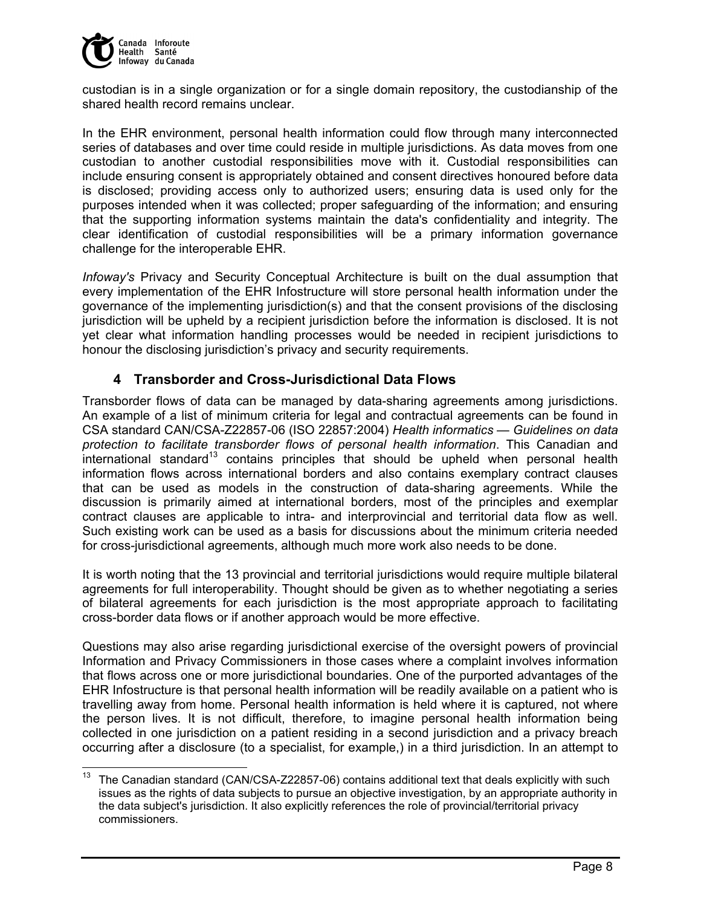custodian is in a single organization or for a single domain repository, the custodianship of the shared health record remains unclear.

In the EHR environment, personal health information could flow through many interconnected series of databases and over time could reside in multiple jurisdictions. As data moves from one custodian to another custodial responsibilities move with it. Custodial responsibilities can include ensuring consent is appropriately obtained and consent directives honoured before data is disclosed; providing access only to authorized users; ensuring data is used only for the purposes intended when it was collected; proper safeguarding of the information; and ensuring that the supporting information systems maintain the data's confidentiality and integrity. The clear identification of custodial responsibilities will be a primary information governance challenge for the interoperable EHR.

*Infoway's* Privacy and Security Conceptual Architecture is built on the dual assumption that every implementation of the EHR Infostructure will store personal health information under the governance of the implementing jurisdiction(s) and that the consent provisions of the disclosing jurisdiction will be upheld by a recipient jurisdiction before the information is disclosed. It is not yet clear what information handling processes would be needed in recipient jurisdictions to honour the disclosing jurisdiction's privacy and security requirements.

## 4 Transborder and Cross-Jurisdictional Data Flows

Transborder flows of data can be managed by data-sharing agreements among jurisdictions. An example of a list of minimum criteria for legal and contractual agreements can be found in CSA standard CAN/CSA-Z22857-06 (ISO 22857:2004) *Health informatics — Guidelines on data protection to facilitate transborder flows of personal health information*. This Canadian and international standard[13] contains principles that should be upheld when personal health information flows across international borders and also contains exemplary contract clauses that can be used as models in the construction of data-sharing agreements. While the discussion is primarily aimed at international borders, most of the principles and exemplar contract clauses are applicable to intra- and interprovincial and territorial data flow as well. Such existing work can be used as a basis for discussions about the minimum criteria needed for cross-jurisdictional agreements, although much more work also needs to be done.

It is worth noting that the 13 provincial and territorial jurisdictions would require multiple bilateral agreements for full interoperability. Thought should be given as to whether negotiating a series of bilateral agreements for each jurisdiction is the most appropriate approach to facilitating cross-border data flows or if another approach would be more effective.

Questions may also arise regarding jurisdictional exercise of the oversight powers of provincial Information and Privacy Commissioners in those cases where a complaint involves information that flows across one or more jurisdictional boundaries. One of the purported advantages of the EHR Infostructure is that personal health information will be readily available on a patient who is travelling away from home. Personal health information is held where it is captured, not where the person lives. It is not difficult, therefore, to imagine personal health information being collected in one jurisdiction on a patient residing in a second jurisdiction and a privacy breach occurring after a disclosure (to a specialist, for example,) in a third jurisdiction. In an attempt to

[13] The Canadian standard (CAN/CSA-Z22857-06) contains additional text that deals explicitly with such issues as the rights of data subjects to pursue an objective investigation, by an appropriate authority in the data subject's jurisdiction. It also explicitly references the role of provincial/territorial privacy commissioners.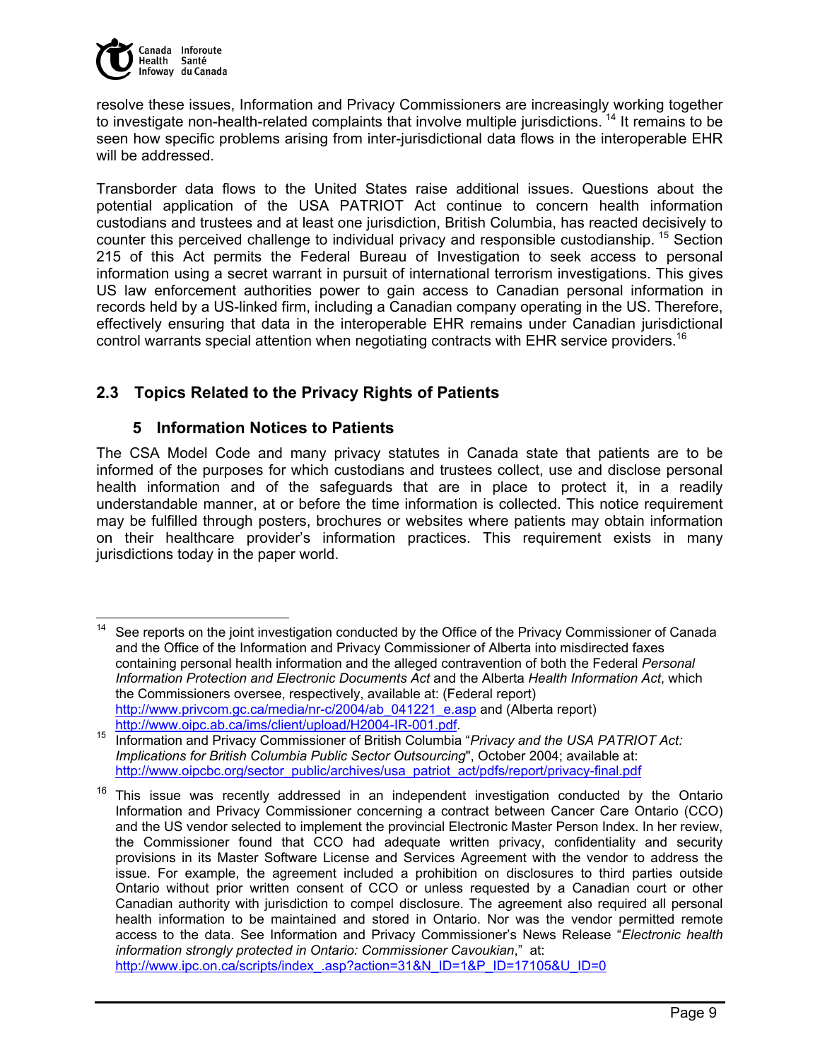resolve these issues, Information and Privacy Commissioners are increasingly working together to investigate non-health-related complaints that involve multiple jurisdictions.[14] It remains to be seen how specific problems arising from inter-jurisdictional data flows in the interoperable EHR will be addressed.

Transborder data flows to the United States raise additional issues. Questions about the potential application of the USA PATRIOT Act continue to concern health information custodians and trustees and at least one jurisdiction, British Columbia, has reacted decisively to counter this perceived challenge to individual privacy and responsible custodianship.[15] Section 215 of this Act permits the Federal Bureau of Investigation to seek access to personal information using a secret warrant in pursuit of international terrorism investigations. This gives US law enforcement authorities power to gain access to Canadian personal information in records held by a US-linked firm, including a Canadian company operating in the US. Therefore, effectively ensuring that data in the interoperable EHR remains under Canadian jurisdictional control warrants special attention when negotiating contracts with EHR service providers.[16]

## 2.3 Topics Related to the Privacy Rights of Patients

### 5 Information Notices to Patients

The CSA Model Code and many privacy statutes in Canada state that patients are to be informed of the purposes for which custodians and trustees collect, use and disclose personal health information and of the safeguards that are in place to protect it, in a readily understandable manner, at or before the time information is collected. This notice requirement may be fulfilled through posters, brochures or websites where patients may obtain information on their healthcare provider's information practices. This requirement exists in many jurisdictions today in the paper world.

---

[14] See reports on the joint investigation conducted by the Office of the Privacy Commissioner of Canada and the Office of the Information and Privacy Commissioner of Alberta into misdirected faxes containing personal health information and the alleged contravention of both the Federal *Personal Information Protection and Electronic Documents Act* and the Alberta *Health Information Act*, which the Commissioners oversee, respectively, available at: (Federal report) http://www.privcom.gc.ca/media/nr-c/2004/ab_041221_e.asp and (Alberta report) http://www.oipc.ab.ca/ims/client/upload/H2004-IR-001.pdf.

[15] Information and Privacy Commissioner of British Columbia "*Privacy and the USA PATRIOT Act: Implications for British Columbia Public Sector Outsourcing*", October 2004; available at: http://www.oipcbc.org/sector_public/archives/usa_patriot_act/pdfs/report/privacy-final.pdf

[16] This issue was recently addressed in an independent investigation conducted by the Ontario Information and Privacy Commissioner concerning a contract between Cancer Care Ontario (CCO) and the US vendor selected to implement the provincial Electronic Master Person Index. In her review, the Commissioner found that CCO had adequate written privacy, confidentiality and security provisions in its Master Software License and Services Agreement with the vendor to address the issue. For example, the agreement included a prohibition on disclosures to third parties outside Ontario without prior written consent of CCO or unless requested by a Canadian court or other Canadian authority with jurisdiction to compel disclosure. The agreement also required all personal health information to be maintained and stored in Ontario. Nor was the vendor permitted remote access to the data. See Information and Privacy Commissioner's News Release "*Electronic health information strongly protected in Ontario: Commissioner Cavoukian*," at: http://www.ipc.on.ca/scripts/index_.asp?action=31&N_ID=1&P_ID=17105&U_ID=0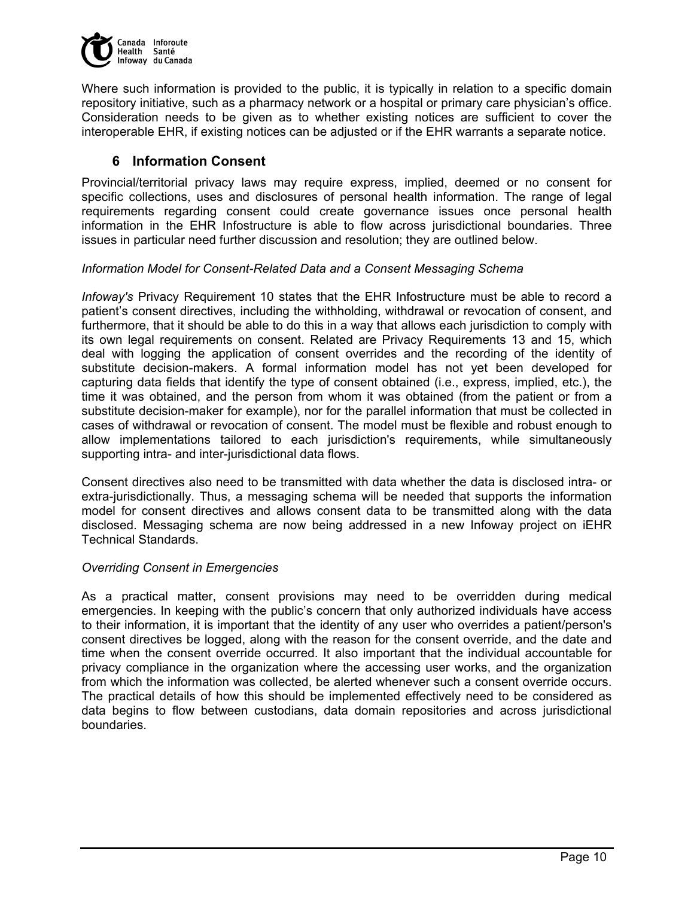Where such information is provided to the public, it is typically in relation to a specific domain repository initiative, such as a pharmacy network or a hospital or primary care physician's office. Consideration needs to be given as to whether existing notices are sufficient to cover the interoperable EHR, if existing notices can be adjusted or if the EHR warrants a separate notice.

## 6 Information Consent

Provincial/territorial privacy laws may require express, implied, deemed or no consent for specific collections, uses and disclosures of personal health information. The range of legal requirements regarding consent could create governance issues once personal health information in the EHR Infostructure is able to flow across jurisdictional boundaries. Three issues in particular need further discussion and resolution; they are outlined below.

*Information Model for Consent-Related Data and a Consent Messaging Schema*

*Infoway's* Privacy Requirement 10 states that the EHR Infostructure must be able to record a patient's consent directives, including the withholding, withdrawal or revocation of consent, and furthermore, that it should be able to do this in a way that allows each jurisdiction to comply with its own legal requirements on consent. Related are Privacy Requirements 13 and 15, which deal with logging the application of consent overrides and the recording of the identity of substitute decision-makers. A formal information model has not yet been developed for capturing data fields that identify the type of consent obtained (i.e., express, implied, etc.), the time it was obtained, and the person from whom it was obtained (from the patient or from a substitute decision-maker for example), nor for the parallel information that must be collected in cases of withdrawal or revocation of consent. The model must be flexible and robust enough to allow implementations tailored to each jurisdiction's requirements, while simultaneously supporting intra- and inter-jurisdictional data flows.

Consent directives also need to be transmitted with data whether the data is disclosed intra- or extra-jurisdictionally. Thus, a messaging schema will be needed that supports the information model for consent directives and allows consent data to be transmitted along with the data disclosed. Messaging schema are now being addressed in a new Infoway project on iEHR Technical Standards.

*Overriding Consent in Emergencies*

As a practical matter, consent provisions may need to be overridden during medical emergencies. In keeping with the public's concern that only authorized individuals have access to their information, it is important that the identity of any user who overrides a patient/person's consent directives be logged, along with the reason for the consent override, and the date and time when the consent override occurred. It also important that the individual accountable for privacy compliance in the organization where the accessing user works, and the organization from which the information was collected, be alerted whenever such a consent override occurs. The practical details of how this should be implemented effectively need to be considered as data begins to flow between custodians, data domain repositories and across jurisdictional boundaries.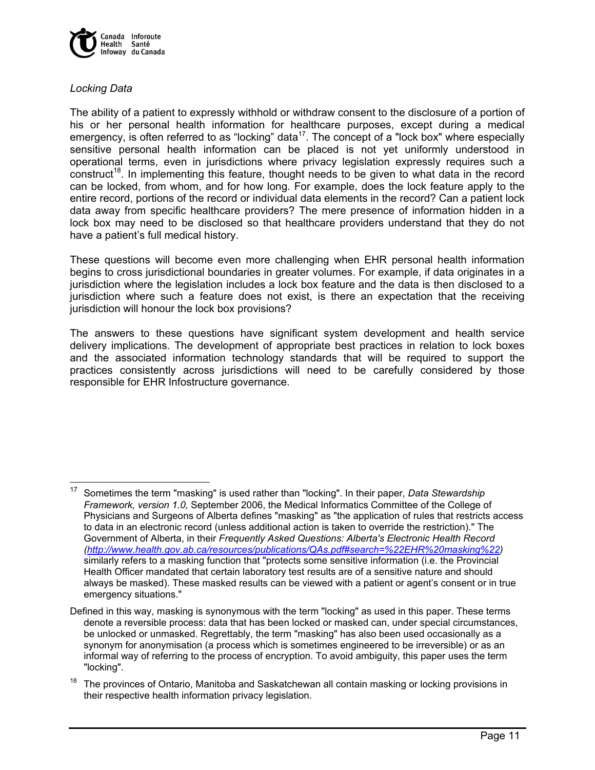*Locking Data*

The ability of a patient to expressly withhold or withdraw consent to the disclosure of a portion of his or her personal health information for healthcare purposes, except during a medical emergency, is often referred to as "locking" data[17]. The concept of a "lock box" where especially sensitive personal health information can be placed is not yet uniformly understood in operational terms, even in jurisdictions where privacy legislation expressly requires such a construct[18]. In implementing this feature, thought needs to be given to what data in the record can be locked, from whom, and for how long. For example, does the lock feature apply to the entire record, portions of the record or individual data elements in the record? Can a patient lock data away from specific healthcare providers? The mere presence of information hidden in a lock box may need to be disclosed so that healthcare providers understand that they do not have a patient's full medical history.

These questions will become even more challenging when EHR personal health information begins to cross jurisdictional boundaries in greater volumes. For example, if data originates in a jurisdiction where the legislation includes a lock box feature and the data is then disclosed to a jurisdiction where such a feature does not exist, is there an expectation that the receiving jurisdiction will honour the lock box provisions?

The answers to these questions have significant system development and health service delivery implications. The development of appropriate best practices in relation to lock boxes and the associated information technology standards that will be required to support the practices consistently across jurisdictions will need to be carefully considered by those responsible for EHR Infostructure governance.

---

[17] Sometimes the term "masking" is used rather than "locking". In their paper, *Data Stewardship Framework, version 1.0,* September 2006, the Medical Informatics Committee of the College of Physicians and Surgeons of Alberta defines "masking" as "the application of rules that restricts access to data in an electronic record (unless additional action is taken to override the restriction)." The Government of Alberta, in their *Frequently Asked Questions: Alberta's Electronic Health Record (http://www.health.gov.ab.ca/resources/publications/QAs.pdf#search=%22EHR%20masking%22)* similarly refers to a masking function that "protects some sensitive information (i.e. the Provincial Health Officer mandated that certain laboratory test results are of a sensitive nature and should always be masked). These masked results can be viewed with a patient or agent's consent or in true emergency situations."

Defined in this way, masking is synonymous with the term "locking" as used in this paper. These terms denote a reversible process: data that has been locked or masked can, under special circumstances, be unlocked or unmasked. Regrettably, the term "masking" has also been used occasionally as a synonym for anonymisation (a process which is sometimes engineered to be irreversible) or as an informal way of referring to the process of encryption. To avoid ambiguity, this paper uses the term "locking".

[18] The provinces of Ontario, Manitoba and Saskatchewan all contain masking or locking provisions in their respective health information privacy legislation.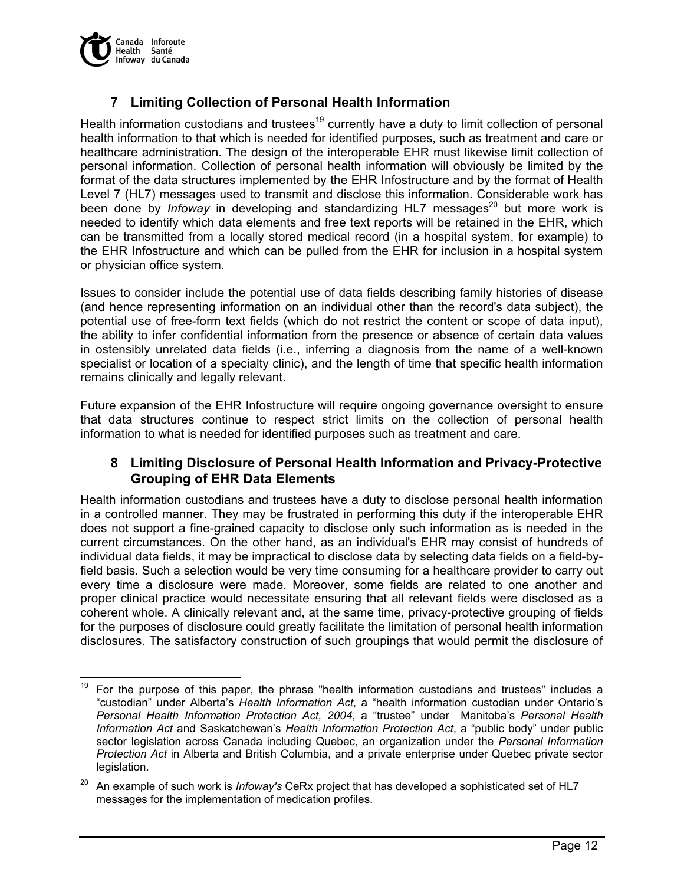## 7 Limiting Collection of Personal Health Information

Health information custodians and trustees[19] currently have a duty to limit collection of personal health information to that which is needed for identified purposes, such as treatment and care or healthcare administration. The design of the interoperable EHR must likewise limit collection of personal information. Collection of personal health information will obviously be limited by the format of the data structures implemented by the EHR Infostructure and by the format of Health Level 7 (HL7) messages used to transmit and disclose this information. Considerable work has been done by *Infoway* in developing and standardizing HL7 messages[20] but more work is needed to identify which data elements and free text reports will be retained in the EHR, which can be transmitted from a locally stored medical record (in a hospital system, for example) to the EHR Infostructure and which can be pulled from the EHR for inclusion in a hospital system or physician office system.

Issues to consider include the potential use of data fields describing family histories of disease (and hence representing information on an individual other than the record's data subject), the potential use of free-form text fields (which do not restrict the content or scope of data input), the ability to infer confidential information from the presence or absence of certain data values in ostensibly unrelated data fields (i.e., inferring a diagnosis from the name of a well-known specialist or location of a specialty clinic), and the length of time that specific health information remains clinically and legally relevant.

Future expansion of the EHR Infostructure will require ongoing governance oversight to ensure that data structures continue to respect strict limits on the collection of personal health information to what is needed for identified purposes such as treatment and care.

## 8 Limiting Disclosure of Personal Health Information and Privacy-Protective Grouping of EHR Data Elements

Health information custodians and trustees have a duty to disclose personal health information in a controlled manner. They may be frustrated in performing this duty if the interoperable EHR does not support a fine-grained capacity to disclose only such information as is needed in the current circumstances. On the other hand, as an individual's EHR may consist of hundreds of individual data fields, it may be impractical to disclose data by selecting data fields on a field-by-field basis. Such a selection would be very time consuming for a healthcare provider to carry out every time a disclosure were made. Moreover, some fields are related to one another and proper clinical practice would necessitate ensuring that all relevant fields were disclosed as a coherent whole. A clinically relevant and, at the same time, privacy-protective grouping of fields for the purposes of disclosure could greatly facilitate the limitation of personal health information disclosures. The satisfactory construction of such groupings that would permit the disclosure of

---

[19] For the purpose of this paper, the phrase "health information custodians and trustees" includes a "custodian" under Alberta's *Health Information Act*, a "health information custodian under Ontario's *Personal Health Information Protection Act, 2004*, a "trustee" under Manitoba's *Personal Health Information Act* and Saskatchewan's *Health Information Protection Act*, a "public body" under public sector legislation across Canada including Quebec, an organization under the *Personal Information Protection Act* in Alberta and British Columbia, and a private enterprise under Quebec private sector legislation.

[20] An example of such work is *Infoway's* CeRx project that has developed a sophisticated set of HL7 messages for the implementation of medication profiles.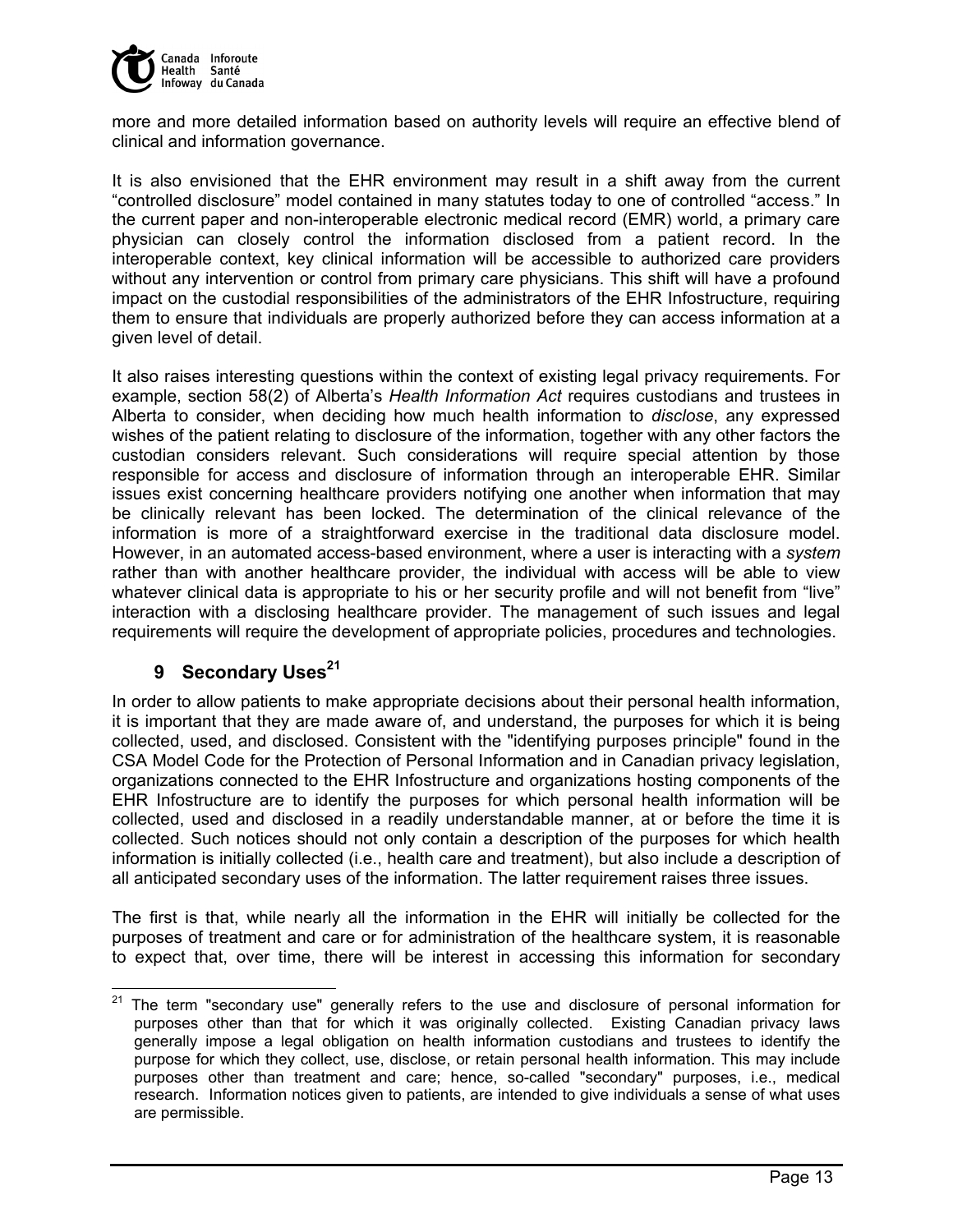more and more detailed information based on authority levels will require an effective blend of clinical and information governance.

It is also envisioned that the EHR environment may result in a shift away from the current "controlled disclosure" model contained in many statutes today to one of controlled "access." In the current paper and non-interoperable electronic medical record (EMR) world, a primary care physician can closely control the information disclosed from a patient record. In the interoperable context, key clinical information will be accessible to authorized care providers without any intervention or control from primary care physicians. This shift will have a profound impact on the custodial responsibilities of the administrators of the EHR Infostructure, requiring them to ensure that individuals are properly authorized before they can access information at a given level of detail.

It also raises interesting questions within the context of existing legal privacy requirements. For example, section 58(2) of Alberta's *Health Information Act* requires custodians and trustees in Alberta to consider, when deciding how much health information to *disclose*, any expressed wishes of the patient relating to disclosure of the information, together with any other factors the custodian considers relevant. Such considerations will require special attention by those responsible for access and disclosure of information through an interoperable EHR. Similar issues exist concerning healthcare providers notifying one another when information that may be clinically relevant has been locked. The determination of the clinical relevance of the information is more of a straightforward exercise in the traditional data disclosure model. However, in an automated access-based environment, where a user is interacting with a *system* rather than with another healthcare provider, the individual with access will be able to view whatever clinical data is appropriate to his or her security profile and will not benefit from "live" interaction with a disclosing healthcare provider. The management of such issues and legal requirements will require the development of appropriate policies, procedures and technologies.

## 9 Secondary Uses[21]

In order to allow patients to make appropriate decisions about their personal health information, it is important that they are made aware of, and understand, the purposes for which it is being collected, used, and disclosed. Consistent with the "identifying purposes principle" found in the CSA Model Code for the Protection of Personal Information and in Canadian privacy legislation, organizations connected to the EHR Infostructure and organizations hosting components of the EHR Infostructure are to identify the purposes for which personal health information will be collected, used and disclosed in a readily understandable manner, at or before the time it is collected. Such notices should not only contain a description of the purposes for which health information is initially collected (i.e., health care and treatment), but also include a description of all anticipated secondary uses of the information. The latter requirement raises three issues.

The first is that, while nearly all the information in the EHR will initially be collected for the purposes of treatment and care or for administration of the healthcare system, it is reasonable to expect that, over time, there will be interest in accessing this information for secondary

[21] The term "secondary use" generally refers to the use and disclosure of personal information for purposes other than that for which it was originally collected. Existing Canadian privacy laws generally impose a legal obligation on health information custodians and trustees to identify the purpose for which they collect, use, disclose, or retain personal health information. This may include purposes other than treatment and care; hence, so-called "secondary" purposes, i.e., medical research. Information notices given to patients, are intended to give individuals a sense of what uses are permissible.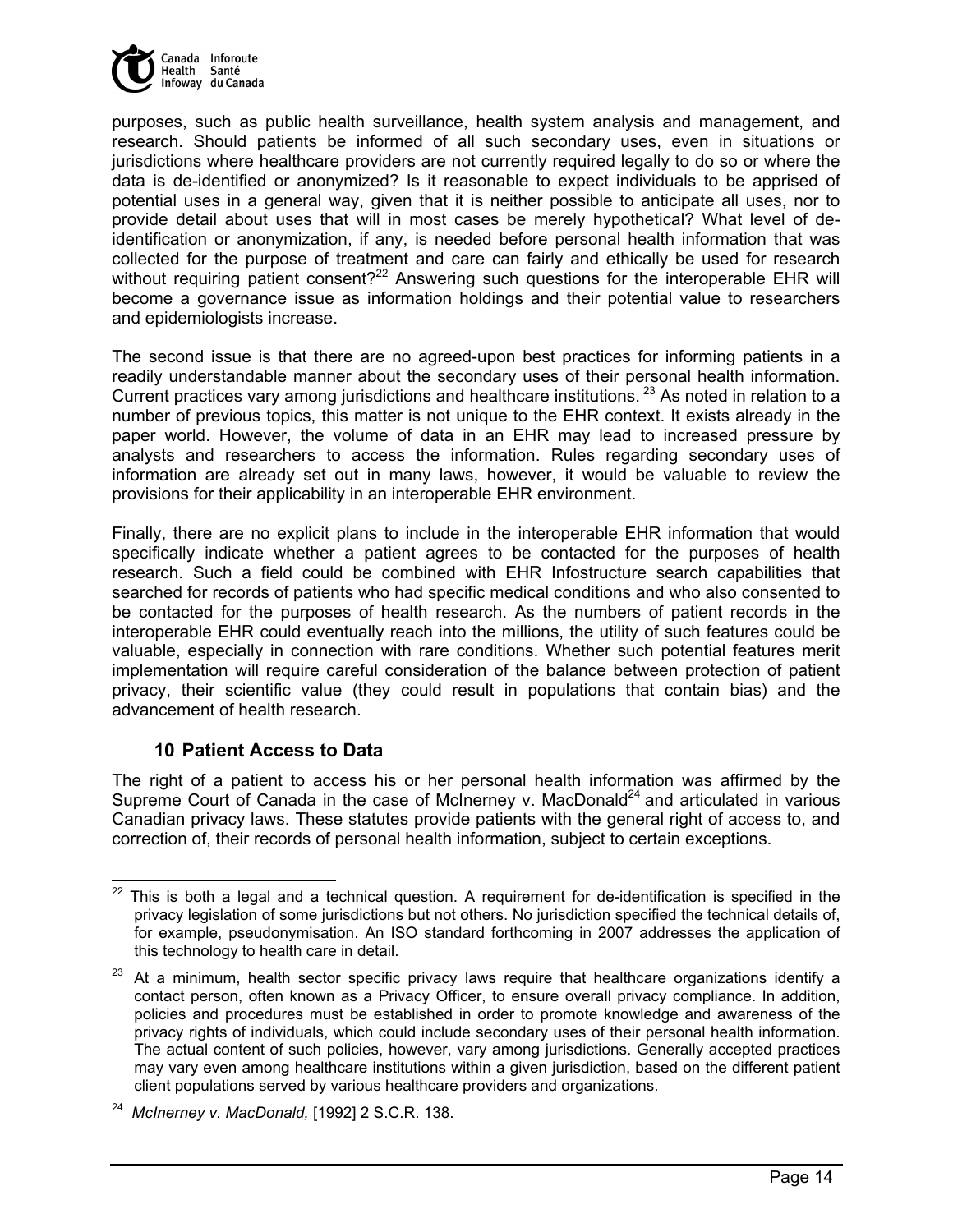purposes, such as public health surveillance, health system analysis and management, and research. Should patients be informed of all such secondary uses, even in situations or jurisdictions where healthcare providers are not currently required legally to do so or where the data is de-identified or anonymized? Is it reasonable to expect individuals to be apprised of potential uses in a general way, given that it is neither possible to anticipate all uses, nor to provide detail about uses that will in most cases be merely hypothetical? What level of de-identification or anonymization, if any, is needed before personal health information that was collected for the purpose of treatment and care can fairly and ethically be used for research without requiring patient consent?[22] Answering such questions for the interoperable EHR will become a governance issue as information holdings and their potential value to researchers and epidemiologists increase.

The second issue is that there are no agreed-upon best practices for informing patients in a readily understandable manner about the secondary uses of their personal health information. Current practices vary among jurisdictions and healthcare institutions. [23] As noted in relation to a number of previous topics, this matter is not unique to the EHR context. It exists already in the paper world. However, the volume of data in an EHR may lead to increased pressure by analysts and researchers to access the information. Rules regarding secondary uses of information are already set out in many laws, however, it would be valuable to review the provisions for their applicability in an interoperable EHR environment.

Finally, there are no explicit plans to include in the interoperable EHR information that would specifically indicate whether a patient agrees to be contacted for the purposes of health research. Such a field could be combined with EHR Infostructure search capabilities that searched for records of patients who had specific medical conditions and who also consented to be contacted for the purposes of health research. As the numbers of patient records in the interoperable EHR could eventually reach into the millions, the utility of such features could be valuable, especially in connection with rare conditions. Whether such potential features merit implementation will require careful consideration of the balance between protection of patient privacy, their scientific value (they could result in populations that contain bias) and the advancement of health research.

## 10 Patient Access to Data

The right of a patient to access his or her personal health information was affirmed by the Supreme Court of Canada in the case of McInerney v. MacDonald[24] and articulated in various Canadian privacy laws. These statutes provide patients with the general right of access to, and correction of, their records of personal health information, subject to certain exceptions.

---

[22] This is both a legal and a technical question. A requirement for de-identification is specified in the privacy legislation of some jurisdictions but not others. No jurisdiction specified the technical details of, for example, pseudonymisation. An ISO standard forthcoming in 2007 addresses the application of this technology to health care in detail.

[23] At a minimum, health sector specific privacy laws require that healthcare organizations identify a contact person, often known as a Privacy Officer, to ensure overall privacy compliance. In addition, policies and procedures must be established in order to promote knowledge and awareness of the privacy rights of individuals, which could include secondary uses of their personal health information. The actual content of such policies, however, vary among jurisdictions. Generally accepted practices may vary even among healthcare institutions within a given jurisdiction, based on the different patient client populations served by various healthcare providers and organizations.

[24] *McInerney v. MacDonald,* [1992] 2 S.C.R. 138.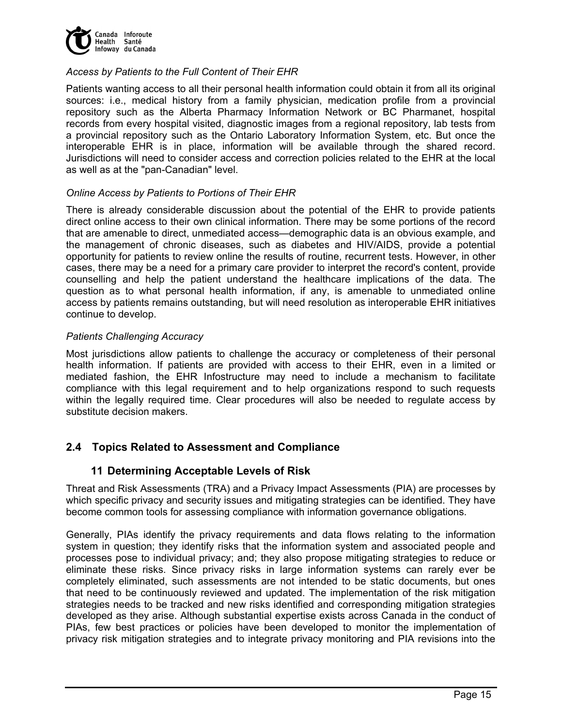*Access by Patients to the Full Content of Their EHR*

Patients wanting access to all their personal health information could obtain it from all its original sources: i.e., medical history from a family physician, medication profile from a provincial repository such as the Alberta Pharmacy Information Network or BC Pharmanet, hospital records from every hospital visited, diagnostic images from a regional repository, lab tests from a provincial repository such as the Ontario Laboratory Information System, etc. But once the interoperable EHR is in place, information will be available through the shared record. Jurisdictions will need to consider access and correction policies related to the EHR at the local as well as at the "pan-Canadian" level.

*Online Access by Patients to Portions of Their EHR*

There is already considerable discussion about the potential of the EHR to provide patients direct online access to their own clinical information. There may be some portions of the record that are amenable to direct, unmediated access—demographic data is an obvious example, and the management of chronic diseases, such as diabetes and HIV/AIDS, provide a potential opportunity for patients to review online the results of routine, recurrent tests. However, in other cases, there may be a need for a primary care provider to interpret the record's content, provide counselling and help the patient understand the healthcare implications of the data. The question as to what personal health information, if any, is amenable to unmediated online access by patients remains outstanding, but will need resolution as interoperable EHR initiatives continue to develop.

*Patients Challenging Accuracy*

Most jurisdictions allow patients to challenge the accuracy or completeness of their personal health information. If patients are provided with access to their EHR, even in a limited or mediated fashion, the EHR Infostructure may need to include a mechanism to facilitate compliance with this legal requirement and to help organizations respond to such requests within the legally required time. Clear procedures will also be needed to regulate access by substitute decision makers.

## 2.4 Topics Related to Assessment and Compliance

### 11 Determining Acceptable Levels of Risk

Threat and Risk Assessments (TRA) and a Privacy Impact Assessments (PIA) are processes by which specific privacy and security issues and mitigating strategies can be identified. They have become common tools for assessing compliance with information governance obligations.

Generally, PIAs identify the privacy requirements and data flows relating to the information system in question; they identify risks that the information system and associated people and processes pose to individual privacy; and; they also propose mitigating strategies to reduce or eliminate these risks. Since privacy risks in large information systems can rarely ever be completely eliminated, such assessments are not intended to be static documents, but ones that need to be continuously reviewed and updated. The implementation of the risk mitigation strategies needs to be tracked and new risks identified and corresponding mitigation strategies developed as they arise. Although substantial expertise exists across Canada in the conduct of PIAs, few best practices or policies have been developed to monitor the implementation of privacy risk mitigation strategies and to integrate privacy monitoring and PIA revisions into the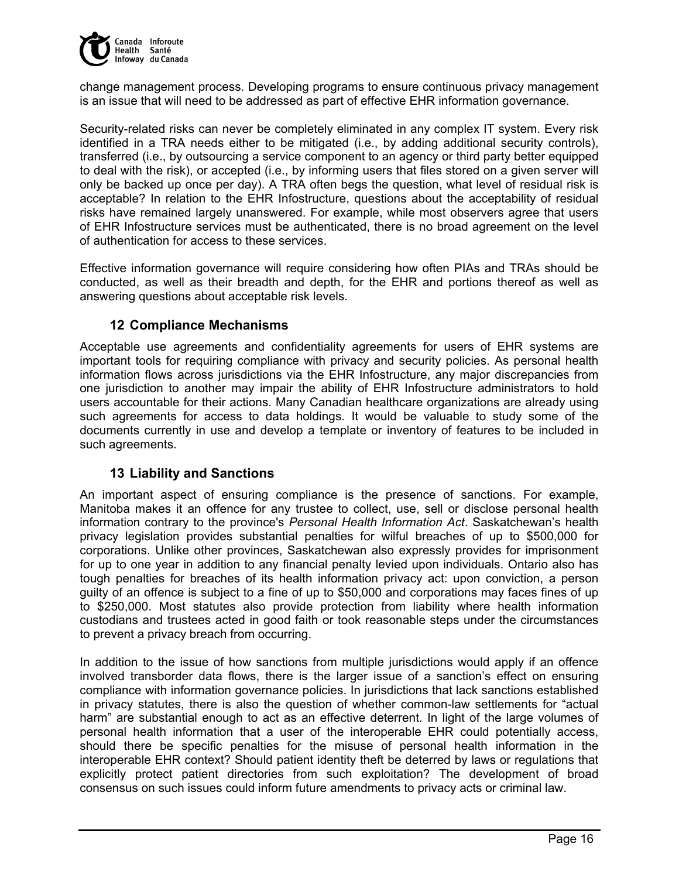change management process. Developing programs to ensure continuous privacy management is an issue that will need to be addressed as part of effective EHR information governance.

Security-related risks can never be completely eliminated in any complex IT system. Every risk identified in a TRA needs either to be mitigated (i.e., by adding additional security controls), transferred (i.e., by outsourcing a service component to an agency or third party better equipped to deal with the risk), or accepted (i.e., by informing users that files stored on a given server will only be backed up once per day). A TRA often begs the question, what level of residual risk is acceptable? In relation to the EHR Infostructure, questions about the acceptability of residual risks have remained largely unanswered. For example, while most observers agree that users of EHR Infostructure services must be authenticated, there is no broad agreement on the level of authentication for access to these services.

Effective information governance will require considering how often PIAs and TRAs should be conducted, as well as their breadth and depth, for the EHR and portions thereof as well as answering questions about acceptable risk levels.

## 12 Compliance Mechanisms

Acceptable use agreements and confidentiality agreements for users of EHR systems are important tools for requiring compliance with privacy and security policies. As personal health information flows across jurisdictions via the EHR Infostructure, any major discrepancies from one jurisdiction to another may impair the ability of EHR Infostructure administrators to hold users accountable for their actions. Many Canadian healthcare organizations are already using such agreements for access to data holdings. It would be valuable to study some of the documents currently in use and develop a template or inventory of features to be included in such agreements.

## 13 Liability and Sanctions

An important aspect of ensuring compliance is the presence of sanctions. For example, Manitoba makes it an offence for any trustee to collect, use, sell or disclose personal health information contrary to the province's *Personal Health Information Act*. Saskatchewan's health privacy legislation provides substantial penalties for wilful breaches of up to $500,000 for corporations. Unlike other provinces, Saskatchewan also expressly provides for imprisonment for up to one year in addition to any financial penalty levied upon individuals. Ontario also has tough penalties for breaches of its health information privacy act: upon conviction, a person guilty of an offence is subject to a fine of up to $50,000 and corporations may faces fines of up to $250,000. Most statutes also provide protection from liability where health information custodians and trustees acted in good faith or took reasonable steps under the circumstances to prevent a privacy breach from occurring.

In addition to the issue of how sanctions from multiple jurisdictions would apply if an offence involved transborder data flows, there is the larger issue of a sanction's effect on ensuring compliance with information governance policies. In jurisdictions that lack sanctions established in privacy statutes, there is also the question of whether common-law settlements for "actual harm" are substantial enough to act as an effective deterrent. In light of the large volumes of personal health information that a user of the interoperable EHR could potentially access, should there be specific penalties for the misuse of personal health information in the interoperable EHR context? Should patient identity theft be deterred by laws or regulations that explicitly protect patient directories from such exploitation? The development of broad consensus on such issues could inform future amendments to privacy acts or criminal law.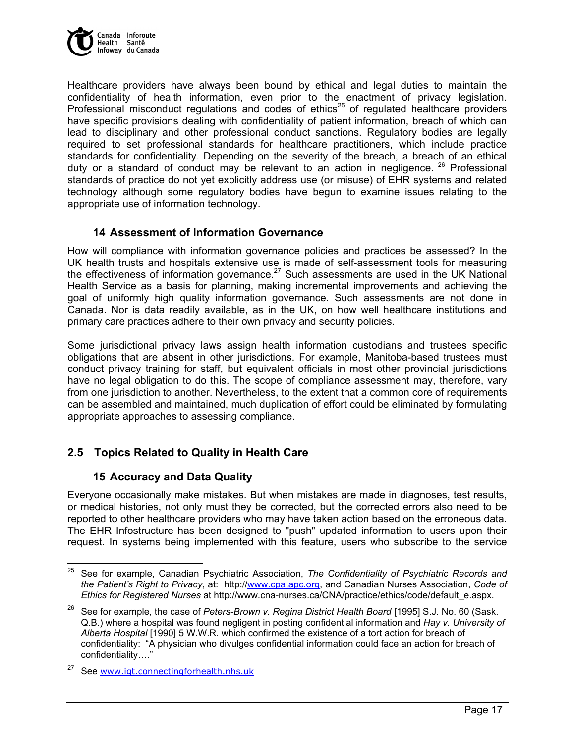Healthcare providers have always been bound by ethical and legal duties to maintain the confidentiality of health information, even prior to the enactment of privacy legislation. Professional misconduct regulations and codes of ethics[25] of regulated healthcare providers have specific provisions dealing with confidentiality of patient information, breach of which can lead to disciplinary and other professional conduct sanctions. Regulatory bodies are legally required to set professional standards for healthcare practitioners, which include practice standards for confidentiality. Depending on the severity of the breach, a breach of an ethical duty or a standard of conduct may be relevant to an action in negligence. [26] Professional standards of practice do not yet explicitly address use (or misuse) of EHR systems and related technology although some regulatory bodies have begun to examine issues relating to the appropriate use of information technology.

### 14 Assessment of Information Governance

How will compliance with information governance policies and practices be assessed? In the UK health trusts and hospitals extensive use is made of self-assessment tools for measuring the effectiveness of information governance.[27] Such assessments are used in the UK National Health Service as a basis for planning, making incremental improvements and achieving the goal of uniformly high quality information governance. Such assessments are not done in Canada. Nor is data readily available, as in the UK, on how well healthcare institutions and primary care practices adhere to their own privacy and security policies.

Some jurisdictional privacy laws assign health information custodians and trustees specific obligations that are absent in other jurisdictions. For example, Manitoba-based trustees must conduct privacy training for staff, but equivalent officials in most other provincial jurisdictions have no legal obligation to do this. The scope of compliance assessment may, therefore, vary from one jurisdiction to another. Nevertheless, to the extent that a common core of requirements can be assembled and maintained, much duplication of effort could be eliminated by formulating appropriate approaches to assessing compliance.

## 2.5 Topics Related to Quality in Health Care

### 15 Accuracy and Data Quality

Everyone occasionally make mistakes. But when mistakes are made in diagnoses, test results, or medical histories, not only must they be corrected, but the corrected errors also need to be reported to other healthcare providers who may have taken action based on the erroneous data. The EHR Infostructure has been designed to "push" updated information to users upon their request. In systems being implemented with this feature, users who subscribe to the service

---

[25] See for example, Canadian Psychiatric Association, *The Confidentiality of Psychiatric Records and the Patient's Right to Privacy*, at: http://www.cpa.apc.org, and Canadian Nurses Association, *Code of Ethics for Registered Nurses* at http://www.cna-nurses.ca/CNA/practice/ethics/code/default_e.aspx.

[26] See for example, the case of *Peters-Brown v. Regina District Health Board* [1995] S.J. No. 60 (Sask. Q.B.) where a hospital was found negligent in posting confidential information and *Hay v. University of Alberta Hospital* [1990] 5 W.W.R. which confirmed the existence of a tort action for breach of confidentiality: "A physician who divulges confidential information could face an action for breach of confidentiality…."

[27] See www.igt.connectingforhealth.nhs.uk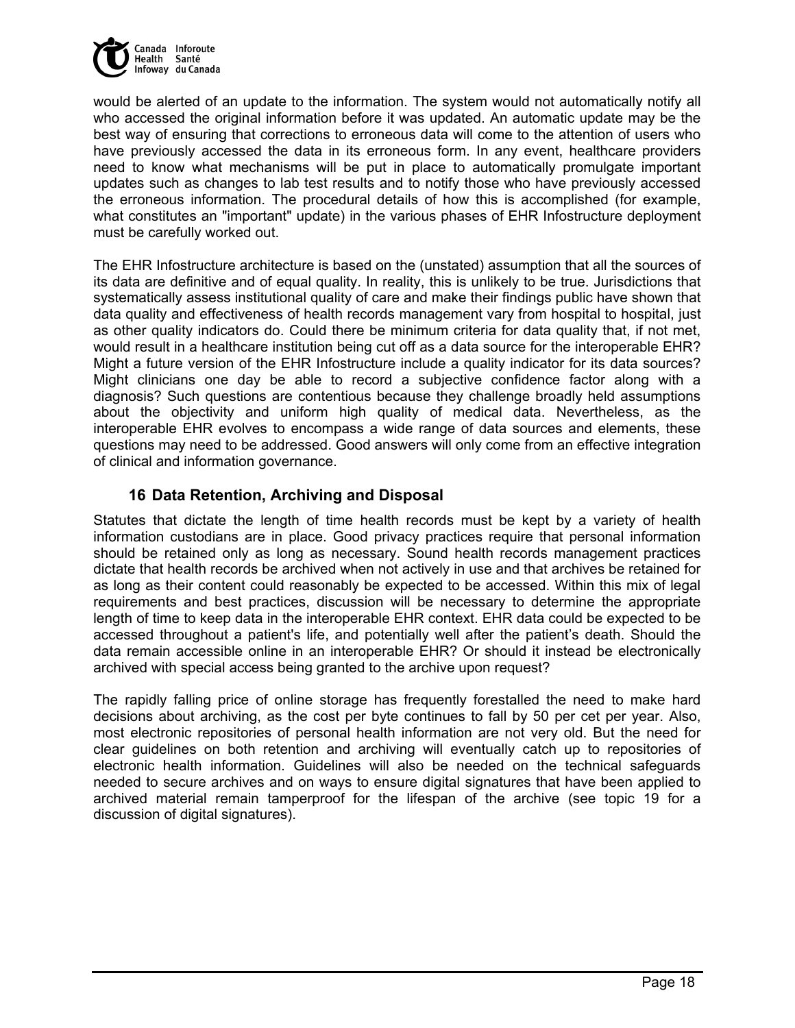would be alerted of an update to the information. The system would not automatically notify all who accessed the original information before it was updated. An automatic update may be the best way of ensuring that corrections to erroneous data will come to the attention of users who have previously accessed the data in its erroneous form. In any event, healthcare providers need to know what mechanisms will be put in place to automatically promulgate important updates such as changes to lab test results and to notify those who have previously accessed the erroneous information. The procedural details of how this is accomplished (for example, what constitutes an "important" update) in the various phases of EHR Infostructure deployment must be carefully worked out.

The EHR Infostructure architecture is based on the (unstated) assumption that all the sources of its data are definitive and of equal quality. In reality, this is unlikely to be true. Jurisdictions that systematically assess institutional quality of care and make their findings public have shown that data quality and effectiveness of health records management vary from hospital to hospital, just as other quality indicators do. Could there be minimum criteria for data quality that, if not met, would result in a healthcare institution being cut off as a data source for the interoperable EHR? Might a future version of the EHR Infostructure include a quality indicator for its data sources? Might clinicians one day be able to record a subjective confidence factor along with a diagnosis? Such questions are contentious because they challenge broadly held assumptions about the objectivity and uniform high quality of medical data. Nevertheless, as the interoperable EHR evolves to encompass a wide range of data sources and elements, these questions may need to be addressed. Good answers will only come from an effective integration of clinical and information governance.

## 16 Data Retention, Archiving and Disposal

Statutes that dictate the length of time health records must be kept by a variety of health information custodians are in place. Good privacy practices require that personal information should be retained only as long as necessary. Sound health records management practices dictate that health records be archived when not actively in use and that archives be retained for as long as their content could reasonably be expected to be accessed. Within this mix of legal requirements and best practices, discussion will be necessary to determine the appropriate length of time to keep data in the interoperable EHR context. EHR data could be expected to be accessed throughout a patient's life, and potentially well after the patient's death. Should the data remain accessible online in an interoperable EHR? Or should it instead be electronically archived with special access being granted to the archive upon request?

The rapidly falling price of online storage has frequently forestalled the need to make hard decisions about archiving, as the cost per byte continues to fall by 50 per cet per year. Also, most electronic repositories of personal health information are not very old. But the need for clear guidelines on both retention and archiving will eventually catch up to repositories of electronic health information. Guidelines will also be needed on the technical safeguards needed to secure archives and on ways to ensure digital signatures that have been applied to archived material remain tamperproof for the lifespan of the archive (see topic 19 for a discussion of digital signatures).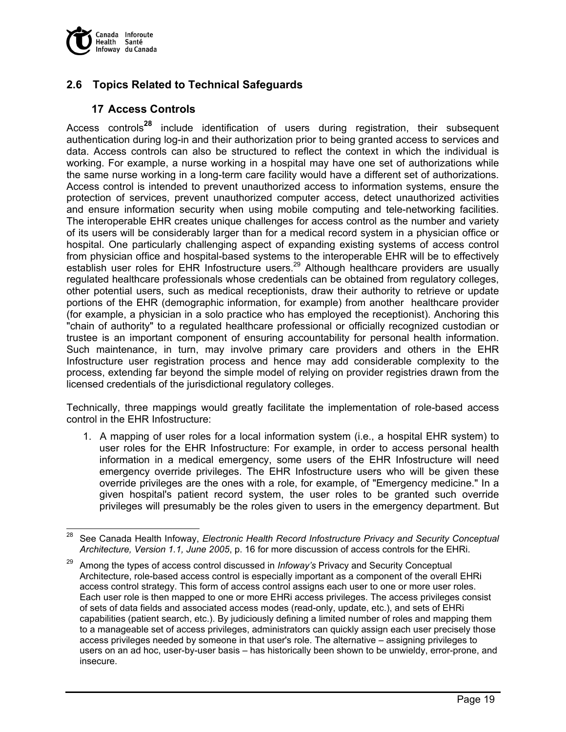## 2.6 Topics Related to Technical Safeguards

### 17 Access Controls

Access controls[28] include identification of users during registration, their subsequent authentication during log-in and their authorization prior to being granted access to services and data. Access controls can also be structured to reflect the context in which the individual is working. For example, a nurse working in a hospital may have one set of authorizations while the same nurse working in a long-term care facility would have a different set of authorizations. Access control is intended to prevent unauthorized access to information systems, ensure the protection of services, prevent unauthorized computer access, detect unauthorized activities and ensure information security when using mobile computing and tele-networking facilities. The interoperable EHR creates unique challenges for access control as the number and variety of its users will be considerably larger than for a medical record system in a physician office or hospital. One particularly challenging aspect of expanding existing systems of access control from physician office and hospital-based systems to the interoperable EHR will be to effectively establish user roles for EHR Infostructure users.[29] Although healthcare providers are usually regulated healthcare professionals whose credentials can be obtained from regulatory colleges, other potential users, such as medical receptionists, draw their authority to retrieve or update portions of the EHR (demographic information, for example) from another healthcare provider (for example, a physician in a solo practice who has employed the receptionist). Anchoring this "chain of authority" to a regulated healthcare professional or officially recognized custodian or trustee is an important component of ensuring accountability for personal health information. Such maintenance, in turn, may involve primary care providers and others in the EHR Infostructure user registration process and hence may add considerable complexity to the process, extending far beyond the simple model of relying on provider registries drawn from the licensed credentials of the jurisdictional regulatory colleges.

Technically, three mappings would greatly facilitate the implementation of role-based access control in the EHR Infostructure:

1. A mapping of user roles for a local information system (i.e., a hospital EHR system) to user roles for the EHR Infostructure: For example, in order to access personal health information in a medical emergency, some users of the EHR Infostructure will need emergency override privileges. The EHR Infostructure users who will be given these override privileges are the ones with a role, for example, of "Emergency medicine." In a given hospital's patient record system, the user roles to be granted such override privileges will presumably be the roles given to users in the emergency department. But

---

[28] See Canada Health Infoway, *Electronic Health Record Infostructure Privacy and Security Conceptual Architecture, Version 1.1, June 2005*, p. 16 for more discussion of access controls for the EHRi.

[29] Among the types of access control discussed in *Infoway's* Privacy and Security Conceptual Architecture, role-based access control is especially important as a component of the overall EHRi access control strategy. This form of access control assigns each user to one or more user roles. Each user role is then mapped to one or more EHRi access privileges. The access privileges consist of sets of data fields and associated access modes (read-only, update, etc.), and sets of EHRi capabilities (patient search, etc.). By judiciously defining a limited number of roles and mapping them to a manageable set of access privileges, administrators can quickly assign each user precisely those access privileges needed by someone in that user's role. The alternative – assigning privileges to users on an ad hoc, user-by-user basis – has historically been shown to be unwieldy, error-prone, and insecure.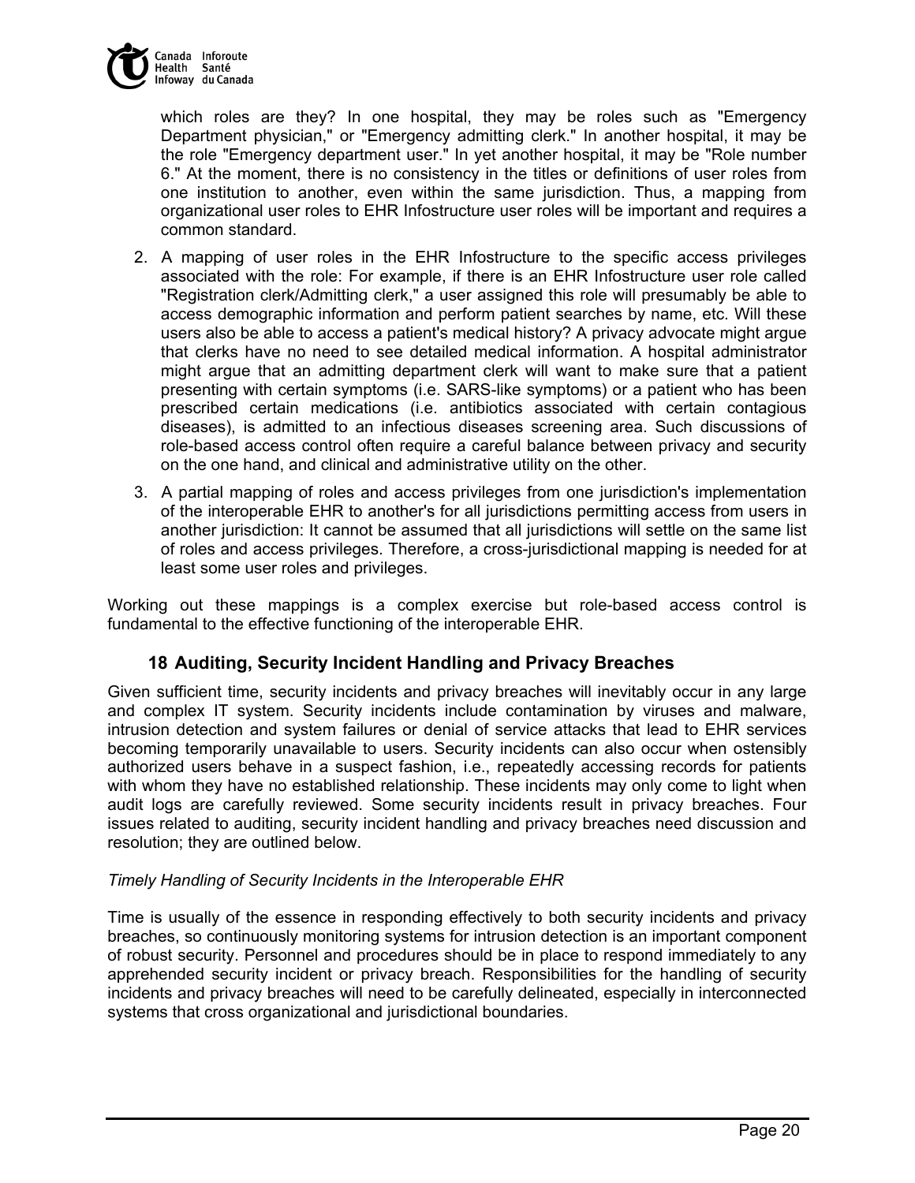which roles are they? In one hospital, they may be roles such as "Emergency Department physician," or "Emergency admitting clerk." In another hospital, it may be the role "Emergency department user." In yet another hospital, it may be "Role number 6." At the moment, there is no consistency in the titles or definitions of user roles from one institution to another, even within the same jurisdiction. Thus, a mapping from organizational user roles to EHR Infostructure user roles will be important and requires a common standard.

2. A mapping of user roles in the EHR Infostructure to the specific access privileges associated with the role: For example, if there is an EHR Infostructure user role called "Registration clerk/Admitting clerk," a user assigned this role will presumably be able to access demographic information and perform patient searches by name, etc. Will these users also be able to access a patient's medical history? A privacy advocate might argue that clerks have no need to see detailed medical information. A hospital administrator might argue that an admitting department clerk will want to make sure that a patient presenting with certain symptoms (i.e. SARS-like symptoms) or a patient who has been prescribed certain medications (i.e. antibiotics associated with certain contagious diseases), is admitted to an infectious diseases screening area. Such discussions of role-based access control often require a careful balance between privacy and security on the one hand, and clinical and administrative utility on the other.
3. A partial mapping of roles and access privileges from one jurisdiction's implementation of the interoperable EHR to another's for all jurisdictions permitting access from users in another jurisdiction: It cannot be assumed that all jurisdictions will settle on the same list of roles and access privileges. Therefore, a cross-jurisdictional mapping is needed for at least some user roles and privileges.

Working out these mappings is a complex exercise but role-based access control is fundamental to the effective functioning of the interoperable EHR.

## 18 Auditing, Security Incident Handling and Privacy Breaches

Given sufficient time, security incidents and privacy breaches will inevitably occur in any large and complex IT system. Security incidents include contamination by viruses and malware, intrusion detection and system failures or denial of service attacks that lead to EHR services becoming temporarily unavailable to users. Security incidents can also occur when ostensibly authorized users behave in a suspect fashion, i.e., repeatedly accessing records for patients with whom they have no established relationship. These incidents may only come to light when audit logs are carefully reviewed. Some security incidents result in privacy breaches. Four issues related to auditing, security incident handling and privacy breaches need discussion and resolution; they are outlined below.

*Timely Handling of Security Incidents in the Interoperable EHR*

Time is usually of the essence in responding effectively to both security incidents and privacy breaches, so continuously monitoring systems for intrusion detection is an important component of robust security. Personnel and procedures should be in place to respond immediately to any apprehended security incident or privacy breach. Responsibilities for the handling of security incidents and privacy breaches will need to be carefully delineated, especially in interconnected systems that cross organizational and jurisdictional boundaries.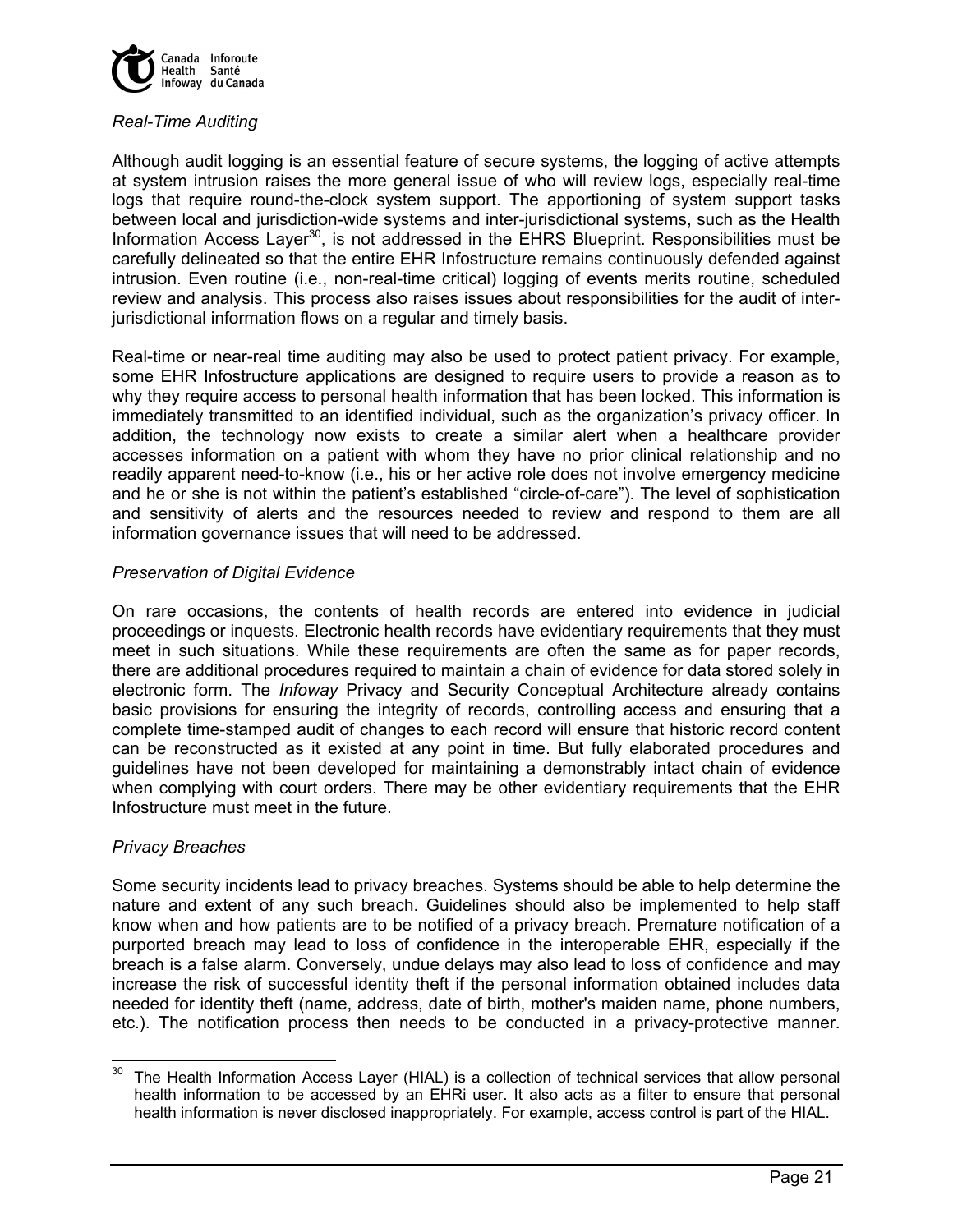*Real-Time Auditing*

Although audit logging is an essential feature of secure systems, the logging of active attempts at system intrusion raises the more general issue of who will review logs, especially real-time logs that require round-the-clock system support. The apportioning of system support tasks between local and jurisdiction-wide systems and inter-jurisdictional systems, such as the Health Information Access Layer[30], is not addressed in the EHRS Blueprint. Responsibilities must be carefully delineated so that the entire EHR Infostructure remains continuously defended against intrusion. Even routine (i.e., non-real-time critical) logging of events merits routine, scheduled review and analysis. This process also raises issues about responsibilities for the audit of inter-jurisdictional information flows on a regular and timely basis.

Real-time or near-real time auditing may also be used to protect patient privacy. For example, some EHR Infostructure applications are designed to require users to provide a reason as to why they require access to personal health information that has been locked. This information is immediately transmitted to an identified individual, such as the organization's privacy officer. In addition, the technology now exists to create a similar alert when a healthcare provider accesses information on a patient with whom they have no prior clinical relationship and no readily apparent need-to-know (i.e., his or her active role does not involve emergency medicine and he or she is not within the patient's established "circle-of-care"). The level of sophistication and sensitivity of alerts and the resources needed to review and respond to them are all information governance issues that will need to be addressed.

*Preservation of Digital Evidence*

On rare occasions, the contents of health records are entered into evidence in judicial proceedings or inquests. Electronic health records have evidentiary requirements that they must meet in such situations. While these requirements are often the same as for paper records, there are additional procedures required to maintain a chain of evidence for data stored solely in electronic form. The *Infoway* Privacy and Security Conceptual Architecture already contains basic provisions for ensuring the integrity of records, controlling access and ensuring that a complete time-stamped audit of changes to each record will ensure that historic record content can be reconstructed as it existed at any point in time. But fully elaborated procedures and guidelines have not been developed for maintaining a demonstrably intact chain of evidence when complying with court orders. There may be other evidentiary requirements that the EHR Infostructure must meet in the future.

*Privacy Breaches*

Some security incidents lead to privacy breaches. Systems should be able to help determine the nature and extent of any such breach. Guidelines should also be implemented to help staff know when and how patients are to be notified of a privacy breach. Premature notification of a purported breach may lead to loss of confidence in the interoperable EHR, especially if the breach is a false alarm. Conversely, undue delays may also lead to loss of confidence and may increase the risk of successful identity theft if the personal information obtained includes data needed for identity theft (name, address, date of birth, mother's maiden name, phone numbers, etc.). The notification process then needs to be conducted in a privacy-protective manner.

---

[30] The Health Information Access Layer (HIAL) is a collection of technical services that allow personal health information to be accessed by an EHRi user. It also acts as a filter to ensure that personal health information is never disclosed inappropriately. For example, access control is part of the HIAL.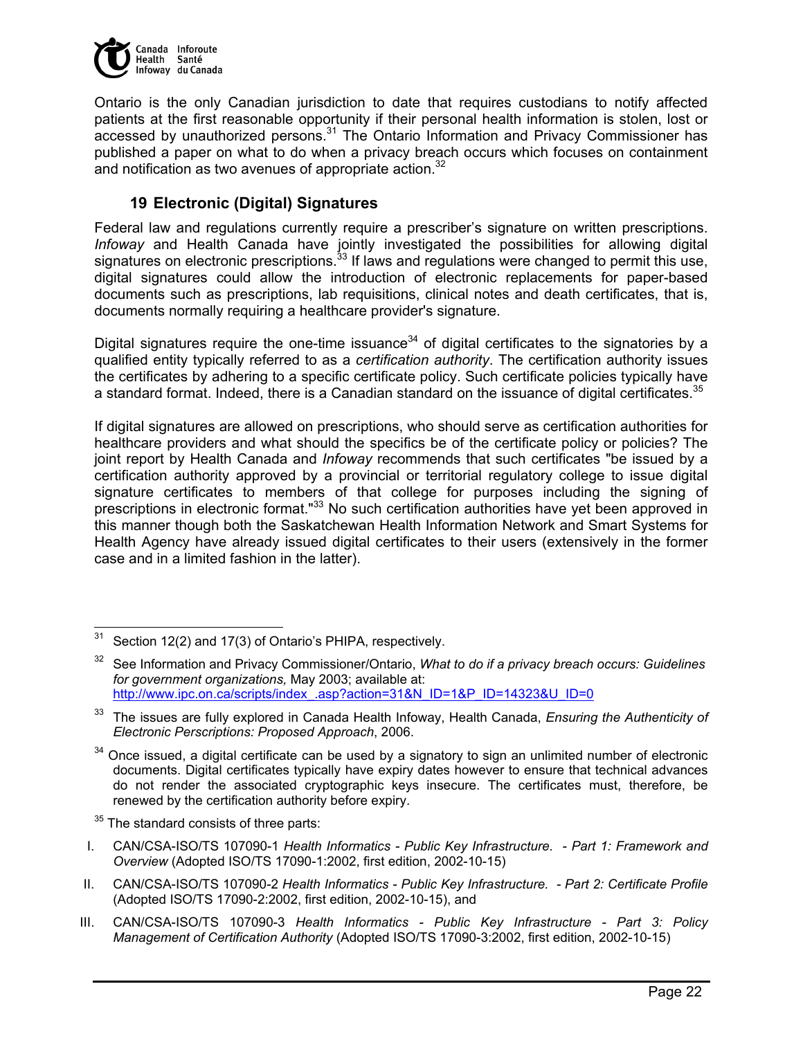Ontario is the only Canadian jurisdiction to date that requires custodians to notify affected patients at the first reasonable opportunity if their personal health information is stolen, lost or accessed by unauthorized persons.[31] The Ontario Information and Privacy Commissioner has published a paper on what to do when a privacy breach occurs which focuses on containment and notification as two avenues of appropriate action.[32]

## 19 Electronic (Digital) Signatures

Federal law and regulations currently require a prescriber's signature on written prescriptions. *Infoway* and Health Canada have jointly investigated the possibilities for allowing digital signatures on electronic prescriptions.[33] If laws and regulations were changed to permit this use, digital signatures could allow the introduction of electronic replacements for paper-based documents such as prescriptions, lab requisitions, clinical notes and death certificates, that is, documents normally requiring a healthcare provider's signature.

Digital signatures require the one-time issuance[34] of digital certificates to the signatories by a qualified entity typically referred to as a *certification authority*. The certification authority issues the certificates by adhering to a specific certificate policy. Such certificate policies typically have a standard format. Indeed, there is a Canadian standard on the issuance of digital certificates.[35]

If digital signatures are allowed on prescriptions, who should serve as certification authorities for healthcare providers and what should the specifics be of the certificate policy or policies? The joint report by Health Canada and *Infoway* recommends that such certificates "be issued by a certification authority approved by a provincial or territorial regulatory college to issue digital signature certificates to members of that college for purposes including the signing of prescriptions in electronic format."[33] No such certification authorities have yet been approved in this manner though both the Saskatchewan Health Information Network and Smart Systems for Health Agency have already issued digital certificates to their users (extensively in the former case and in a limited fashion in the latter).

---

[31] Section 12(2) and 17(3) of Ontario's PHIPA, respectively.

[32] See Information and Privacy Commissioner/Ontario, *What to do if a privacy breach occurs: Guidelines for government organizations,* May 2003; available at: http://www.ipc.on.ca/scripts/index_.asp?action=31&N_ID=1&P_ID=14323&U_ID=0

[33] The issues are fully explored in Canada Health Infoway, Health Canada, *Ensuring the Authenticity of Electronic Perscriptions: Proposed Approach*, 2006.

[34] Once issued, a digital certificate can be used by a signatory to sign an unlimited number of electronic documents. Digital certificates typically have expiry dates however to ensure that technical advances do not render the associated cryptographic keys insecure. The certificates must, therefore, be renewed by the certification authority before expiry.

[35] The standard consists of three parts:

I. CAN/CSA-ISO/TS 107090-1 *Health Informatics - Public Key Infrastructure. - Part 1: Framework and Overview* (Adopted ISO/TS 17090-1:2002, first edition, 2002-10-15)

II. CAN/CSA-ISO/TS 107090-2 *Health Informatics - Public Key Infrastructure. - Part 2: Certificate Profile* (Adopted ISO/TS 17090-2:2002, first edition, 2002-10-15), and

III. CAN/CSA-ISO/TS 107090-3 *Health Informatics - Public Key Infrastructure - Part 3: Policy Management of Certification Authority* (Adopted ISO/TS 17090-3:2002, first edition, 2002-10-15)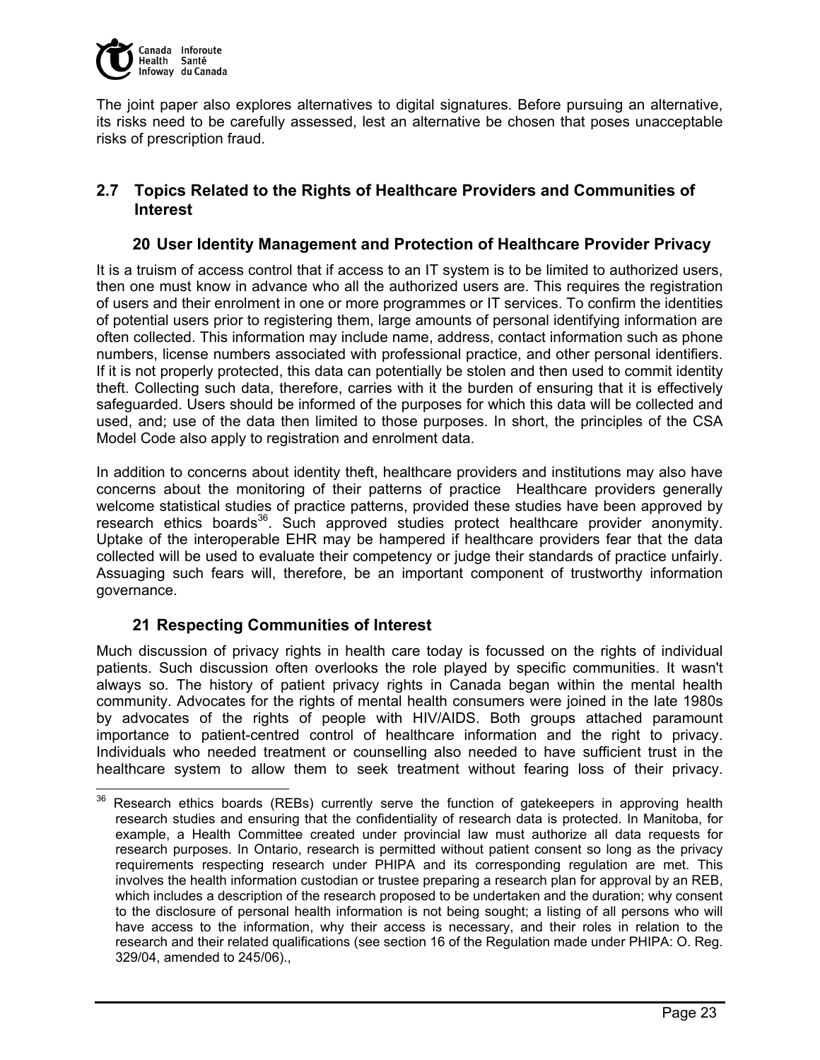The joint paper also explores alternatives to digital signatures. Before pursuing an alternative, its risks need to be carefully assessed, lest an alternative be chosen that poses unacceptable risks of prescription fraud.

## 2.7 Topics Related to the Rights of Healthcare Providers and Communities of Interest

### 20 User Identity Management and Protection of Healthcare Provider Privacy

It is a truism of access control that if access to an IT system is to be limited to authorized users, then one must know in advance who all the authorized users are. This requires the registration of users and their enrolment in one or more programmes or IT services. To confirm the identities of potential users prior to registering them, large amounts of personal identifying information are often collected. This information may include name, address, contact information such as phone numbers, license numbers associated with professional practice, and other personal identifiers. If it is not properly protected, this data can potentially be stolen and then used to commit identity theft. Collecting such data, therefore, carries with it the burden of ensuring that it is effectively safeguarded. Users should be informed of the purposes for which this data will be collected and used, and; use of the data then limited to those purposes. In short, the principles of the CSA Model Code also apply to registration and enrolment data.

In addition to concerns about identity theft, healthcare providers and institutions may also have concerns about the monitoring of their patterns of practice Healthcare providers generally welcome statistical studies of practice patterns, provided these studies have been approved by research ethics boards[36]. Such approved studies protect healthcare provider anonymity. Uptake of the interoperable EHR may be hampered if healthcare providers fear that the data collected will be used to evaluate their competency or judge their standards of practice unfairly. Assuaging such fears will, therefore, be an important component of trustworthy information governance.

### 21 Respecting Communities of Interest

Much discussion of privacy rights in health care today is focussed on the rights of individual patients. Such discussion often overlooks the role played by specific communities. It wasn't always so. The history of patient privacy rights in Canada began within the mental health community. Advocates for the rights of mental health consumers were joined in the late 1980s by advocates of the rights of people with HIV/AIDS. Both groups attached paramount importance to patient-centred control of healthcare information and the right to privacy. Individuals who needed treatment or counselling also needed to have sufficient trust in the healthcare system to allow them to seek treatment without fearing loss of their privacy.

---

[36] Research ethics boards (REBs) currently serve the function of gatekeepers in approving health research studies and ensuring that the confidentiality of research data is protected. In Manitoba, for example, a Health Committee created under provincial law must authorize all data requests for research purposes. In Ontario, research is permitted without patient consent so long as the privacy requirements respecting research under PHIPA and its corresponding regulation are met. This involves the health information custodian or trustee preparing a research plan for approval by an REB, which includes a description of the research proposed to be undertaken and the duration; why consent to the disclosure of personal health information is not being sought; a listing of all persons who will have access to the information, why their access is necessary, and their roles in relation to the research and their related qualifications (see section 16 of the Regulation made under PHIPA: O. Reg. 329/04, amended to 245/06).,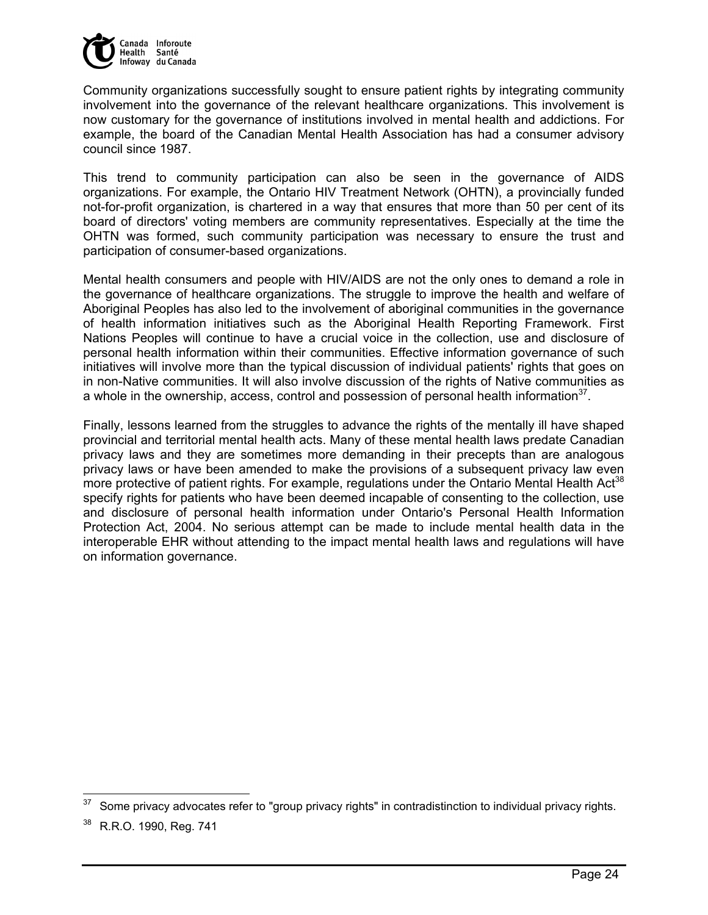Community organizations successfully sought to ensure patient rights by integrating community involvement into the governance of the relevant healthcare organizations. This involvement is now customary for the governance of institutions involved in mental health and addictions. For example, the board of the Canadian Mental Health Association has had a consumer advisory council since 1987.

This trend to community participation can also be seen in the governance of AIDS organizations. For example, the Ontario HIV Treatment Network (OHTN), a provincially funded not-for-profit organization, is chartered in a way that ensures that more than 50 per cent of its board of directors' voting members are community representatives. Especially at the time the OHTN was formed, such community participation was necessary to ensure the trust and participation of consumer-based organizations.

Mental health consumers and people with HIV/AIDS are not the only ones to demand a role in the governance of healthcare organizations. The struggle to improve the health and welfare of Aboriginal Peoples has also led to the involvement of aboriginal communities in the governance of health information initiatives such as the Aboriginal Health Reporting Framework. First Nations Peoples will continue to have a crucial voice in the collection, use and disclosure of personal health information within their communities. Effective information governance of such initiatives will involve more than the typical discussion of individual patients' rights that goes on in non-Native communities. It will also involve discussion of the rights of Native communities as a whole in the ownership, access, control and possession of personal health information[37].

Finally, lessons learned from the struggles to advance the rights of the mentally ill have shaped provincial and territorial mental health acts. Many of these mental health laws predate Canadian privacy laws and they are sometimes more demanding in their precepts than are analogous privacy laws or have been amended to make the provisions of a subsequent privacy law even more protective of patient rights. For example, regulations under the Ontario Mental Health Act[38] specify rights for patients who have been deemed incapable of consenting to the collection, use and disclosure of personal health information under Ontario's Personal Health Information Protection Act, 2004. No serious attempt can be made to include mental health data in the interoperable EHR without attending to the impact mental health laws and regulations will have on information governance.

---

[37] Some privacy advocates refer to "group privacy rights" in contradistinction to individual privacy rights.

[38] R.R.O. 1990, Reg. 741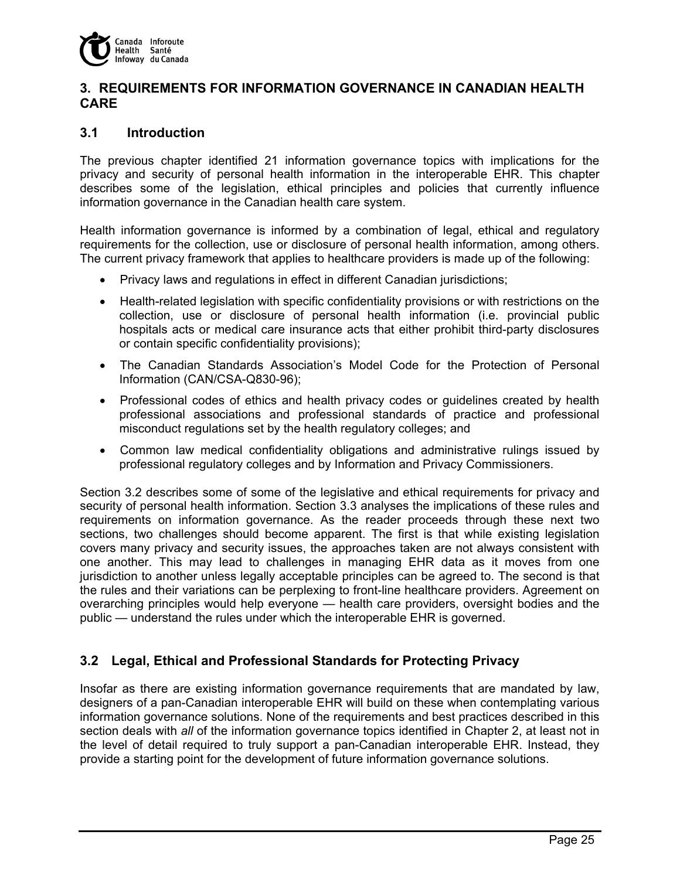## 3. REQUIREMENTS FOR INFORMATION GOVERNANCE IN CANADIAN HEALTH CARE

### 3.1 Introduction

The previous chapter identified 21 information governance topics with implications for the privacy and security of personal health information in the interoperable EHR. This chapter describes some of the legislation, ethical principles and policies that currently influence information governance in the Canadian health care system.

Health information governance is informed by a combination of legal, ethical and regulatory requirements for the collection, use or disclosure of personal health information, among others. The current privacy framework that applies to healthcare providers is made up of the following:

- Privacy laws and regulations in effect in different Canadian jurisdictions;
- Health-related legislation with specific confidentiality provisions or with restrictions on the collection, use or disclosure of personal health information (i.e. provincial public hospitals acts or medical care insurance acts that either prohibit third-party disclosures or contain specific confidentiality provisions);
- The Canadian Standards Association's Model Code for the Protection of Personal Information (CAN/CSA-Q830-96);
- Professional codes of ethics and health privacy codes or guidelines created by health professional associations and professional standards of practice and professional misconduct regulations set by the health regulatory colleges; and
- Common law medical confidentiality obligations and administrative rulings issued by professional regulatory colleges and by Information and Privacy Commissioners.

Section 3.2 describes some of some of the legislative and ethical requirements for privacy and security of personal health information. Section 3.3 analyses the implications of these rules and requirements on information governance. As the reader proceeds through these next two sections, two challenges should become apparent. The first is that while existing legislation covers many privacy and security issues, the approaches taken are not always consistent with one another. This may lead to challenges in managing EHR data as it moves from one jurisdiction to another unless legally acceptable principles can be agreed to. The second is that the rules and their variations can be perplexing to front-line healthcare providers. Agreement on overarching principles would help everyone — health care providers, oversight bodies and the public — understand the rules under which the interoperable EHR is governed.

### 3.2 Legal, Ethical and Professional Standards for Protecting Privacy

Insofar as there are existing information governance requirements that are mandated by law, designers of a pan-Canadian interoperable EHR will build on these when contemplating various information governance solutions. None of the requirements and best practices described in this section deals with *all* of the information governance topics identified in Chapter 2, at least not in the level of detail required to truly support a pan-Canadian interoperable EHR. Instead, they provide a starting point for the development of future information governance solutions.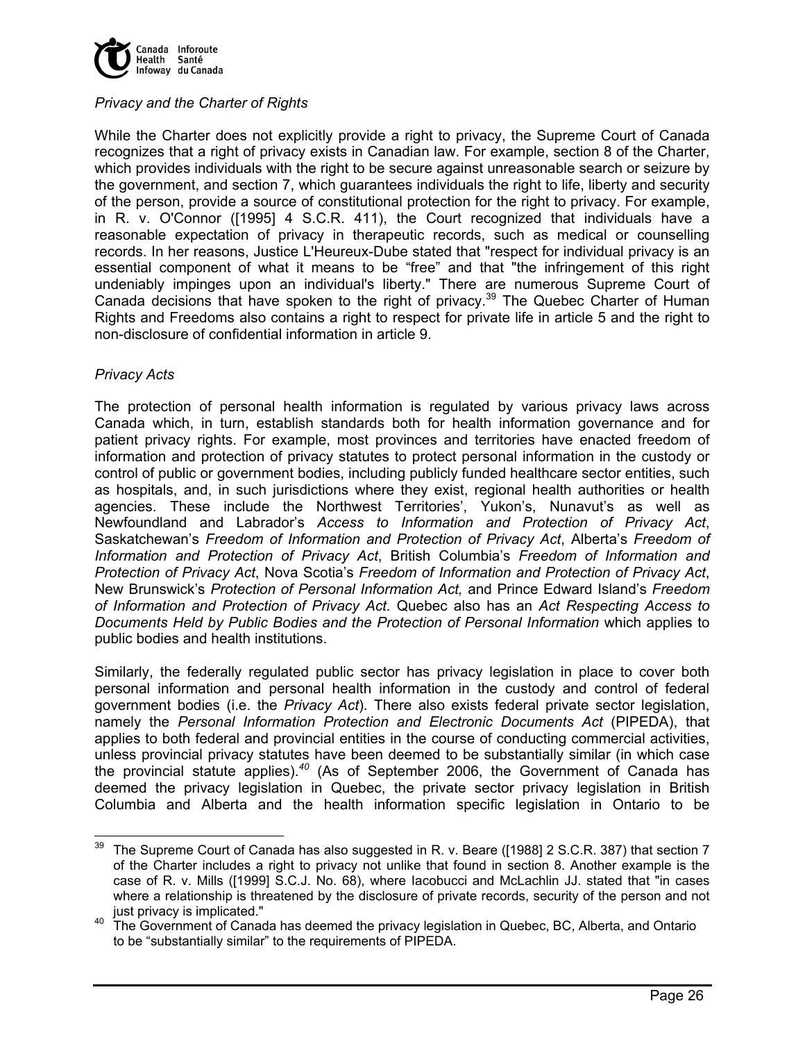*Privacy and the Charter of Rights*

While the Charter does not explicitly provide a right to privacy, the Supreme Court of Canada recognizes that a right of privacy exists in Canadian law. For example, section 8 of the Charter, which provides individuals with the right to be secure against unreasonable search or seizure by the government, and section 7, which guarantees individuals the right to life, liberty and security of the person, provide a source of constitutional protection for the right to privacy. For example, in R. v. O'Connor ([1995] 4 S.C.R. 411), the Court recognized that individuals have a reasonable expectation of privacy in therapeutic records, such as medical or counselling records. In her reasons, Justice L'Heureux-Dube stated that "respect for individual privacy is an essential component of what it means to be "free" and that "the infringement of this right undeniably impinges upon an individual's liberty." There are numerous Supreme Court of Canada decisions that have spoken to the right of privacy.[39] The Quebec Charter of Human Rights and Freedoms also contains a right to respect for private life in article 5 and the right to non-disclosure of confidential information in article 9.

*Privacy Acts*

The protection of personal health information is regulated by various privacy laws across Canada which, in turn, establish standards both for health information governance and for patient privacy rights. For example, most provinces and territories have enacted freedom of information and protection of privacy statutes to protect personal information in the custody or control of public or government bodies, including publicly funded healthcare sector entities, such as hospitals, and, in such jurisdictions where they exist, regional health authorities or health agencies. These include the Northwest Territories', Yukon's, Nunavut's as well as Newfoundland and Labrador's *Access to Information and Protection of Privacy Act*, Saskatchewan's *Freedom of Information and Protection of Privacy Act*, Alberta's *Freedom of Information and Protection of Privacy Act*, British Columbia's *Freedom of Information and Protection of Privacy Act*, Nova Scotia's *Freedom of Information and Protection of Privacy Act*, New Brunswick's *Protection of Personal Information Act,* and Prince Edward Island's *Freedom of Information and Protection of Privacy Act.* Quebec also has an *Act Respecting Access to Documents Held by Public Bodies and the Protection of Personal Information* which applies to public bodies and health institutions.

Similarly, the federally regulated public sector has privacy legislation in place to cover both personal information and personal health information in the custody and control of federal government bodies (i.e. the *Privacy Act*). There also exists federal private sector legislation, namely the *Personal Information Protection and Electronic Documents Act* (PIPEDA), that applies to both federal and provincial entities in the course of conducting commercial activities, unless provincial privacy statutes have been deemed to be substantially similar (in which case the provincial statute applies).[40] (As of September 2006, the Government of Canada has deemed the privacy legislation in Quebec, the private sector privacy legislation in British Columbia and Alberta and the health information specific legislation in Ontario to be

---

[39] The Supreme Court of Canada has also suggested in R. v. Beare ([1988] 2 S.C.R. 387) that section 7 of the Charter includes a right to privacy not unlike that found in section 8. Another example is the case of R. v. Mills ([1999] S.C.J. No. 68), where Iacobucci and McLachlin JJ. stated that "in cases where a relationship is threatened by the disclosure of private records, security of the person and not just privacy is implicated."

[40] The Government of Canada has deemed the privacy legislation in Quebec, BC, Alberta, and Ontario to be "substantially similar" to the requirements of PIPEDA.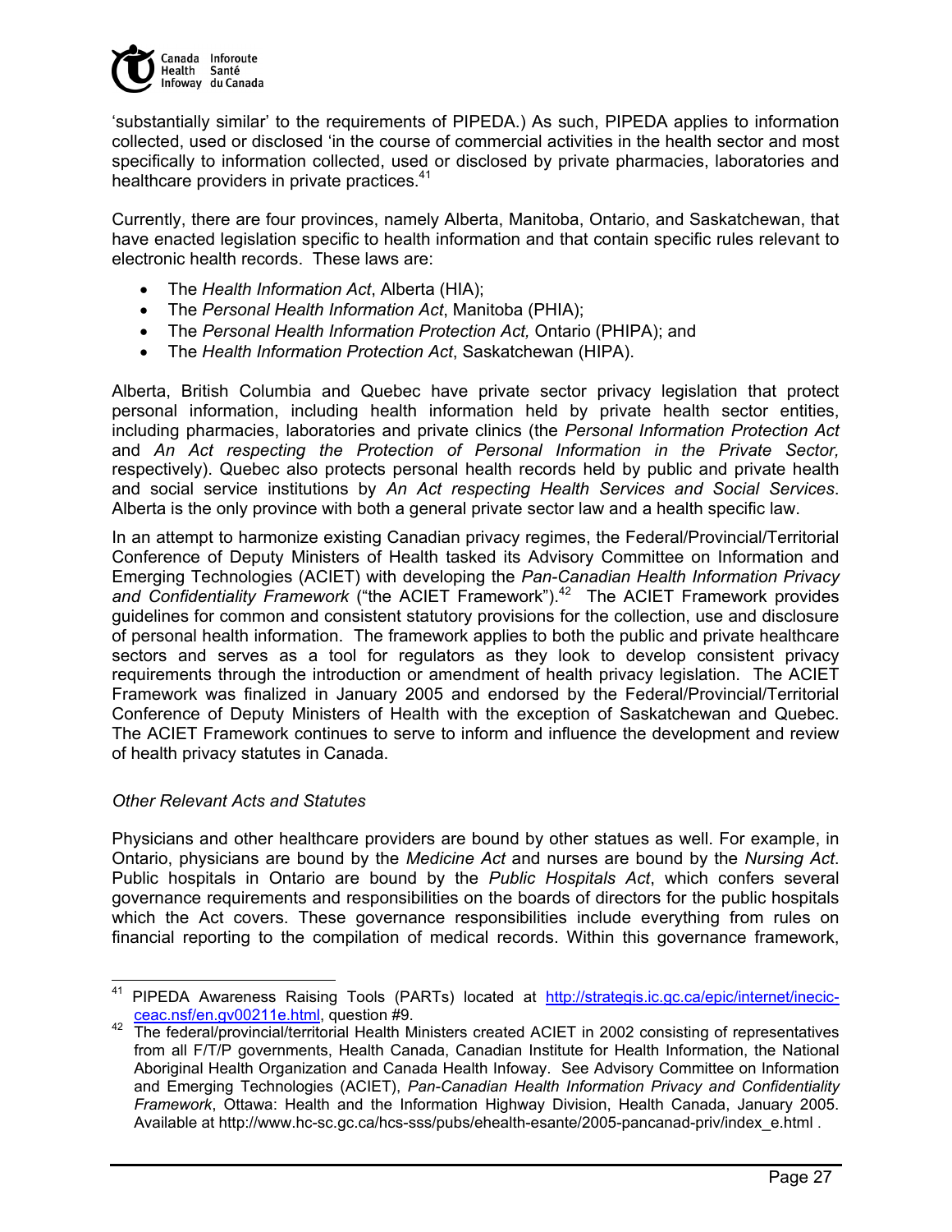'substantially similar' to the requirements of PIPEDA.) As such, PIPEDA applies to information collected, used or disclosed 'in the course of commercial activities in the health sector and most specifically to information collected, used or disclosed by private pharmacies, laboratories and healthcare providers in private practices.[41]

Currently, there are four provinces, namely Alberta, Manitoba, Ontario, and Saskatchewan, that have enacted legislation specific to health information and that contain specific rules relevant to electronic health records. These laws are:

- The *Health Information Act*, Alberta (HIA);
- The *Personal Health Information Act*, Manitoba (PHIA);
- The *Personal Health Information Protection Act,* Ontario (PHIPA); and
- The *Health Information Protection Act*, Saskatchewan (HIPA).

Alberta, British Columbia and Quebec have private sector privacy legislation that protect personal information, including health information held by private health sector entities, including pharmacies, laboratories and private clinics (the *Personal Information Protection Act* and *An Act respecting the Protection of Personal Information in the Private Sector,* respectively). Quebec also protects personal health records held by public and private health and social service institutions by *An Act respecting Health Services and Social Services*. Alberta is the only province with both a general private sector law and a health specific law.

In an attempt to harmonize existing Canadian privacy regimes, the Federal/Provincial/Territorial Conference of Deputy Ministers of Health tasked its Advisory Committee on Information and Emerging Technologies (ACIET) with developing the *Pan-Canadian Health Information Privacy and Confidentiality Framework* ("the ACIET Framework").[42] The ACIET Framework provides guidelines for common and consistent statutory provisions for the collection, use and disclosure of personal health information. The framework applies to both the public and private healthcare sectors and serves as a tool for regulators as they look to develop consistent privacy requirements through the introduction or amendment of health privacy legislation. The ACIET Framework was finalized in January 2005 and endorsed by the Federal/Provincial/Territorial Conference of Deputy Ministers of Health with the exception of Saskatchewan and Quebec. The ACIET Framework continues to serve to inform and influence the development and review of health privacy statutes in Canada.

*Other Relevant Acts and Statutes*

Physicians and other healthcare providers are bound by other statues as well. For example, in Ontario, physicians are bound by the *Medicine Act* and nurses are bound by the *Nursing Act*. Public hospitals in Ontario are bound by the *Public Hospitals Act*, which confers several governance requirements and responsibilities on the boards of directors for the public hospitals which the Act covers. These governance responsibilities include everything from rules on financial reporting to the compilation of medical records. Within this governance framework,

---

[41] PIPEDA Awareness Raising Tools (PARTs) located at http://strategis.ic.gc.ca/epic/internet/inecic-ceac.nsf/en.gv00211e.html, question #9.

[42] The federal/provincial/territorial Health Ministers created ACIET in 2002 consisting of representatives from all F/T/P governments, Health Canada, Canadian Institute for Health Information, the National Aboriginal Health Organization and Canada Health Infoway. See Advisory Committee on Information and Emerging Technologies (ACIET), *Pan-Canadian Health Information Privacy and Confidentiality Framework*, Ottawa: Health and the Information Highway Division, Health Canada, January 2005. Available at http://www.hc-sc.gc.ca/hcs-sss/pubs/ehealth-esante/2005-pancanad-priv/index_e.html .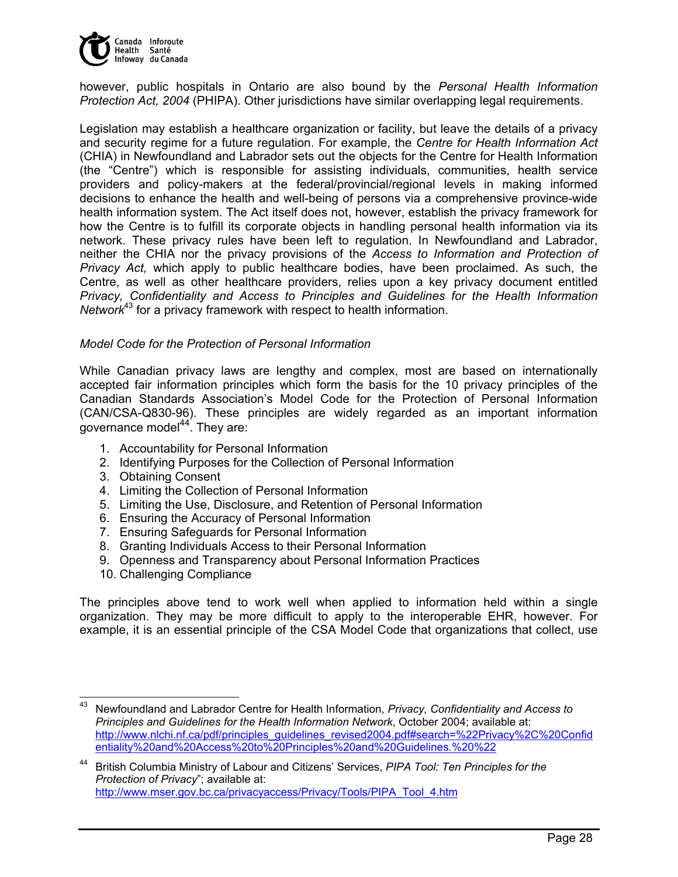however, public hospitals in Ontario are also bound by the *Personal Health Information Protection Act, 2004* (PHIPA). Other jurisdictions have similar overlapping legal requirements.

Legislation may establish a healthcare organization or facility, but leave the details of a privacy and security regime for a future regulation. For example, the *Centre for Health Information Act* (CHIA) in Newfoundland and Labrador sets out the objects for the Centre for Health Information (the "Centre") which is responsible for assisting individuals, communities, health service providers and policy-makers at the federal/provincial/regional levels in making informed decisions to enhance the health and well-being of persons via a comprehensive province-wide health information system. The Act itself does not, however, establish the privacy framework for how the Centre is to fulfill its corporate objects in handling personal health information via its network. These privacy rules have been left to regulation. In Newfoundland and Labrador, neither the CHIA nor the privacy provisions of the *Access to Information and Protection of Privacy Act,* which apply to public healthcare bodies, have been proclaimed. As such, the Centre, as well as other healthcare providers, relies upon a key privacy document entitled *Privacy, Confidentiality and Access to Principles and Guidelines for the Health Information Network*[43] for a privacy framework with respect to health information.

*Model Code for the Protection of Personal Information*

While Canadian privacy laws are lengthy and complex, most are based on internationally accepted fair information principles which form the basis for the 10 privacy principles of the Canadian Standards Association's Model Code for the Protection of Personal Information (CAN/CSA-Q830-96). These principles are widely regarded as an important information governance model[44]. They are:

1. Accountability for Personal Information
2. Identifying Purposes for the Collection of Personal Information
3. Obtaining Consent
4. Limiting the Collection of Personal Information
5. Limiting the Use, Disclosure, and Retention of Personal Information
6. Ensuring the Accuracy of Personal Information
7. Ensuring Safeguards for Personal Information
8. Granting Individuals Access to their Personal Information
9. Openness and Transparency about Personal Information Practices
10. Challenging Compliance

The principles above tend to work well when applied to information held within a single organization. They may be more difficult to apply to the interoperable EHR, however. For example, it is an essential principle of the CSA Model Code that organizations that collect, use

---

[43] Newfoundland and Labrador Centre for Health Information, *Privacy, Confidentiality and Access to Principles and Guidelines for the Health Information Network*, October 2004; available at: http://www.nlchi.nf.ca/pdf/principles_guidelines_revised2004.pdf#search=%22Privacy%2C%20Confidentiality%20and%20Access%20to%20Principles%20and%20Guidelines.%20%22

[44] British Columbia Ministry of Labour and Citizens' Services, *PIPA Tool: Ten Principles for the Protection of Privacy*"; available at: http://www.mser.gov.bc.ca/privacyaccess/Privacy/Tools/PIPA_Tool_4.htm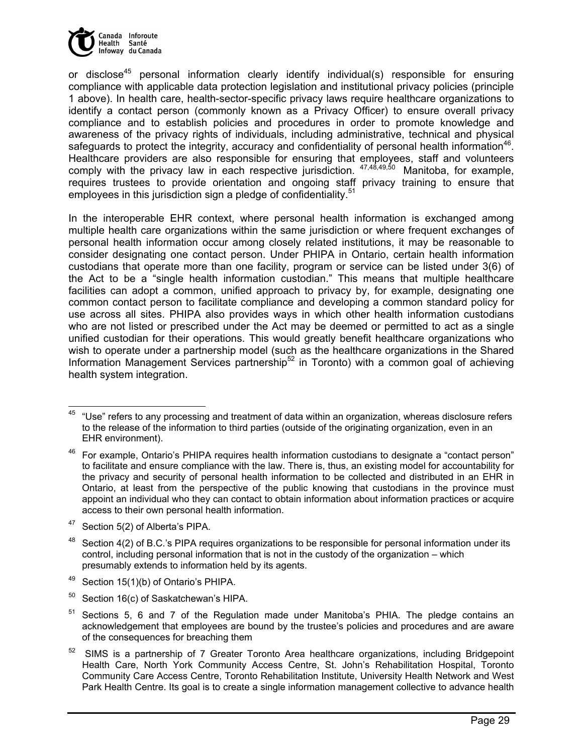or disclose[45] personal information clearly identify individual(s) responsible for ensuring compliance with applicable data protection legislation and institutional privacy policies (principle 1 above). In health care, health-sector-specific privacy laws require healthcare organizations to identify a contact person (commonly known as a Privacy Officer) to ensure overall privacy compliance and to establish policies and procedures in order to promote knowledge and awareness of the privacy rights of individuals, including administrative, technical and physical safeguards to protect the integrity, accuracy and confidentiality of personal health information[46]. Healthcare providers are also responsible for ensuring that employees, staff and volunteers comply with the privacy law in each respective jurisdiction. [47,48,49,50] Manitoba, for example, requires trustees to provide orientation and ongoing staff privacy training to ensure that employees in this jurisdiction sign a pledge of confidentiality.[51]

In the interoperable EHR context, where personal health information is exchanged among multiple health care organizations within the same jurisdiction or where frequent exchanges of personal health information occur among closely related institutions, it may be reasonable to consider designating one contact person. Under PHIPA in Ontario, certain health information custodians that operate more than one facility, program or service can be listed under 3(6) of the Act to be a "single health information custodian." This means that multiple healthcare facilities can adopt a common, unified approach to privacy by, for example, designating one common contact person to facilitate compliance and developing a common standard policy for use across all sites. PHIPA also provides ways in which other health information custodians who are not listed or prescribed under the Act may be deemed or permitted to act as a single unified custodian for their operations. This would greatly benefit healthcare organizations who wish to operate under a partnership model (such as the healthcare organizations in the Shared Information Management Services partnership[52] in Toronto) with a common goal of achieving health system integration.

---

[45] "Use" refers to any processing and treatment of data within an organization, whereas disclosure refers to the release of the information to third parties (outside of the originating organization, even in an EHR environment).

[46] For example, Ontario's PHIPA requires health information custodians to designate a "contact person" to facilitate and ensure compliance with the law. There is, thus, an existing model for accountability for the privacy and security of personal health information to be collected and distributed in an EHR in Ontario, at least from the perspective of the public knowing that custodians in the province must appoint an individual who they can contact to obtain information about information practices or acquire access to their own personal health information.

[47] Section 5(2) of Alberta's PIPA.

[48] Section 4(2) of B.C.'s PIPA requires organizations to be responsible for personal information under its control, including personal information that is not in the custody of the organization – which presumably extends to information held by its agents.

[49] Section 15(1)(b) of Ontario's PHIPA.

[50] Section 16(c) of Saskatchewan's HIPA.

[51] Sections 5, 6 and 7 of the Regulation made under Manitoba's PHIA. The pledge contains an acknowledgement that employees are bound by the trustee's policies and procedures and are aware of the consequences for breaching them

[52] SIMS is a partnership of 7 Greater Toronto Area healthcare organizations, including Bridgepoint Health Care, North York Community Access Centre, St. John's Rehabilitation Hospital, Toronto Community Care Access Centre, Toronto Rehabilitation Institute, University Health Network and West Park Health Centre. Its goal is to create a single information management collective to advance health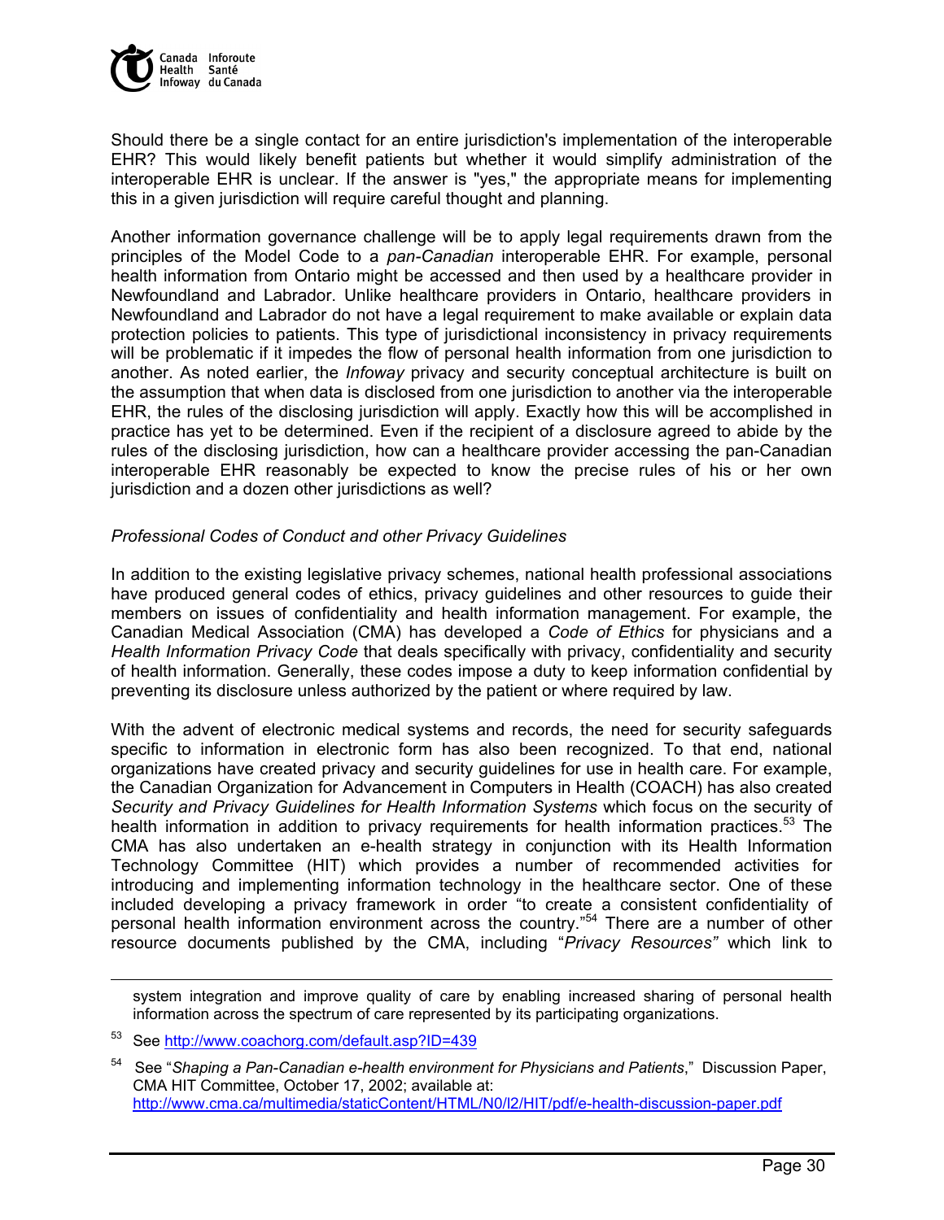Should there be a single contact for an entire jurisdiction's implementation of the interoperable EHR? This would likely benefit patients but whether it would simplify administration of the interoperable EHR is unclear. If the answer is "yes," the appropriate means for implementing this in a given jurisdiction will require careful thought and planning.

Another information governance challenge will be to apply legal requirements drawn from the principles of the Model Code to a *pan-Canadian* interoperable EHR. For example, personal health information from Ontario might be accessed and then used by a healthcare provider in Newfoundland and Labrador. Unlike healthcare providers in Ontario, healthcare providers in Newfoundland and Labrador do not have a legal requirement to make available or explain data protection policies to patients. This type of jurisdictional inconsistency in privacy requirements will be problematic if it impedes the flow of personal health information from one jurisdiction to another. As noted earlier, the *Infoway* privacy and security conceptual architecture is built on the assumption that when data is disclosed from one jurisdiction to another via the interoperable EHR, the rules of the disclosing jurisdiction will apply. Exactly how this will be accomplished in practice has yet to be determined. Even if the recipient of a disclosure agreed to abide by the rules of the disclosing jurisdiction, how can a healthcare provider accessing the pan-Canadian interoperable EHR reasonably be expected to know the precise rules of his or her own jurisdiction and a dozen other jurisdictions as well?

*Professional Codes of Conduct and other Privacy Guidelines*

In addition to the existing legislative privacy schemes, national health professional associations have produced general codes of ethics, privacy guidelines and other resources to guide their members on issues of confidentiality and health information management. For example, the Canadian Medical Association (CMA) has developed a *Code of Ethics* for physicians and a *Health Information Privacy Code* that deals specifically with privacy, confidentiality and security of health information. Generally, these codes impose a duty to keep information confidential by preventing its disclosure unless authorized by the patient or where required by law.

With the advent of electronic medical systems and records, the need for security safeguards specific to information in electronic form has also been recognized. To that end, national organizations have created privacy and security guidelines for use in health care. For example, the Canadian Organization for Advancement in Computers in Health (COACH) has also created *Security and Privacy Guidelines for Health Information Systems* which focus on the security of health information in addition to privacy requirements for health information practices.[53] The CMA has also undertaken an e-health strategy in conjunction with its Health Information Technology Committee (HIT) which provides a number of recommended activities for introducing and implementing information technology in the healthcare sector. One of these included developing a privacy framework in order "to create a consistent confidentiality of personal health information environment across the country."[54] There are a number of other resource documents published by the CMA, including "*Privacy Resources"* which link to

---

system integration and improve quality of care by enabling increased sharing of personal health information across the spectrum of care represented by its participating organizations.

[53] See http://www.coachorg.com/default.asp?ID=439

[54] See "*Shaping a Pan-Canadian e-health environment for Physicians and Patients*," Discussion Paper, CMA HIT Committee, October 17, 2002; available at: http://www.cma.ca/multimedia/staticContent/HTML/N0/l2/HIT/pdf/e-health-discussion-paper.pdf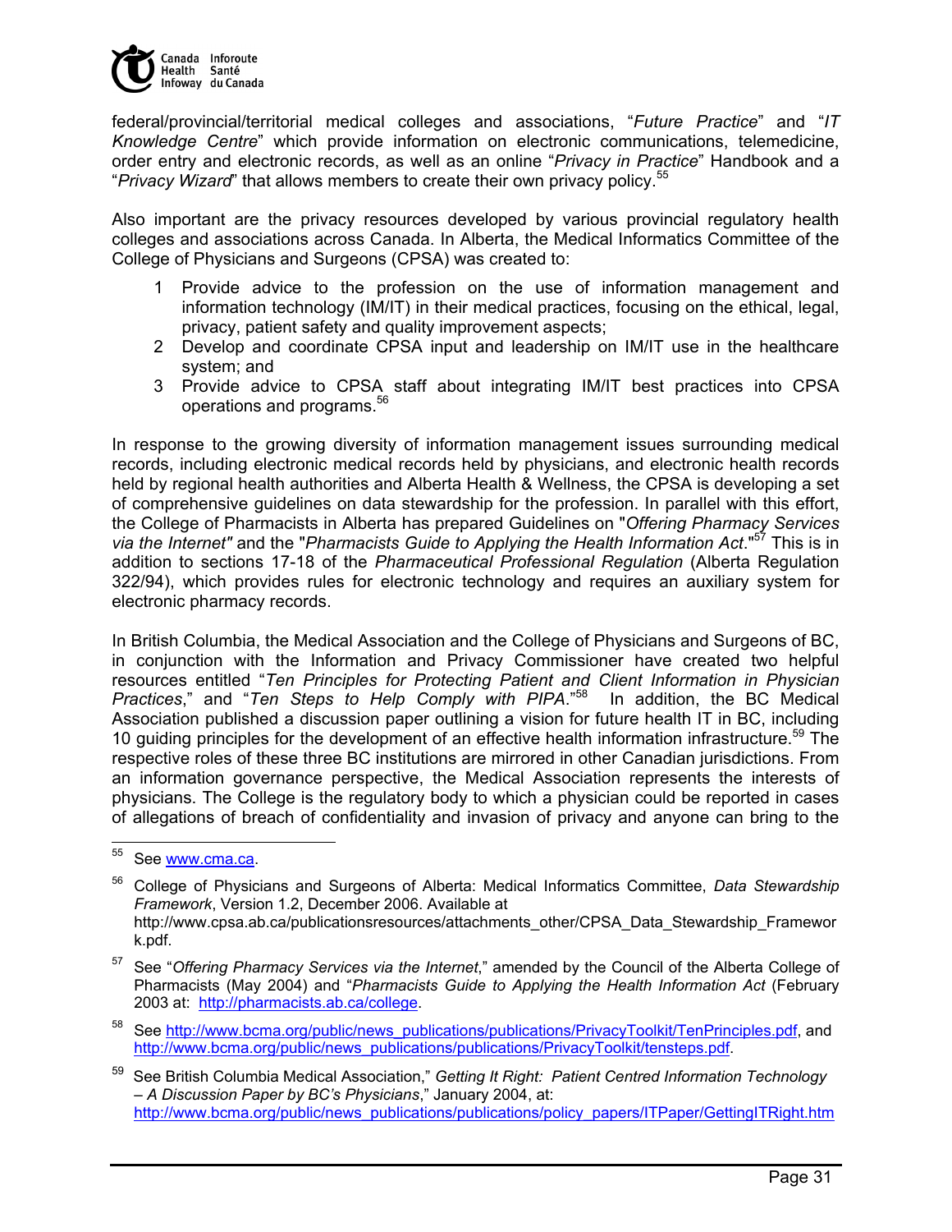federal/provincial/territorial medical colleges and associations, "*Future Practice*" and "*IT Knowledge Centre*" which provide information on electronic communications, telemedicine, order entry and electronic records, as well as an online "*Privacy in Practice*" Handbook and a "*Privacy Wizard*" that allows members to create their own privacy policy.[55]

Also important are the privacy resources developed by various provincial regulatory health colleges and associations across Canada. In Alberta, the Medical Informatics Committee of the College of Physicians and Surgeons (CPSA) was created to:

1 Provide advice to the profession on the use of information management and information technology (IM/IT) in their medical practices, focusing on the ethical, legal, privacy, patient safety and quality improvement aspects;
2 Develop and coordinate CPSA input and leadership on IM/IT use in the healthcare system; and
3 Provide advice to CPSA staff about integrating IM/IT best practices into CPSA operations and programs.[56]

In response to the growing diversity of information management issues surrounding medical records, including electronic medical records held by physicians, and electronic health records held by regional health authorities and Alberta Health & Wellness, the CPSA is developing a set of comprehensive guidelines on data stewardship for the profession. In parallel with this effort, the College of Pharmacists in Alberta has prepared Guidelines on "*Offering Pharmacy Services via the Internet"* and the "*Pharmacists Guide to Applying the Health Information Act*."[57] This is in addition to sections 17-18 of the *Pharmaceutical Professional Regulation* (Alberta Regulation 322/94), which provides rules for electronic technology and requires an auxiliary system for electronic pharmacy records.

In British Columbia, the Medical Association and the College of Physicians and Surgeons of BC, in conjunction with the Information and Privacy Commissioner have created two helpful resources entitled "*Ten Principles for Protecting Patient and Client Information in Physician Practices*," and "*Ten Steps to Help Comply with PIPA*."[58] In addition, the BC Medical Association published a discussion paper outlining a vision for future health IT in BC, including 10 guiding principles for the development of an effective health information infrastructure.[59] The respective roles of these three BC institutions are mirrored in other Canadian jurisdictions. From an information governance perspective, the Medical Association represents the interests of physicians. The College is the regulatory body to which a physician could be reported in cases of allegations of breach of confidentiality and invasion of privacy and anyone can bring to the

---

55 See www.cma.ca.

56 College of Physicians and Surgeons of Alberta: Medical Informatics Committee, *Data Stewardship Framework*, Version 1.2, December 2006. Available at http://www.cpsa.ab.ca/publicationsresources/attachments_other/CPSA_Data_Stewardship_Framework.pdf.

57 See "*Offering Pharmacy Services via the Internet*," amended by the Council of the Alberta College of Pharmacists (May 2004) and "*Pharmacists Guide to Applying the Health Information Act* (February 2003 at: http://pharmacists.ab.ca/college.

58 See http://www.bcma.org/public/news_publications/publications/PrivacyToolkit/TenPrinciples.pdf, and http://www.bcma.org/public/news_publications/publications/PrivacyToolkit/tensteps.pdf.

59 See British Columbia Medical Association," *Getting It Right: Patient Centred Information Technology – A Discussion Paper by BC's Physicians*," January 2004, at: http://www.bcma.org/public/news_publications/publications/policy_papers/ITPaper/GettingITRight.htm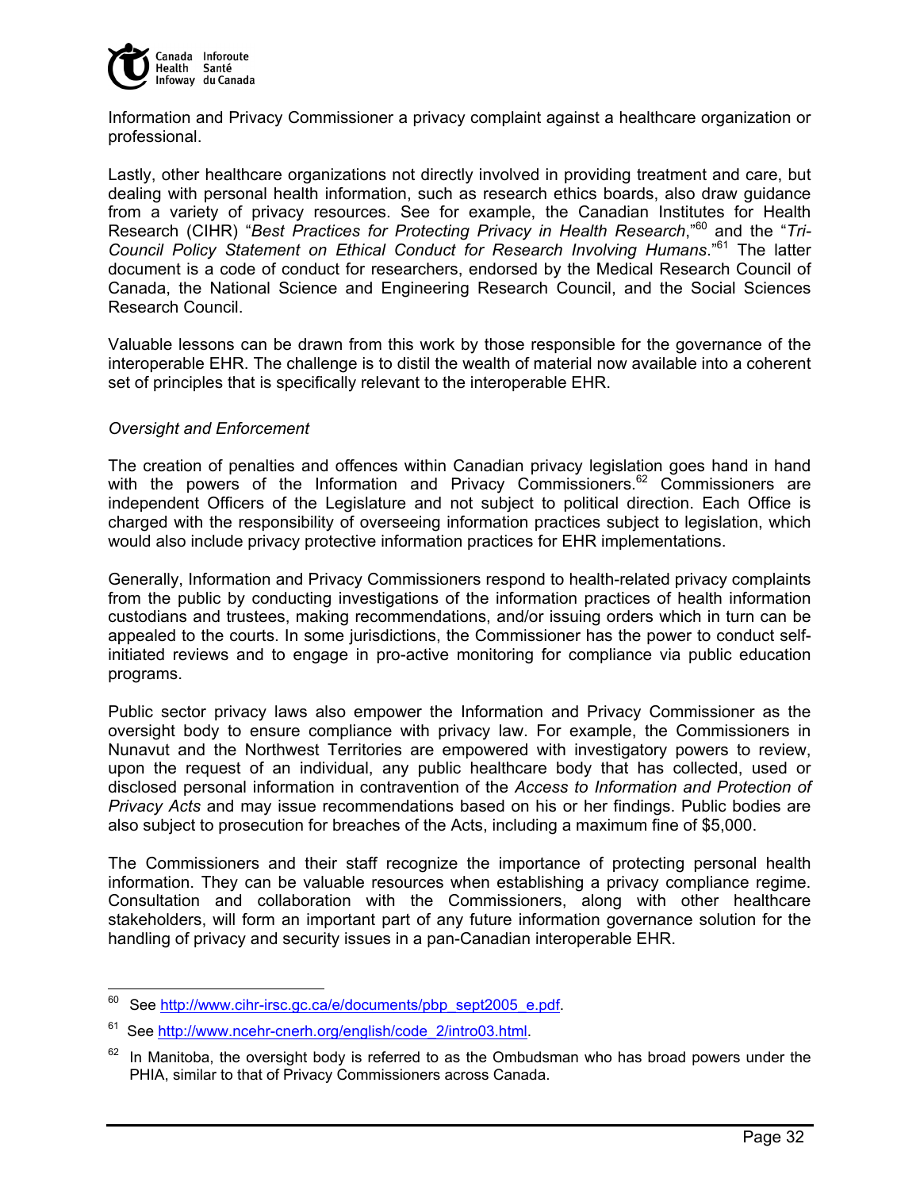Information and Privacy Commissioner a privacy complaint against a healthcare organization or professional.

Lastly, other healthcare organizations not directly involved in providing treatment and care, but dealing with personal health information, such as research ethics boards, also draw guidance from a variety of privacy resources. See for example, the Canadian Institutes for Health Research (CIHR) "*Best Practices for Protecting Privacy in Health Research*,"[60] and the "*Tri-Council Policy Statement on Ethical Conduct for Research Involving Humans*."[61] The latter document is a code of conduct for researchers, endorsed by the Medical Research Council of Canada, the National Science and Engineering Research Council, and the Social Sciences Research Council.

Valuable lessons can be drawn from this work by those responsible for the governance of the interoperable EHR. The challenge is to distil the wealth of material now available into a coherent set of principles that is specifically relevant to the interoperable EHR.

*Oversight and Enforcement*

The creation of penalties and offences within Canadian privacy legislation goes hand in hand with the powers of the Information and Privacy Commissioners.[62] Commissioners are independent Officers of the Legislature and not subject to political direction. Each Office is charged with the responsibility of overseeing information practices subject to legislation, which would also include privacy protective information practices for EHR implementations.

Generally, Information and Privacy Commissioners respond to health-related privacy complaints from the public by conducting investigations of the information practices of health information custodians and trustees, making recommendations, and/or issuing orders which in turn can be appealed to the courts. In some jurisdictions, the Commissioner has the power to conduct self-initiated reviews and to engage in pro-active monitoring for compliance via public education programs.

Public sector privacy laws also empower the Information and Privacy Commissioner as the oversight body to ensure compliance with privacy law. For example, the Commissioners in Nunavut and the Northwest Territories are empowered with investigatory powers to review, upon the request of an individual, any public healthcare body that has collected, used or disclosed personal information in contravention of the *Access to Information and Protection of Privacy Acts* and may issue recommendations based on his or her findings. Public bodies are also subject to prosecution for breaches of the Acts, including a maximum fine of $5,000.

The Commissioners and their staff recognize the importance of protecting personal health information. They can be valuable resources when establishing a privacy compliance regime. Consultation and collaboration with the Commissioners, along with other healthcare stakeholders, will form an important part of any future information governance solution for the handling of privacy and security issues in a pan-Canadian interoperable EHR.

---

[60] See http://www.cihr-irsc.gc.ca/e/documents/pbp_sept2005_e.pdf.

[61] See http://www.ncehr-cnerh.org/english/code_2/intro03.html.

[62] In Manitoba, the oversight body is referred to as the Ombudsman who has broad powers under the PHIA, similar to that of Privacy Commissioners across Canada.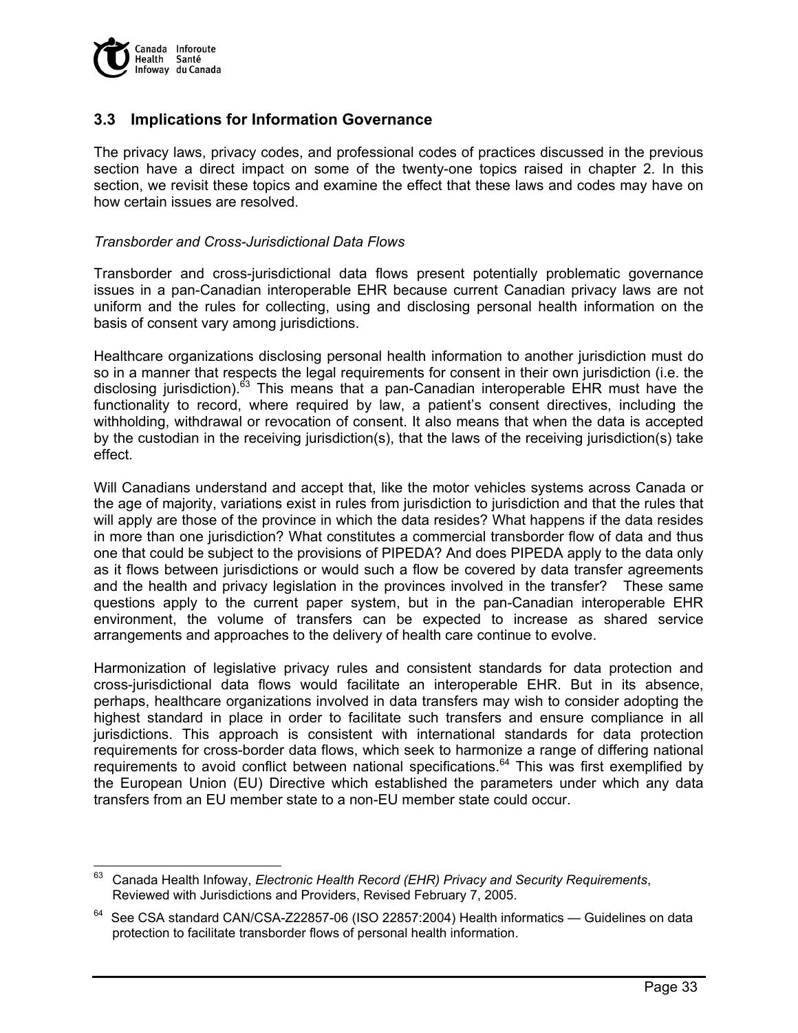## 3.3 Implications for Information Governance

The privacy laws, privacy codes, and professional codes of practices discussed in the previous section have a direct impact on some of the twenty-one topics raised in chapter 2. In this section, we revisit these topics and examine the effect that these laws and codes may have on how certain issues are resolved.

*Transborder and Cross-Jurisdictional Data Flows*

Transborder and cross-jurisdictional data flows present potentially problematic governance issues in a pan-Canadian interoperable EHR because current Canadian privacy laws are not uniform and the rules for collecting, using and disclosing personal health information on the basis of consent vary among jurisdictions.

Healthcare organizations disclosing personal health information to another jurisdiction must do so in a manner that respects the legal requirements for consent in their own jurisdiction (i.e. the disclosing jurisdiction).[63] This means that a pan-Canadian interoperable EHR must have the functionality to record, where required by law, a patient's consent directives, including the withholding, withdrawal or revocation of consent. It also means that when the data is accepted by the custodian in the receiving jurisdiction(s), that the laws of the receiving jurisdiction(s) take effect.

Will Canadians understand and accept that, like the motor vehicles systems across Canada or the age of majority, variations exist in rules from jurisdiction to jurisdiction and that the rules that will apply are those of the province in which the data resides? What happens if the data resides in more than one jurisdiction? What constitutes a commercial transborder flow of data and thus one that could be subject to the provisions of PIPEDA? And does PIPEDA apply to the data only as it flows between jurisdictions or would such a flow be covered by data transfer agreements and the health and privacy legislation in the provinces involved in the transfer? These same questions apply to the current paper system, but in the pan-Canadian interoperable EHR environment, the volume of transfers can be expected to increase as shared service arrangements and approaches to the delivery of health care continue to evolve.

Harmonization of legislative privacy rules and consistent standards for data protection and cross-jurisdictional data flows would facilitate an interoperable EHR. But in its absence, perhaps, healthcare organizations involved in data transfers may wish to consider adopting the highest standard in place in order to facilitate such transfers and ensure compliance in all jurisdictions. This approach is consistent with international standards for data protection requirements for cross-border data flows, which seek to harmonize a range of differing national requirements to avoid conflict between national specifications.[64] This was first exemplified by the European Union (EU) Directive which established the parameters under which any data transfers from an EU member state to a non-EU member state could occur.

---

[63] Canada Health Infoway, *Electronic Health Record (EHR) Privacy and Security Requirements*, Reviewed with Jurisdictions and Providers, Revised February 7, 2005.

[64] See CSA standard CAN/CSA-Z22857-06 (ISO 22857:2004) Health informatics — Guidelines on data protection to facilitate transborder flows of personal health information.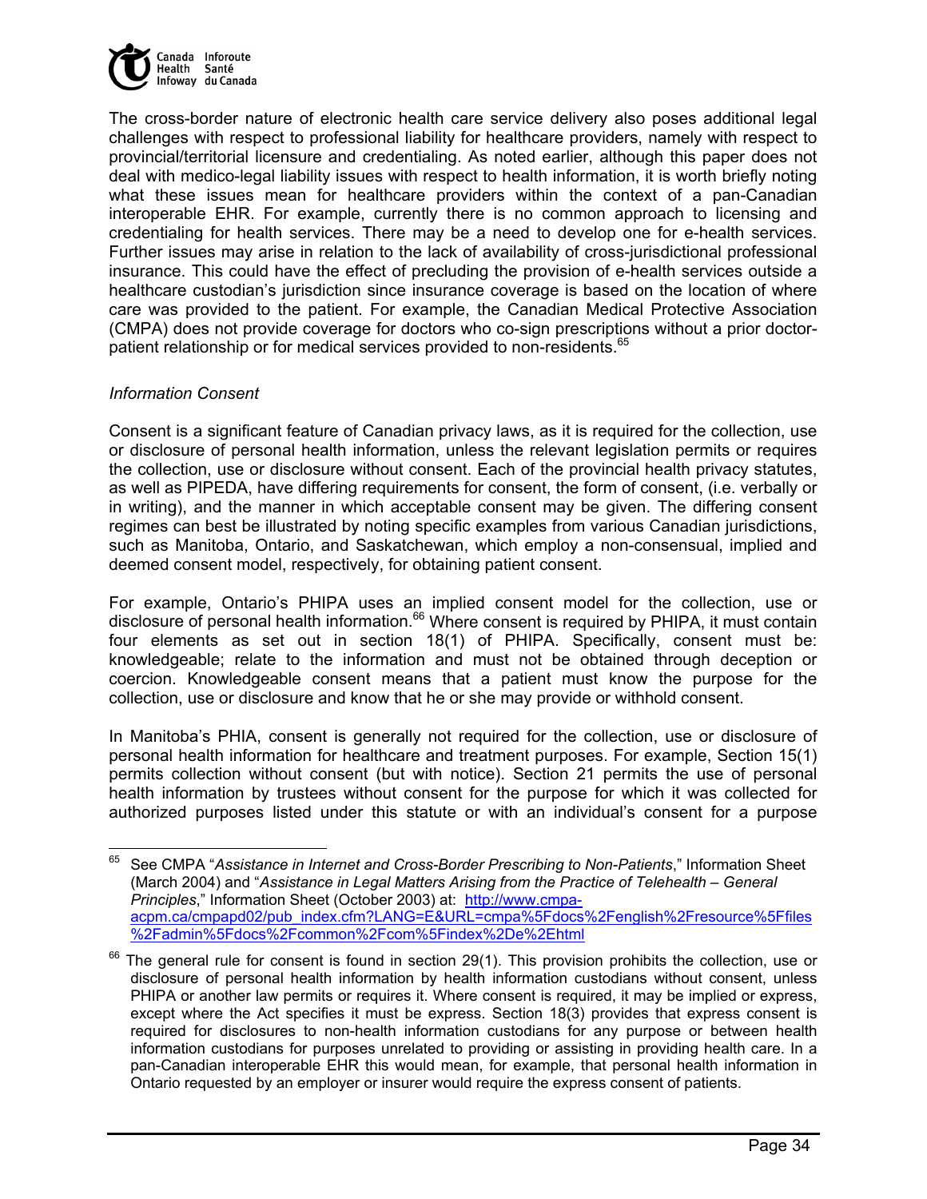The cross-border nature of electronic health care service delivery also poses additional legal challenges with respect to professional liability for healthcare providers, namely with respect to provincial/territorial licensure and credentialing. As noted earlier, although this paper does not deal with medico-legal liability issues with respect to health information, it is worth briefly noting what these issues mean for healthcare providers within the context of a pan-Canadian interoperable EHR. For example, currently there is no common approach to licensing and credentialing for health services. There may be a need to develop one for e-health services. Further issues may arise in relation to the lack of availability of cross-jurisdictional professional insurance. This could have the effect of precluding the provision of e-health services outside a healthcare custodian's jurisdiction since insurance coverage is based on the location of where care was provided to the patient. For example, the Canadian Medical Protective Association (CMPA) does not provide coverage for doctors who co-sign prescriptions without a prior doctor-patient relationship or for medical services provided to non-residents.[65]

*Information Consent*

Consent is a significant feature of Canadian privacy laws, as it is required for the collection, use or disclosure of personal health information, unless the relevant legislation permits or requires the collection, use or disclosure without consent. Each of the provincial health privacy statutes, as well as PIPEDA, have differing requirements for consent, the form of consent, (i.e. verbally or in writing), and the manner in which acceptable consent may be given. The differing consent regimes can best be illustrated by noting specific examples from various Canadian jurisdictions, such as Manitoba, Ontario, and Saskatchewan, which employ a non-consensual, implied and deemed consent model, respectively, for obtaining patient consent.

For example, Ontario's PHIPA uses an implied consent model for the collection, use or disclosure of personal health information.[66] Where consent is required by PHIPA, it must contain four elements as set out in section 18(1) of PHIPA. Specifically, consent must be: knowledgeable; relate to the information and must not be obtained through deception or coercion. Knowledgeable consent means that a patient must know the purpose for the collection, use or disclosure and know that he or she may provide or withhold consent.

In Manitoba's PHIA, consent is generally not required for the collection, use or disclosure of personal health information for healthcare and treatment purposes. For example, Section 15(1) permits collection without consent (but with notice). Section 21 permits the use of personal health information by trustees without consent for the purpose for which it was collected for authorized purposes listed under this statute or with an individual's consent for a purpose

---

[65] See CMPA "*Assistance in Internet and Cross-Border Prescribing to Non-Patients*," Information Sheet (March 2004) and "*Assistance in Legal Matters Arising from the Practice of Telehealth – General Principles*," Information Sheet (October 2003) at: http://www.cmpa-acpm.ca/cmpapd02/pub_index.cfm?LANG=E&URL=cmpa%5Fdocs%2Fenglish%2Fresource%5Ffiles%2Fadmin%5Fdocs%2Fcommon%2Fcom%5Findex%2De%2Ehtml

[66] The general rule for consent is found in section 29(1). This provision prohibits the collection, use or disclosure of personal health information by health information custodians without consent, unless PHIPA or another law permits or requires it. Where consent is required, it may be implied or express, except where the Act specifies it must be express. Section 18(3) provides that express consent is required for disclosures to non-health information custodians for any purpose or between health information custodians for purposes unrelated to providing or assisting in providing health care. In a pan-Canadian interoperable EHR this would mean, for example, that personal health information in Ontario requested by an employer or insurer would require the express consent of patients.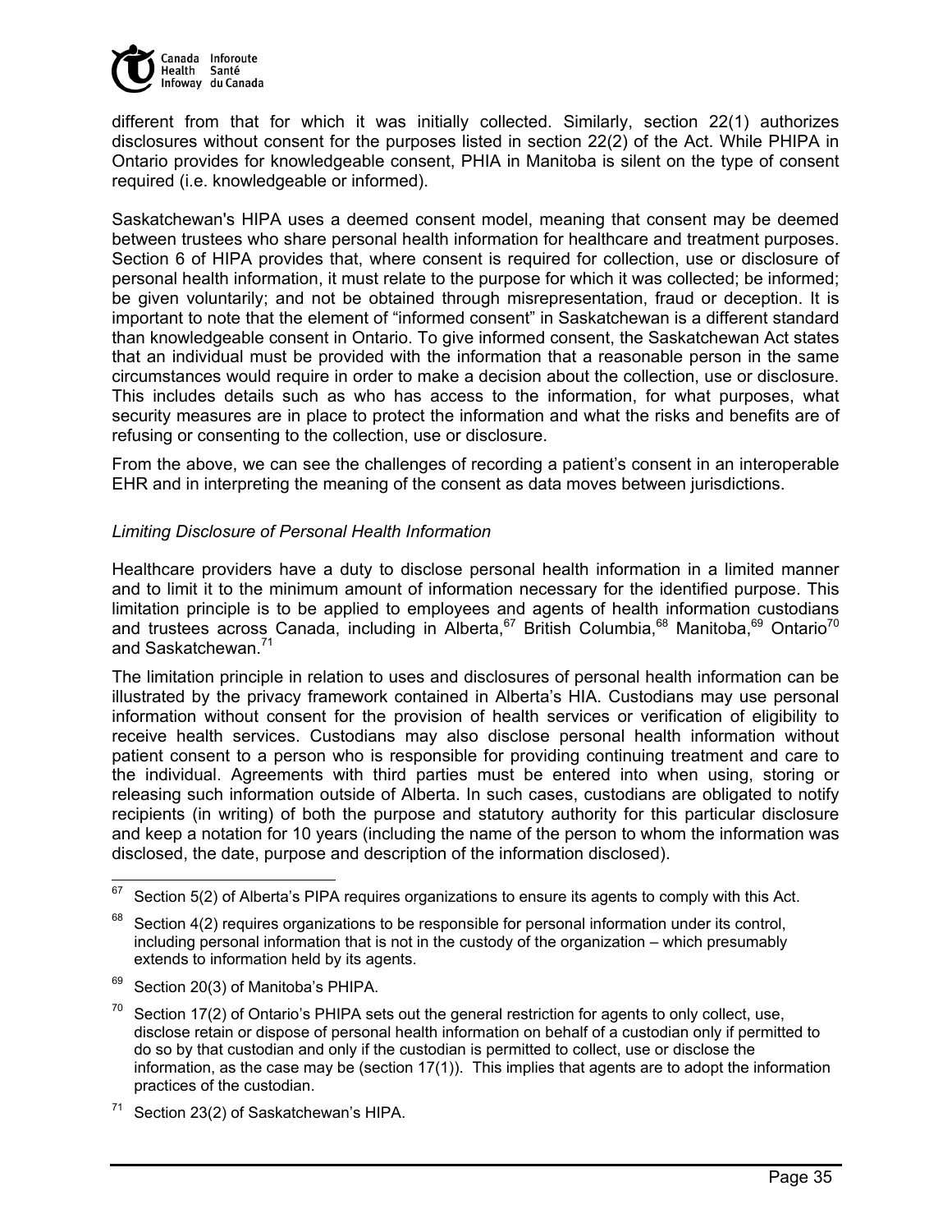different from that for which it was initially collected. Similarly, section 22(1) authorizes disclosures without consent for the purposes listed in section 22(2) of the Act. While PHIPA in Ontario provides for knowledgeable consent, PHIA in Manitoba is silent on the type of consent required (i.e. knowledgeable or informed).

Saskatchewan's HIPA uses a deemed consent model, meaning that consent may be deemed between trustees who share personal health information for healthcare and treatment purposes. Section 6 of HIPA provides that, where consent is required for collection, use or disclosure of personal health information, it must relate to the purpose for which it was collected; be informed; be given voluntarily; and not be obtained through misrepresentation, fraud or deception. It is important to note that the element of "informed consent" in Saskatchewan is a different standard than knowledgeable consent in Ontario. To give informed consent, the Saskatchewan Act states that an individual must be provided with the information that a reasonable person in the same circumstances would require in order to make a decision about the collection, use or disclosure. This includes details such as who has access to the information, for what purposes, what security measures are in place to protect the information and what the risks and benefits are of refusing or consenting to the collection, use or disclosure.

From the above, we can see the challenges of recording a patient's consent in an interoperable EHR and in interpreting the meaning of the consent as data moves between jurisdictions.

*Limiting Disclosure of Personal Health Information*

Healthcare providers have a duty to disclose personal health information in a limited manner and to limit it to the minimum amount of information necessary for the identified purpose. This limitation principle is to be applied to employees and agents of health information custodians and trustees across Canada, including in Alberta,[67] British Columbia,[68] Manitoba,[69] Ontario[70] and Saskatchewan.[71]

The limitation principle in relation to uses and disclosures of personal health information can be illustrated by the privacy framework contained in Alberta's HIA. Custodians may use personal information without consent for the provision of health services or verification of eligibility to receive health services. Custodians may also disclose personal health information without patient consent to a person who is responsible for providing continuing treatment and care to the individual. Agreements with third parties must be entered into when using, storing or releasing such information outside of Alberta. In such cases, custodians are obligated to notify recipients (in writing) of both the purpose and statutory authority for this particular disclosure and keep a notation for 10 years (including the name of the person to whom the information was disclosed, the date, purpose and description of the information disclosed).

---

[67] Section 5(2) of Alberta's PIPA requires organizations to ensure its agents to comply with this Act.

[68] Section 4(2) requires organizations to be responsible for personal information under its control, including personal information that is not in the custody of the organization – which presumably extends to information held by its agents.

[69] Section 20(3) of Manitoba's PHIPA.

[70] Section 17(2) of Ontario's PHIPA sets out the general restriction for agents to only collect, use, disclose retain or dispose of personal health information on behalf of a custodian only if permitted to do so by that custodian and only if the custodian is permitted to collect, use or disclose the information, as the case may be (section 17(1)). This implies that agents are to adopt the information practices of the custodian.

[71] Section 23(2) of Saskatchewan's HIPA.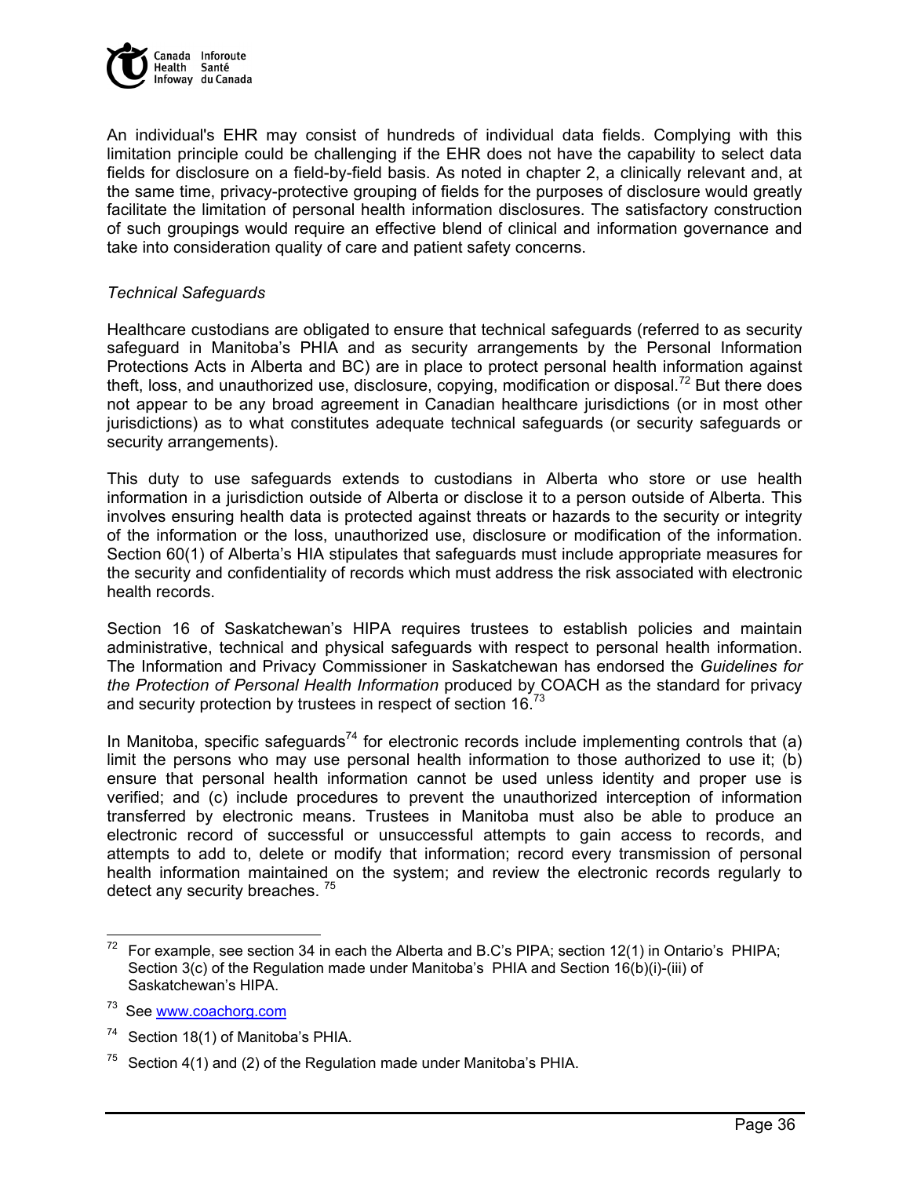An individual's EHR may consist of hundreds of individual data fields. Complying with this limitation principle could be challenging if the EHR does not have the capability to select data fields for disclosure on a field-by-field basis. As noted in chapter 2, a clinically relevant and, at the same time, privacy-protective grouping of fields for the purposes of disclosure would greatly facilitate the limitation of personal health information disclosures. The satisfactory construction of such groupings would require an effective blend of clinical and information governance and take into consideration quality of care and patient safety concerns.

*Technical Safeguards*

Healthcare custodians are obligated to ensure that technical safeguards (referred to as security safeguard in Manitoba's PHIA and as security arrangements by the Personal Information Protections Acts in Alberta and BC) are in place to protect personal health information against theft, loss, and unauthorized use, disclosure, copying, modification or disposal.[72] But there does not appear to be any broad agreement in Canadian healthcare jurisdictions (or in most other jurisdictions) as to what constitutes adequate technical safeguards (or security safeguards or security arrangements).

This duty to use safeguards extends to custodians in Alberta who store or use health information in a jurisdiction outside of Alberta or disclose it to a person outside of Alberta. This involves ensuring health data is protected against threats or hazards to the security or integrity of the information or the loss, unauthorized use, disclosure or modification of the information. Section 60(1) of Alberta's HIA stipulates that safeguards must include appropriate measures for the security and confidentiality of records which must address the risk associated with electronic health records.

Section 16 of Saskatchewan's HIPA requires trustees to establish policies and maintain administrative, technical and physical safeguards with respect to personal health information. The Information and Privacy Commissioner in Saskatchewan has endorsed the *Guidelines for the Protection of Personal Health Information* produced by COACH as the standard for privacy and security protection by trustees in respect of section 16.[73]

In Manitoba, specific safeguards[74] for electronic records include implementing controls that (a) limit the persons who may use personal health information to those authorized to use it; (b) ensure that personal health information cannot be used unless identity and proper use is verified; and (c) include procedures to prevent the unauthorized interception of information transferred by electronic means. Trustees in Manitoba must also be able to produce an electronic record of successful or unsuccessful attempts to gain access to records, and attempts to add to, delete or modify that information; record every transmission of personal health information maintained on the system; and review the electronic records regularly to detect any security breaches. [75]

---

[72] For example, see section 34 in each the Alberta and B.C's PIPA; section 12(1) in Ontario's PHIPA; Section 3(c) of the Regulation made under Manitoba's PHIA and Section 16(b)(i)-(iii) of Saskatchewan's HIPA.

[73] See www.coachorg.com

[74] Section 18(1) of Manitoba's PHIA.

[75] Section 4(1) and (2) of the Regulation made under Manitoba's PHIA.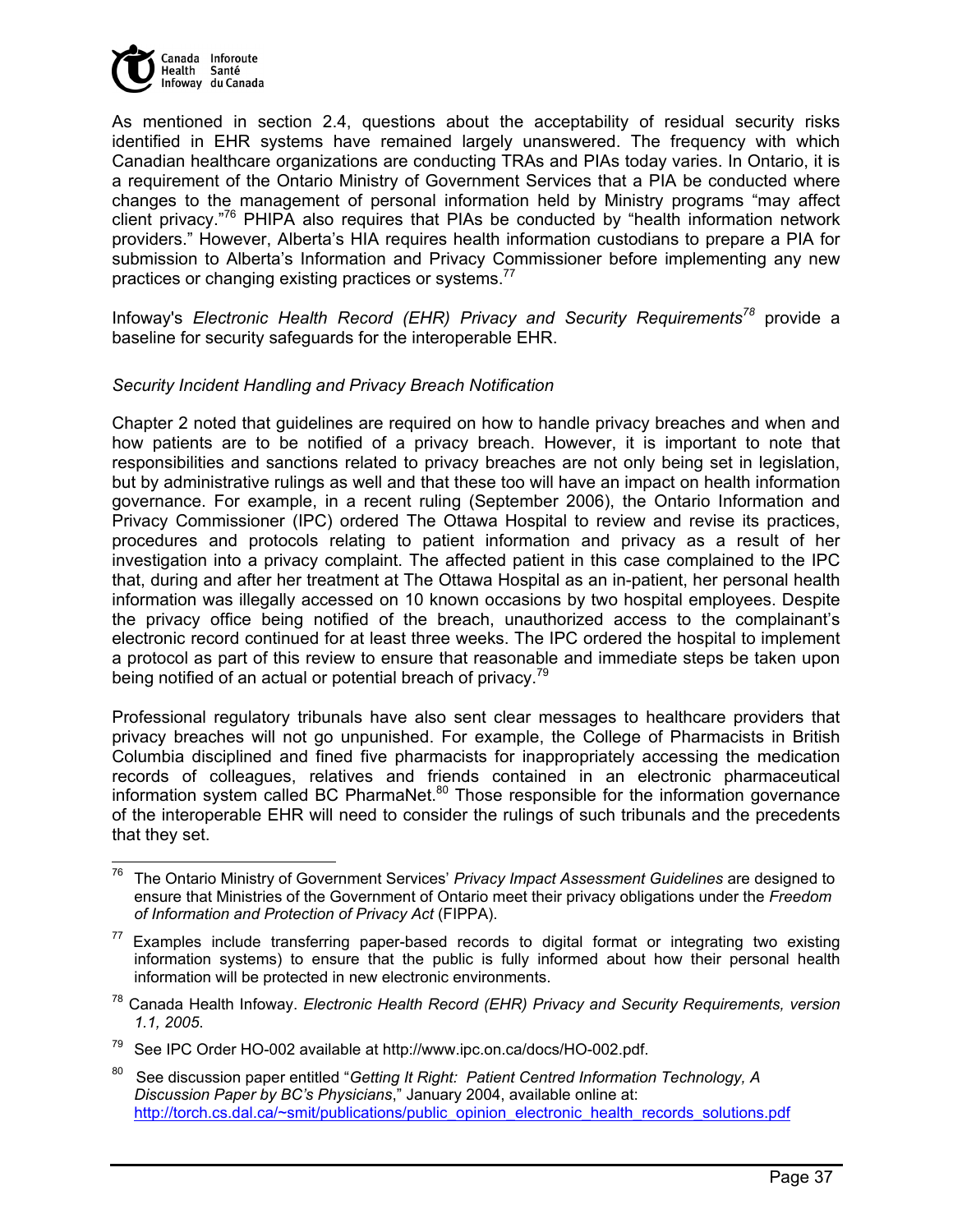As mentioned in section 2.4, questions about the acceptability of residual security risks identified in EHR systems have remained largely unanswered. The frequency with which Canadian healthcare organizations are conducting TRAs and PIAs today varies. In Ontario, it is a requirement of the Ontario Ministry of Government Services that a PIA be conducted where changes to the management of personal information held by Ministry programs "may affect client privacy."[76] PHIPA also requires that PIAs be conducted by "health information network providers." However, Alberta's HIA requires health information custodians to prepare a PIA for submission to Alberta's Information and Privacy Commissioner before implementing any new practices or changing existing practices or systems.[77]

Infoway's *Electronic Health Record (EHR) Privacy and Security Requirements*[78] provide a baseline for security safeguards for the interoperable EHR.

*Security Incident Handling and Privacy Breach Notification*

Chapter 2 noted that guidelines are required on how to handle privacy breaches and when and how patients are to be notified of a privacy breach. However, it is important to note that responsibilities and sanctions related to privacy breaches are not only being set in legislation, but by administrative rulings as well and that these too will have an impact on health information governance. For example, in a recent ruling (September 2006), the Ontario Information and Privacy Commissioner (IPC) ordered The Ottawa Hospital to review and revise its practices, procedures and protocols relating to patient information and privacy as a result of her investigation into a privacy complaint. The affected patient in this case complained to the IPC that, during and after her treatment at The Ottawa Hospital as an in-patient, her personal health information was illegally accessed on 10 known occasions by two hospital employees. Despite the privacy office being notified of the breach, unauthorized access to the complainant's electronic record continued for at least three weeks. The IPC ordered the hospital to implement a protocol as part of this review to ensure that reasonable and immediate steps be taken upon being notified of an actual or potential breach of privacy.[79]

Professional regulatory tribunals have also sent clear messages to healthcare providers that privacy breaches will not go unpunished. For example, the College of Pharmacists in British Columbia disciplined and fined five pharmacists for inappropriately accessing the medication records of colleagues, relatives and friends contained in an electronic pharmaceutical information system called BC PharmaNet.[80] Those responsible for the information governance of the interoperable EHR will need to consider the rulings of such tribunals and the precedents that they set.

---

[76] The Ontario Ministry of Government Services' *Privacy Impact Assessment Guidelines* are designed to ensure that Ministries of the Government of Ontario meet their privacy obligations under the *Freedom of Information and Protection of Privacy Act* (FIPPA).

[77] Examples include transferring paper-based records to digital format or integrating two existing information systems) to ensure that the public is fully informed about how their personal health information will be protected in new electronic environments.

[78] Canada Health Infoway. *Electronic Health Record (EHR) Privacy and Security Requirements, version 1.1, 2005*.

[79] See IPC Order HO-002 available at http://www.ipc.on.ca/docs/HO-002.pdf.

[80] See discussion paper entitled "*Getting It Right: Patient Centred Information Technology, A Discussion Paper by BC's Physicians*," January 2004, available online at: http://torch.cs.dal.ca/~smit/publications/public_opinion_electronic_health_records_solutions.pdf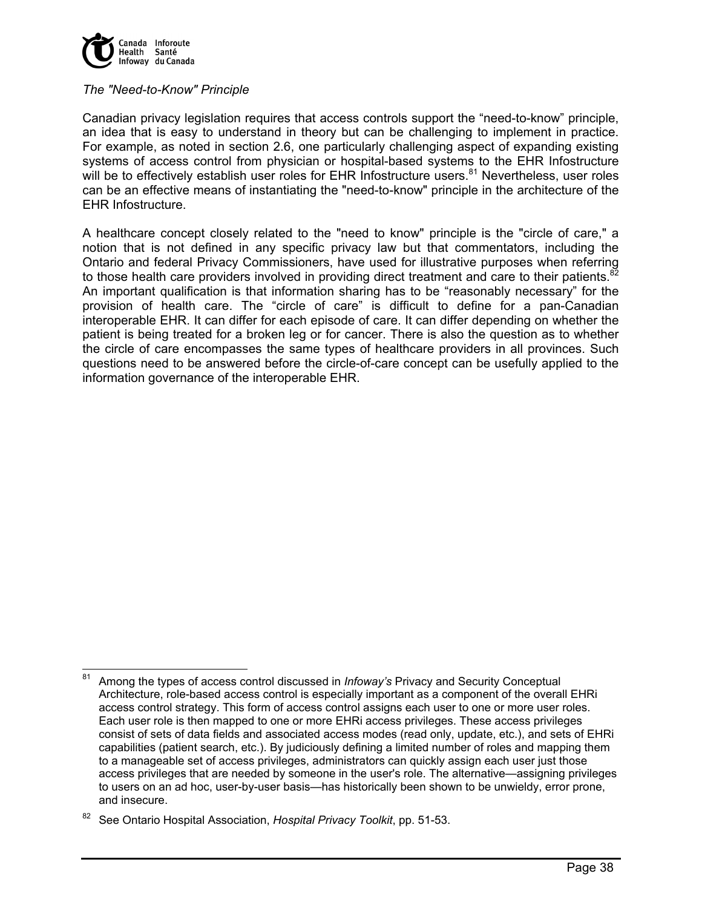*The "Need-to-Know" Principle*

Canadian privacy legislation requires that access controls support the “need-to-know” principle, an idea that is easy to understand in theory but can be challenging to implement in practice. For example, as noted in section 2.6, one particularly challenging aspect of expanding existing systems of access control from physician or hospital-based systems to the EHR Infostructure will be to effectively establish user roles for EHR Infostructure users.[81] Nevertheless, user roles can be an effective means of instantiating the "need-to-know" principle in the architecture of the EHR Infostructure.

A healthcare concept closely related to the "need to know" principle is the "circle of care," a notion that is not defined in any specific privacy law but that commentators, including the Ontario and federal Privacy Commissioners, have used for illustrative purposes when referring to those health care providers involved in providing direct treatment and care to their patients.[82] An important qualification is that information sharing has to be “reasonably necessary” for the provision of health care. The “circle of care” is difficult to define for a pan-Canadian interoperable EHR. It can differ for each episode of care. It can differ depending on whether the patient is being treated for a broken leg or for cancer. There is also the question as to whether the circle of care encompasses the same types of healthcare providers in all provinces. Such questions need to be answered before the circle-of-care concept can be usefully applied to the information governance of the interoperable EHR.

---

[81] Among the types of access control discussed in *Infoway’s* Privacy and Security Conceptual Architecture, role-based access control is especially important as a component of the overall EHRi access control strategy. This form of access control assigns each user to one or more user roles. Each user role is then mapped to one or more EHRi access privileges. These access privileges consist of sets of data fields and associated access modes (read only, update, etc.), and sets of EHRi capabilities (patient search, etc.). By judiciously defining a limited number of roles and mapping them to a manageable set of access privileges, administrators can quickly assign each user just those access privileges that are needed by someone in the user's role. The alternative—assigning privileges to users on an ad hoc, user-by-user basis—has historically been shown to be unwieldy, error prone, and insecure.

[82] See Ontario Hospital Association, *Hospital Privacy Toolkit*, pp. 51-53.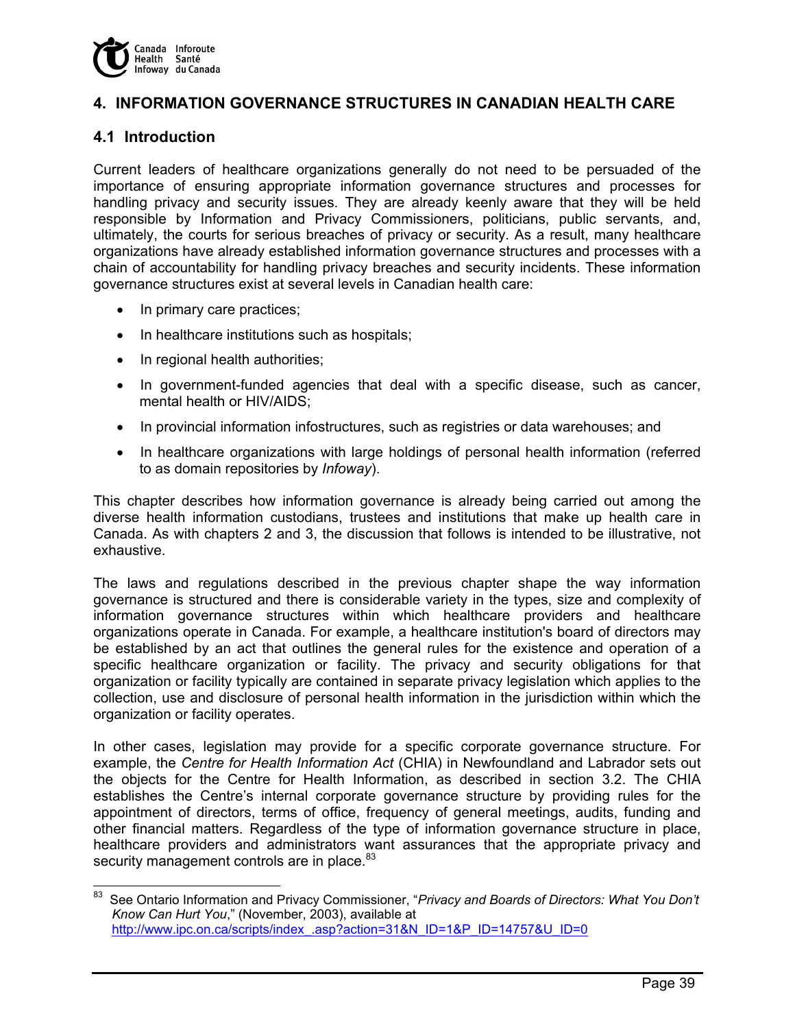## 4. INFORMATION GOVERNANCE STRUCTURES IN CANADIAN HEALTH CARE

### 4.1 Introduction

Current leaders of healthcare organizations generally do not need to be persuaded of the importance of ensuring appropriate information governance structures and processes for handling privacy and security issues. They are already keenly aware that they will be held responsible by Information and Privacy Commissioners, politicians, public servants, and, ultimately, the courts for serious breaches of privacy or security. As a result, many healthcare organizations have already established information governance structures and processes with a chain of accountability for handling privacy breaches and security incidents. These information governance structures exist at several levels in Canadian health care:

- In primary care practices;
- In healthcare institutions such as hospitals;
- In regional health authorities;
- In government-funded agencies that deal with a specific disease, such as cancer, mental health or HIV/AIDS;
- In provincial information infostructures, such as registries or data warehouses; and
- In healthcare organizations with large holdings of personal health information (referred to as domain repositories by *Infoway*).

This chapter describes how information governance is already being carried out among the diverse health information custodians, trustees and institutions that make up health care in Canada. As with chapters 2 and 3, the discussion that follows is intended to be illustrative, not exhaustive.

The laws and regulations described in the previous chapter shape the way information governance is structured and there is considerable variety in the types, size and complexity of information governance structures within which healthcare providers and healthcare organizations operate in Canada. For example, a healthcare institution's board of directors may be established by an act that outlines the general rules for the existence and operation of a specific healthcare organization or facility. The privacy and security obligations for that organization or facility typically are contained in separate privacy legislation which applies to the collection, use and disclosure of personal health information in the jurisdiction within which the organization or facility operates.

In other cases, legislation may provide for a specific corporate governance structure. For example, the *Centre for Health Information Act* (CHIA) in Newfoundland and Labrador sets out the objects for the Centre for Health Information, as described in section 3.2. The CHIA establishes the Centre's internal corporate governance structure by providing rules for the appointment of directors, terms of office, frequency of general meetings, audits, funding and other financial matters. Regardless of the type of information governance structure in place, healthcare providers and administrators want assurances that the appropriate privacy and security management controls are in place.[83]

---

[83] See Ontario Information and Privacy Commissioner, "*Privacy and Boards of Directors: What You Don't Know Can Hurt You*," (November, 2003), available at http://www.ipc.on.ca/scripts/index_.asp?action=31&N_ID=1&P_ID=14757&U_ID=0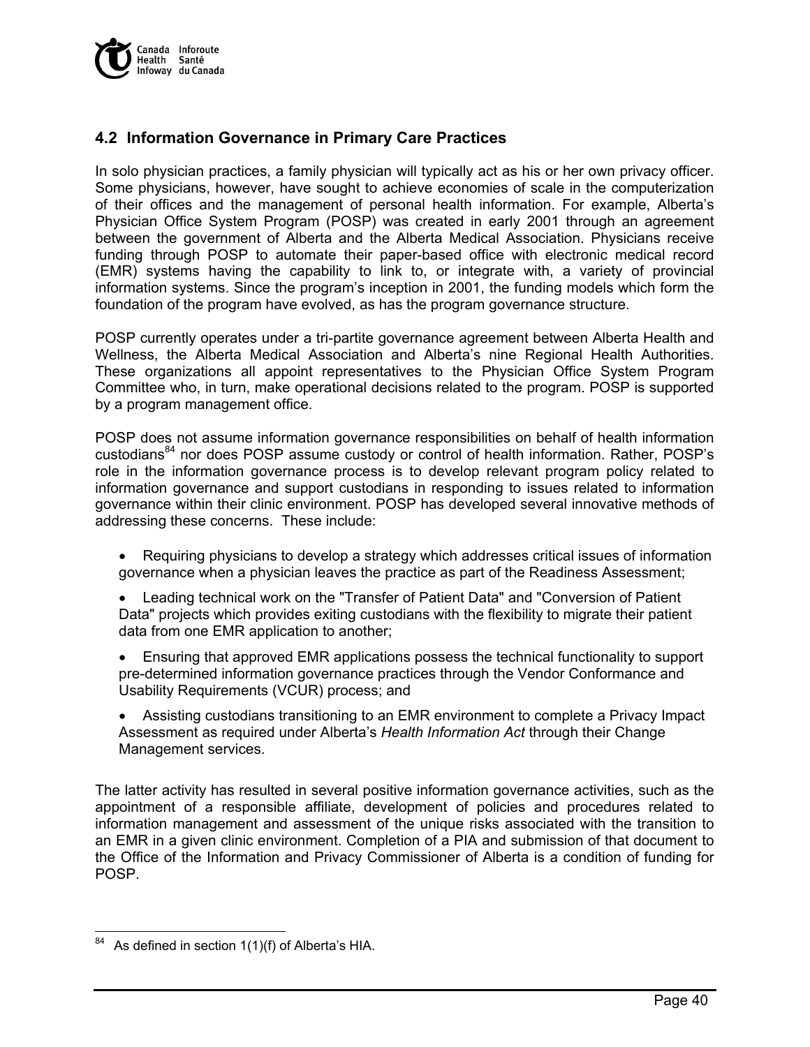## 4.2 Information Governance in Primary Care Practices

In solo physician practices, a family physician will typically act as his or her own privacy officer. Some physicians, however, have sought to achieve economies of scale in the computerization of their offices and the management of personal health information. For example, Alberta's Physician Office System Program (POSP) was created in early 2001 through an agreement between the government of Alberta and the Alberta Medical Association. Physicians receive funding through POSP to automate their paper-based office with electronic medical record (EMR) systems having the capability to link to, or integrate with, a variety of provincial information systems. Since the program's inception in 2001, the funding models which form the foundation of the program have evolved, as has the program governance structure.

POSP currently operates under a tri-partite governance agreement between Alberta Health and Wellness, the Alberta Medical Association and Alberta's nine Regional Health Authorities. These organizations all appoint representatives to the Physician Office System Program Committee who, in turn, make operational decisions related to the program. POSP is supported by a program management office.

POSP does not assume information governance responsibilities on behalf of health information custodians[84] nor does POSP assume custody or control of health information. Rather, POSP's role in the information governance process is to develop relevant program policy related to information governance and support custodians in responding to issues related to information governance within their clinic environment. POSP has developed several innovative methods of addressing these concerns. These include:

- Requiring physicians to develop a strategy which addresses critical issues of information governance when a physician leaves the practice as part of the Readiness Assessment;
- Leading technical work on the "Transfer of Patient Data" and "Conversion of Patient Data" projects which provides exiting custodians with the flexibility to migrate their patient data from one EMR application to another;
- Ensuring that approved EMR applications possess the technical functionality to support pre-determined information governance practices through the Vendor Conformance and Usability Requirements (VCUR) process; and
- Assisting custodians transitioning to an EMR environment to complete a Privacy Impact Assessment as required under Alberta's *Health Information Act* through their Change Management services.

The latter activity has resulted in several positive information governance activities, such as the appointment of a responsible affiliate, development of policies and procedures related to information management and assessment of the unique risks associated with the transition to an EMR in a given clinic environment. Completion of a PIA and submission of that document to the Office of the Information and Privacy Commissioner of Alberta is a condition of funding for POSP.

---

[84] As defined in section 1(1)(f) of Alberta's HIA.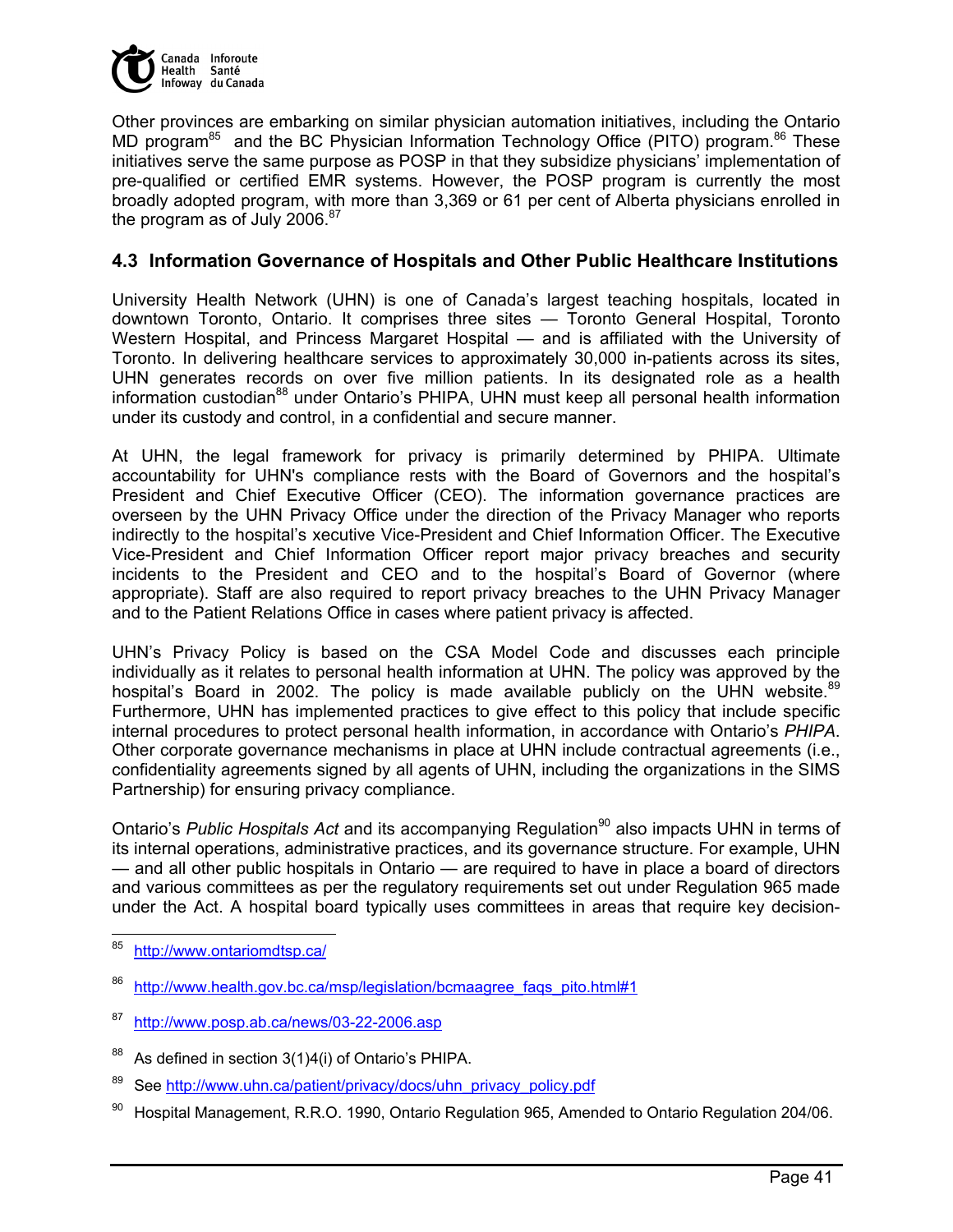Other provinces are embarking on similar physician automation initiatives, including the Ontario MD program[85] and the BC Physician Information Technology Office (PITO) program.[86] These initiatives serve the same purpose as POSP in that they subsidize physicians' implementation of pre-qualified or certified EMR systems. However, the POSP program is currently the most broadly adopted program, with more than 3,369 or 61 per cent of Alberta physicians enrolled in the program as of July 2006.[87]

## 4.3 Information Governance of Hospitals and Other Public Healthcare Institutions

University Health Network (UHN) is one of Canada's largest teaching hospitals, located in downtown Toronto, Ontario. It comprises three sites — Toronto General Hospital, Toronto Western Hospital, and Princess Margaret Hospital — and is affiliated with the University of Toronto. In delivering healthcare services to approximately 30,000 in-patients across its sites, UHN generates records on over five million patients. In its designated role as a health information custodian[88] under Ontario's PHIPA, UHN must keep all personal health information under its custody and control, in a confidential and secure manner.

At UHN, the legal framework for privacy is primarily determined by PHIPA. Ultimate accountability for UHN's compliance rests with the Board of Governors and the hospital's President and Chief Executive Officer (CEO). The information governance practices are overseen by the UHN Privacy Office under the direction of the Privacy Manager who reports indirectly to the hospital's xecutive Vice-President and Chief Information Officer. The Executive Vice-President and Chief Information Officer report major privacy breaches and security incidents to the President and CEO and to the hospital's Board of Governor (where appropriate). Staff are also required to report privacy breaches to the UHN Privacy Manager and to the Patient Relations Office in cases where patient privacy is affected.

UHN's Privacy Policy is based on the CSA Model Code and discusses each principle individually as it relates to personal health information at UHN. The policy was approved by the hospital's Board in 2002. The policy is made available publicly on the UHN website.[89] Furthermore, UHN has implemented practices to give effect to this policy that include specific internal procedures to protect personal health information, in accordance with Ontario's *PHIPA*. Other corporate governance mechanisms in place at UHN include contractual agreements (i.e., confidentiality agreements signed by all agents of UHN, including the organizations in the SIMS Partnership) for ensuring privacy compliance.

Ontario's *Public Hospitals Act* and its accompanying Regulation[90] also impacts UHN in terms of its internal operations, administrative practices, and its governance structure. For example, UHN — and all other public hospitals in Ontario — are required to have in place a board of directors and various committees as per the regulatory requirements set out under Regulation 965 made under the Act. A hospital board typically uses committees in areas that require key decision-

---

[85] http://www.ontariomdtsp.ca/

[86] http://www.health.gov.bc.ca/msp/legislation/bcmaagree_faqs_pito.html#1

[87] http://www.posp.ab.ca/news/03-22-2006.asp

[88] As defined in section 3(1)4(i) of Ontario's PHIPA.

[89] See http://www.uhn.ca/patient/privacy/docs/uhn_privacy_policy.pdf

[90] Hospital Management, R.R.O. 1990, Ontario Regulation 965, Amended to Ontario Regulation 204/06.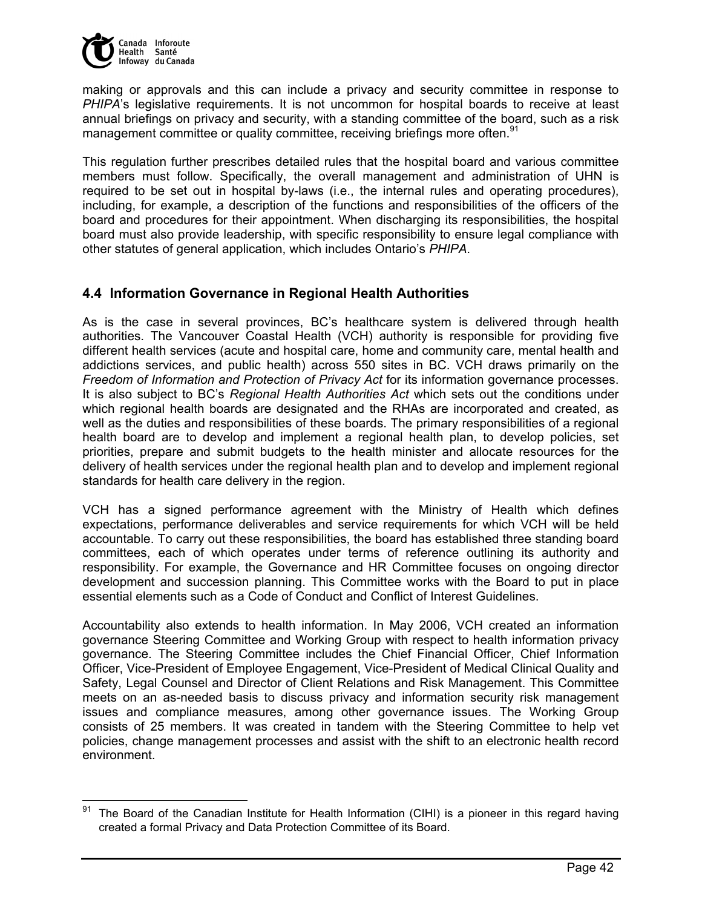making or approvals and this can include a privacy and security committee in response to *PHIPA*'s legislative requirements. It is not uncommon for hospital boards to receive at least annual briefings on privacy and security, with a standing committee of the board, such as a risk management committee or quality committee, receiving briefings more often.[91]

This regulation further prescribes detailed rules that the hospital board and various committee members must follow. Specifically, the overall management and administration of UHN is required to be set out in hospital by-laws (i.e., the internal rules and operating procedures), including, for example, a description of the functions and responsibilities of the officers of the board and procedures for their appointment. When discharging its responsibilities, the hospital board must also provide leadership, with specific responsibility to ensure legal compliance with other statutes of general application, which includes Ontario's *PHIPA*.

## 4.4 Information Governance in Regional Health Authorities

As is the case in several provinces, BC's healthcare system is delivered through health authorities. The Vancouver Coastal Health (VCH) authority is responsible for providing five different health services (acute and hospital care, home and community care, mental health and addictions services, and public health) across 550 sites in BC. VCH draws primarily on the *Freedom of Information and Protection of Privacy Act* for its information governance processes. It is also subject to BC's *Regional Health Authorities Act* which sets out the conditions under which regional health boards are designated and the RHAs are incorporated and created, as well as the duties and responsibilities of these boards. The primary responsibilities of a regional health board are to develop and implement a regional health plan, to develop policies, set priorities, prepare and submit budgets to the health minister and allocate resources for the delivery of health services under the regional health plan and to develop and implement regional standards for health care delivery in the region.

VCH has a signed performance agreement with the Ministry of Health which defines expectations, performance deliverables and service requirements for which VCH will be held accountable. To carry out these responsibilities, the board has established three standing board committees, each of which operates under terms of reference outlining its authority and responsibility. For example, the Governance and HR Committee focuses on ongoing director development and succession planning. This Committee works with the Board to put in place essential elements such as a Code of Conduct and Conflict of Interest Guidelines.

Accountability also extends to health information. In May 2006, VCH created an information governance Steering Committee and Working Group with respect to health information privacy governance. The Steering Committee includes the Chief Financial Officer, Chief Information Officer, Vice-President of Employee Engagement, Vice-President of Medical Clinical Quality and Safety, Legal Counsel and Director of Client Relations and Risk Management. This Committee meets on an as-needed basis to discuss privacy and information security risk management issues and compliance measures, among other governance issues. The Working Group consists of 25 members. It was created in tandem with the Steering Committee to help vet policies, change management processes and assist with the shift to an electronic health record environment.

---

[91] The Board of the Canadian Institute for Health Information (CIHI) is a pioneer in this regard having created a formal Privacy and Data Protection Committee of its Board.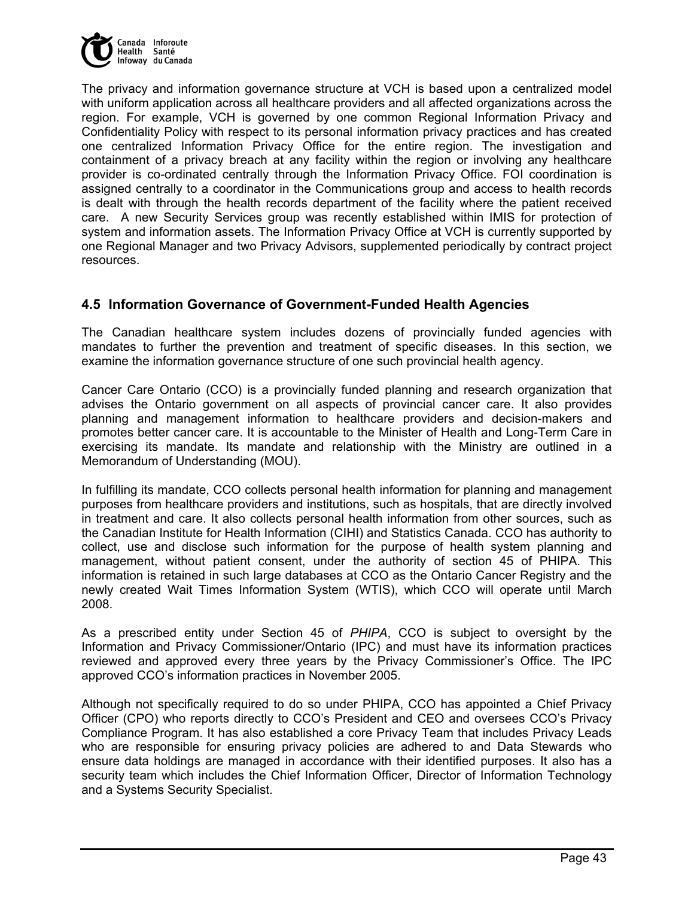The privacy and information governance structure at VCH is based upon a centralized model with uniform application across all healthcare providers and all affected organizations across the region. For example, VCH is governed by one common Regional Information Privacy and Confidentiality Policy with respect to its personal information privacy practices and has created one centralized Information Privacy Office for the entire region. The investigation and containment of a privacy breach at any facility within the region or involving any healthcare provider is co-ordinated centrally through the Information Privacy Office. FOI coordination is assigned centrally to a coordinator in the Communications group and access to health records is dealt with through the health records department of the facility where the patient received care. A new Security Services group was recently established within IMIS for protection of system and information assets. The Information Privacy Office at VCH is currently supported by one Regional Manager and two Privacy Advisors, supplemented periodically by contract project resources.

## 4.5 Information Governance of Government-Funded Health Agencies

The Canadian healthcare system includes dozens of provincially funded agencies with mandates to further the prevention and treatment of specific diseases. In this section, we examine the information governance structure of one such provincial health agency.

Cancer Care Ontario (CCO) is a provincially funded planning and research organization that advises the Ontario government on all aspects of provincial cancer care. It also provides planning and management information to healthcare providers and decision-makers and promotes better cancer care. It is accountable to the Minister of Health and Long-Term Care in exercising its mandate. Its mandate and relationship with the Ministry are outlined in a Memorandum of Understanding (MOU).

In fulfilling its mandate, CCO collects personal health information for planning and management purposes from healthcare providers and institutions, such as hospitals, that are directly involved in treatment and care. It also collects personal health information from other sources, such as the Canadian Institute for Health Information (CIHI) and Statistics Canada. CCO has authority to collect, use and disclose such information for the purpose of health system planning and management, without patient consent, under the authority of section 45 of PHIPA. This information is retained in such large databases at CCO as the Ontario Cancer Registry and the newly created Wait Times Information System (WTIS), which CCO will operate until March 2008.

As a prescribed entity under Section 45 of *PHIPA*, CCO is subject to oversight by the Information and Privacy Commissioner/Ontario (IPC) and must have its information practices reviewed and approved every three years by the Privacy Commissioner's Office. The IPC approved CCO's information practices in November 2005.

Although not specifically required to do so under PHIPA, CCO has appointed a Chief Privacy Officer (CPO) who reports directly to CCO's President and CEO and oversees CCO's Privacy Compliance Program. It has also established a core Privacy Team that includes Privacy Leads who are responsible for ensuring privacy policies are adhered to and Data Stewards who ensure data holdings are managed in accordance with their identified purposes. It also has a security team which includes the Chief Information Officer, Director of Information Technology and a Systems Security Specialist.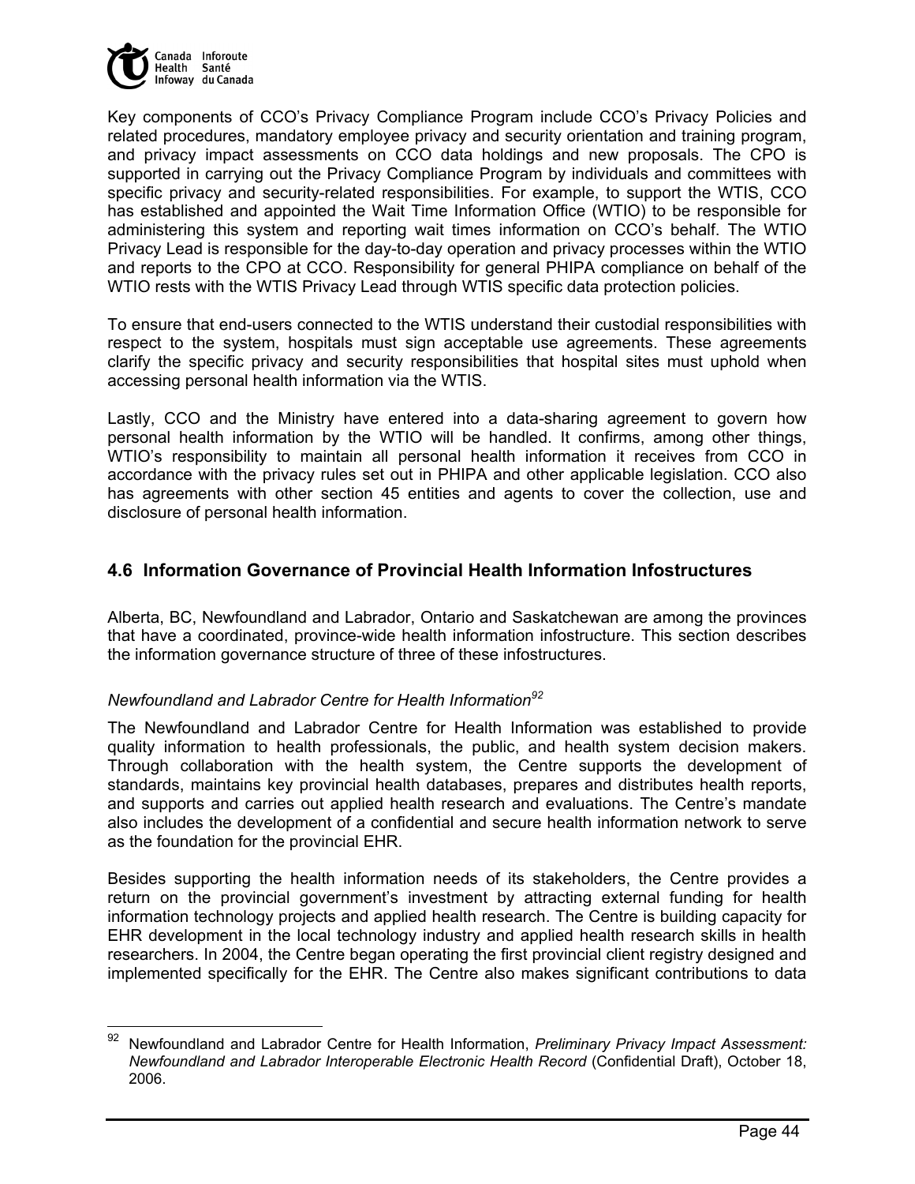Key components of CCO's Privacy Compliance Program include CCO's Privacy Policies and related procedures, mandatory employee privacy and security orientation and training program, and privacy impact assessments on CCO data holdings and new proposals. The CPO is supported in carrying out the Privacy Compliance Program by individuals and committees with specific privacy and security-related responsibilities. For example, to support the WTIS, CCO has established and appointed the Wait Time Information Office (WTIO) to be responsible for administering this system and reporting wait times information on CCO's behalf. The WTIO Privacy Lead is responsible for the day-to-day operation and privacy processes within the WTIO and reports to the CPO at CCO. Responsibility for general PHIPA compliance on behalf of the WTIO rests with the WTIS Privacy Lead through WTIS specific data protection policies.

To ensure that end-users connected to the WTIS understand their custodial responsibilities with respect to the system, hospitals must sign acceptable use agreements. These agreements clarify the specific privacy and security responsibilities that hospital sites must uphold when accessing personal health information via the WTIS.

Lastly, CCO and the Ministry have entered into a data-sharing agreement to govern how personal health information by the WTIO will be handled. It confirms, among other things, WTIO's responsibility to maintain all personal health information it receives from CCO in accordance with the privacy rules set out in PHIPA and other applicable legislation. CCO also has agreements with other section 45 entities and agents to cover the collection, use and disclosure of personal health information.

## 4.6 Information Governance of Provincial Health Information Infostructures

Alberta, BC, Newfoundland and Labrador, Ontario and Saskatchewan are among the provinces that have a coordinated, province-wide health information infostructure. This section describes the information governance structure of three of these infostructures.

### *Newfoundland and Labrador Centre for Health Information*[92]

The Newfoundland and Labrador Centre for Health Information was established to provide quality information to health professionals, the public, and health system decision makers. Through collaboration with the health system, the Centre supports the development of standards, maintains key provincial health databases, prepares and distributes health reports, and supports and carries out applied health research and evaluations. The Centre's mandate also includes the development of a confidential and secure health information network to serve as the foundation for the provincial EHR.

Besides supporting the health information needs of its stakeholders, the Centre provides a return on the provincial government's investment by attracting external funding for health information technology projects and applied health research. The Centre is building capacity for EHR development in the local technology industry and applied health research skills in health researchers. In 2004, the Centre began operating the first provincial client registry designed and implemented specifically for the EHR. The Centre also makes significant contributions to data

---

[92] Newfoundland and Labrador Centre for Health Information, *Preliminary Privacy Impact Assessment: Newfoundland and Labrador Interoperable Electronic Health Record* (Confidential Draft), October 18, 2006.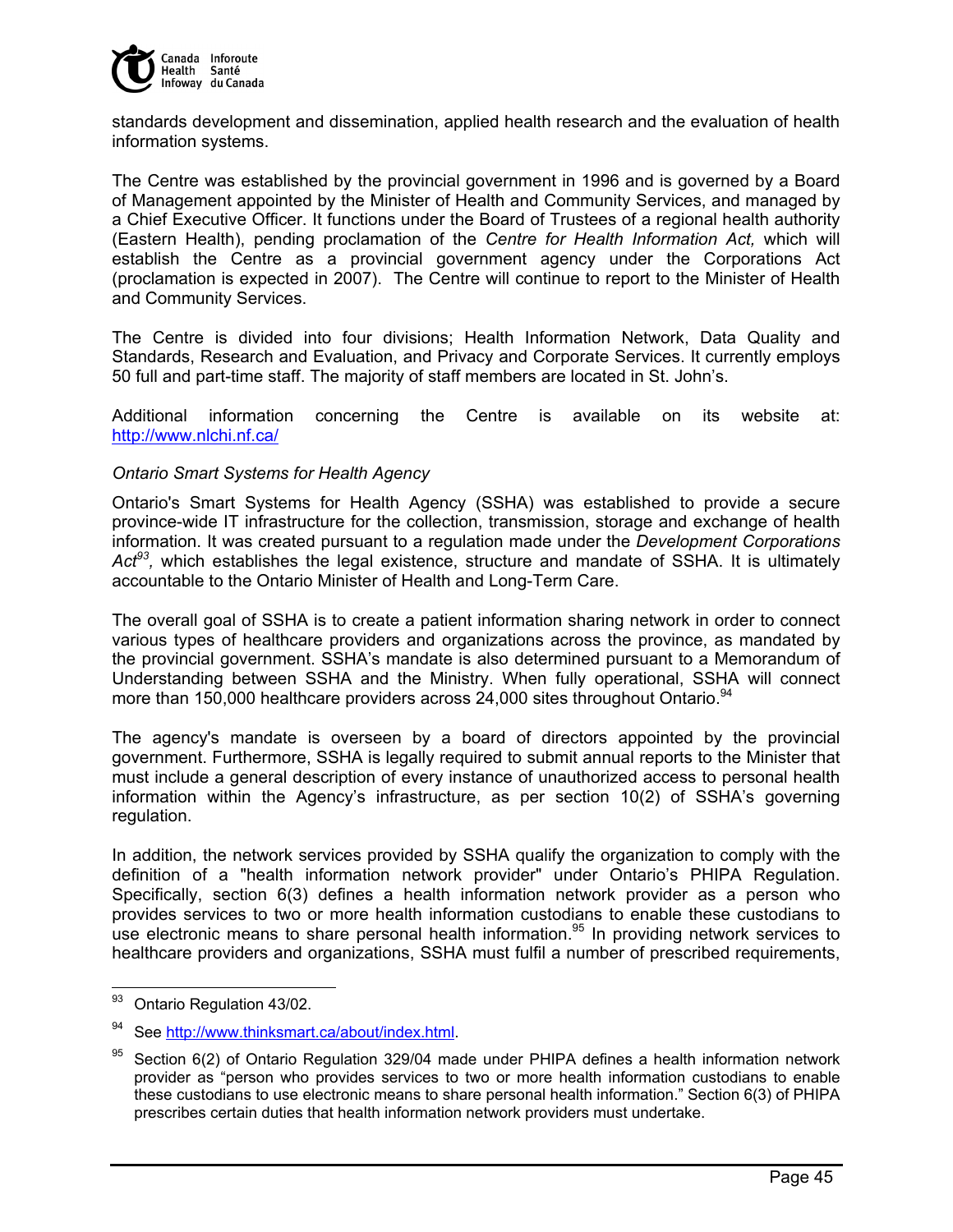standards development and dissemination, applied health research and the evaluation of health information systems.

The Centre was established by the provincial government in 1996 and is governed by a Board of Management appointed by the Minister of Health and Community Services, and managed by a Chief Executive Officer. It functions under the Board of Trustees of a regional health authority (Eastern Health), pending proclamation of the *Centre for Health Information Act,* which will establish the Centre as a provincial government agency under the Corporations Act (proclamation is expected in 2007). The Centre will continue to report to the Minister of Health and Community Services.

The Centre is divided into four divisions; Health Information Network, Data Quality and Standards, Research and Evaluation, and Privacy and Corporate Services. It currently employs 50 full and part-time staff. The majority of staff members are located in St. John's.

Additional information concerning the Centre is available on its website at: http://www.nlchi.nf.ca/

*Ontario Smart Systems for Health Agency*

Ontario's Smart Systems for Health Agency (SSHA) was established to provide a secure province-wide IT infrastructure for the collection, transmission, storage and exchange of health information. It was created pursuant to a regulation made under the *Development Corporations Act*[93]*,* which establishes the legal existence, structure and mandate of SSHA. It is ultimately accountable to the Ontario Minister of Health and Long-Term Care.

The overall goal of SSHA is to create a patient information sharing network in order to connect various types of healthcare providers and organizations across the province, as mandated by the provincial government. SSHA's mandate is also determined pursuant to a Memorandum of Understanding between SSHA and the Ministry. When fully operational, SSHA will connect more than 150,000 healthcare providers across 24,000 sites throughout Ontario.[94]

The agency's mandate is overseen by a board of directors appointed by the provincial government. Furthermore, SSHA is legally required to submit annual reports to the Minister that must include a general description of every instance of unauthorized access to personal health information within the Agency's infrastructure, as per section 10(2) of SSHA's governing regulation.

In addition, the network services provided by SSHA qualify the organization to comply with the definition of a "health information network provider" under Ontario's PHIPA Regulation. Specifically, section 6(3) defines a health information network provider as a person who provides services to two or more health information custodians to enable these custodians to use electronic means to share personal health information.[95] In providing network services to healthcare providers and organizations, SSHA must fulfil a number of prescribed requirements,

---

[93] Ontario Regulation 43/02.

[94] See http://www.thinksmart.ca/about/index.html.

[95] Section 6(2) of Ontario Regulation 329/04 made under PHIPA defines a health information network provider as "person who provides services to two or more health information custodians to enable these custodians to use electronic means to share personal health information." Section 6(3) of PHIPA prescribes certain duties that health information network providers must undertake.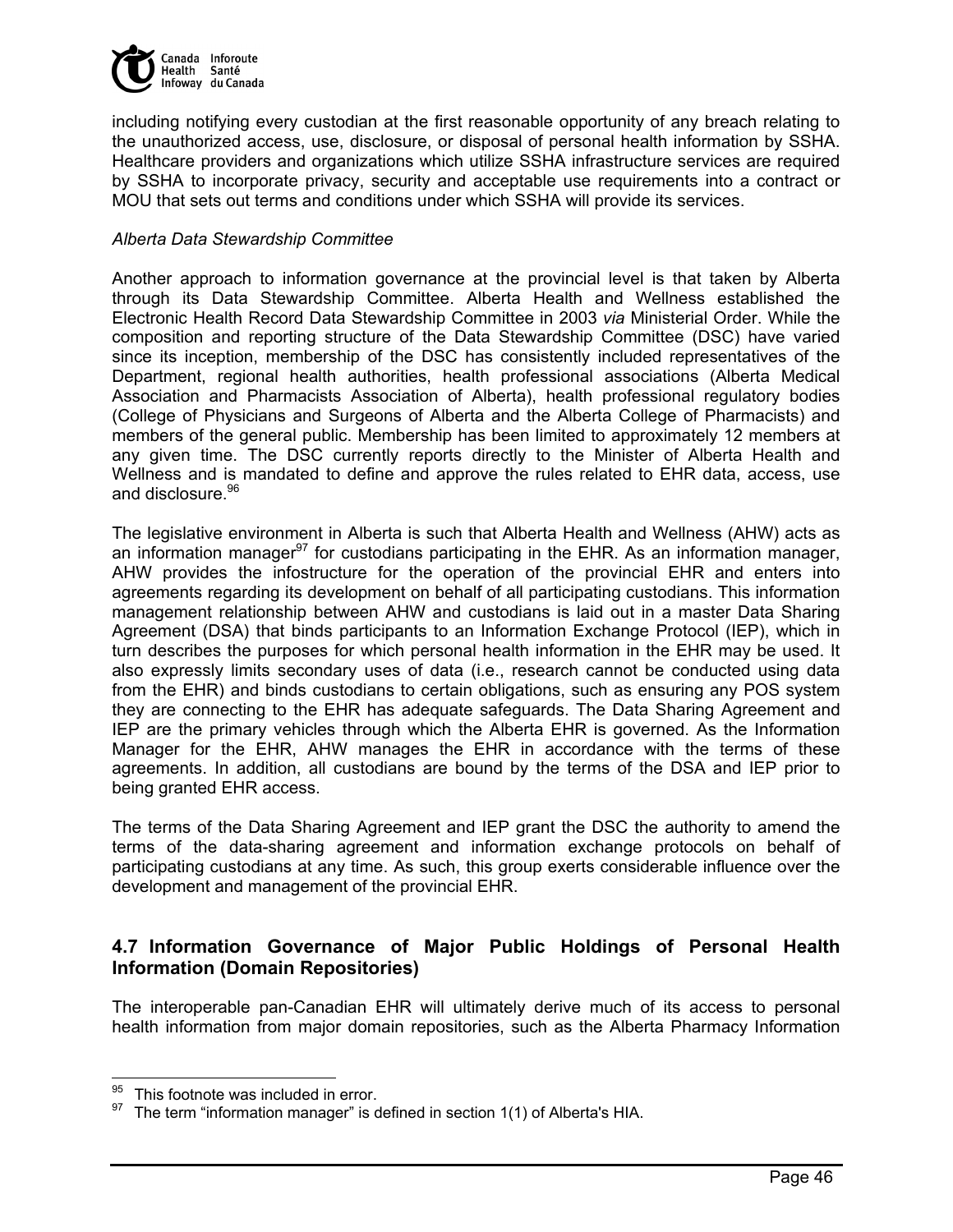including notifying every custodian at the first reasonable opportunity of any breach relating to the unauthorized access, use, disclosure, or disposal of personal health information by SSHA. Healthcare providers and organizations which utilize SSHA infrastructure services are required by SSHA to incorporate privacy, security and acceptable use requirements into a contract or MOU that sets out terms and conditions under which SSHA will provide its services.

*Alberta Data Stewardship Committee*

Another approach to information governance at the provincial level is that taken by Alberta through its Data Stewardship Committee. Alberta Health and Wellness established the Electronic Health Record Data Stewardship Committee in 2003 *via* Ministerial Order. While the composition and reporting structure of the Data Stewardship Committee (DSC) have varied since its inception, membership of the DSC has consistently included representatives of the Department, regional health authorities, health professional associations (Alberta Medical Association and Pharmacists Association of Alberta), health professional regulatory bodies (College of Physicians and Surgeons of Alberta and the Alberta College of Pharmacists) and members of the general public. Membership has been limited to approximately 12 members at any given time. The DSC currently reports directly to the Minister of Alberta Health and Wellness and is mandated to define and approve the rules related to EHR data, access, use and disclosure.[96]

The legislative environment in Alberta is such that Alberta Health and Wellness (AHW) acts as an information manager[97] for custodians participating in the EHR. As an information manager, AHW provides the infostructure for the operation of the provincial EHR and enters into agreements regarding its development on behalf of all participating custodians. This information management relationship between AHW and custodians is laid out in a master Data Sharing Agreement (DSA) that binds participants to an Information Exchange Protocol (IEP), which in turn describes the purposes for which personal health information in the EHR may be used. It also expressly limits secondary uses of data (i.e., research cannot be conducted using data from the EHR) and binds custodians to certain obligations, such as ensuring any POS system they are connecting to the EHR has adequate safeguards. The Data Sharing Agreement and IEP are the primary vehicles through which the Alberta EHR is governed. As the Information Manager for the EHR, AHW manages the EHR in accordance with the terms of these agreements. In addition, all custodians are bound by the terms of the DSA and IEP prior to being granted EHR access.

The terms of the Data Sharing Agreement and IEP grant the DSC the authority to amend the terms of the data-sharing agreement and information exchange protocols on behalf of participating custodians at any time. As such, this group exerts considerable influence over the development and management of the provincial EHR.

## 4.7 Information Governance of Major Public Holdings of Personal Health Information (Domain Repositories)

The interoperable pan-Canadian EHR will ultimately derive much of its access to personal health information from major domain repositories, such as the Alberta Pharmacy Information

---

[95] This footnote was included in error.

[97] The term "information manager" is defined in section 1(1) of Alberta's HIA.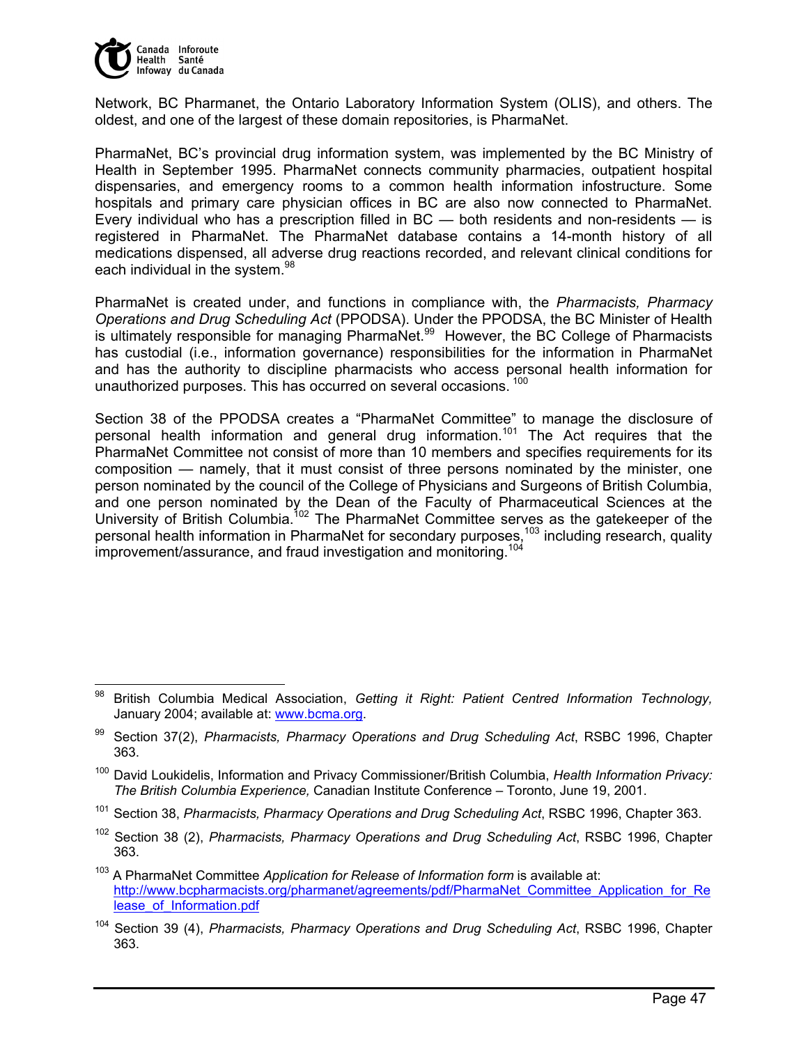Network, BC Pharmanet, the Ontario Laboratory Information System (OLIS), and others. The oldest, and one of the largest of these domain repositories, is PharmaNet.

PharmaNet, BC's provincial drug information system, was implemented by the BC Ministry of Health in September 1995. PharmaNet connects community pharmacies, outpatient hospital dispensaries, and emergency rooms to a common health information infostructure. Some hospitals and primary care physician offices in BC are also now connected to PharmaNet. Every individual who has a prescription filled in BC — both residents and non-residents — is registered in PharmaNet. The PharmaNet database contains a 14-month history of all medications dispensed, all adverse drug reactions recorded, and relevant clinical conditions for each individual in the system.[98]

PharmaNet is created under, and functions in compliance with, the *Pharmacists, Pharmacy Operations and Drug Scheduling Act* (PPODSA). Under the PPODSA, the BC Minister of Health is ultimately responsible for managing PharmaNet.[99] However, the BC College of Pharmacists has custodial (i.e., information governance) responsibilities for the information in PharmaNet and has the authority to discipline pharmacists who access personal health information for unauthorized purposes. This has occurred on several occasions.[100]

Section 38 of the PPODSA creates a "PharmaNet Committee" to manage the disclosure of personal health information and general drug information.[101] The Act requires that the PharmaNet Committee not consist of more than 10 members and specifies requirements for its composition — namely, that it must consist of three persons nominated by the minister, one person nominated by the council of the College of Physicians and Surgeons of British Columbia, and one person nominated by the Dean of the Faculty of Pharmaceutical Sciences at the University of British Columbia.[102] The PharmaNet Committee serves as the gatekeeper of the personal health information in PharmaNet for secondary purposes,[103] including research, quality improvement/assurance, and fraud investigation and monitoring.[104]

---

[98] British Columbia Medical Association, *Getting it Right: Patient Centred Information Technology,* January 2004; available at: www.bcma.org.

[99] Section 37(2), *Pharmacists, Pharmacy Operations and Drug Scheduling Act*, RSBC 1996, Chapter 363.

[100] David Loukidelis, Information and Privacy Commissioner/British Columbia, *Health Information Privacy: The British Columbia Experience,* Canadian Institute Conference – Toronto, June 19, 2001.

[101] Section 38, *Pharmacists, Pharmacy Operations and Drug Scheduling Act*, RSBC 1996, Chapter 363.

[102] Section 38 (2), *Pharmacists, Pharmacy Operations and Drug Scheduling Act*, RSBC 1996, Chapter 363.

[103] A PharmaNet Committee *Application for Release of Information form* is available at: http://www.bcpharmacists.org/pharmanet/agreements/pdf/PharmaNet_Committee_Application_for_Release_of_Information.pdf

[104] Section 39 (4), *Pharmacists, Pharmacy Operations and Drug Scheduling Act*, RSBC 1996, Chapter 363.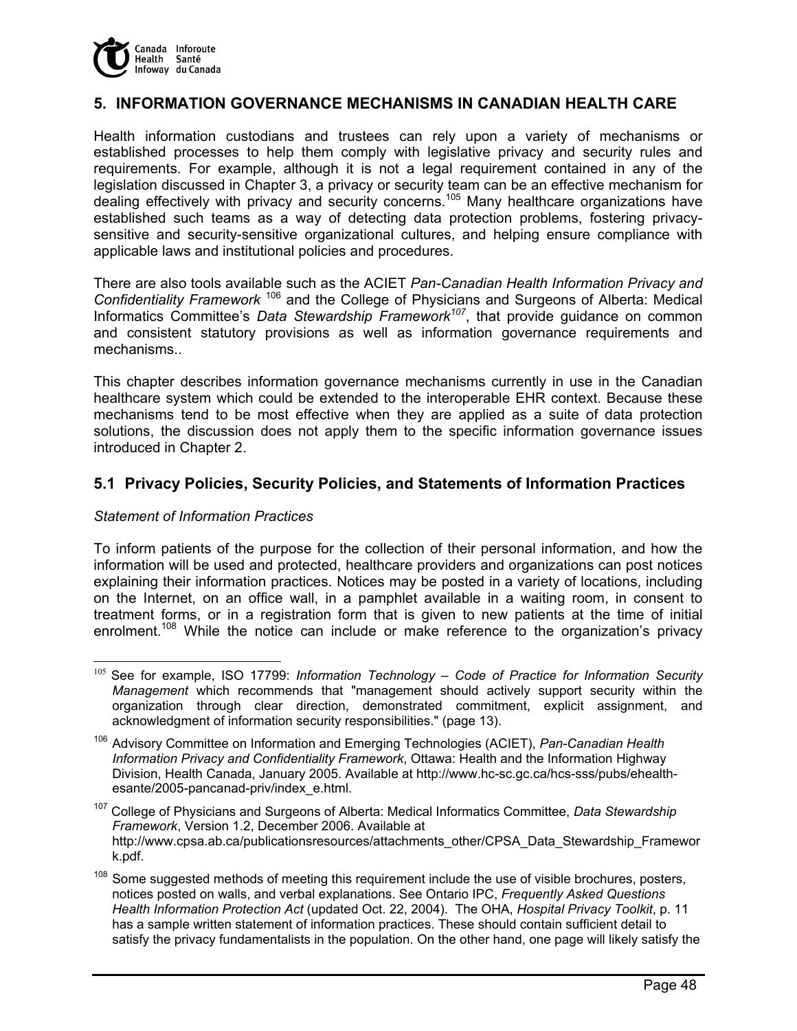## 5. INFORMATION GOVERNANCE MECHANISMS IN CANADIAN HEALTH CARE

Health information custodians and trustees can rely upon a variety of mechanisms or established processes to help them comply with legislative privacy and security rules and requirements. For example, although it is not a legal requirement contained in any of the legislation discussed in Chapter 3, a privacy or security team can be an effective mechanism for dealing effectively with privacy and security concerns.[105] Many healthcare organizations have established such teams as a way of detecting data protection problems, fostering privacy-sensitive and security-sensitive organizational cultures, and helping ensure compliance with applicable laws and institutional policies and procedures.

There are also tools available such as the ACIET *Pan-Canadian Health Information Privacy and Confidentiality Framework* [106] and the College of Physicians and Surgeons of Alberta: Medical Informatics Committee's *Data Stewardship Framework*[107], that provide guidance on common and consistent statutory provisions as well as information governance requirements and mechanisms..

This chapter describes information governance mechanisms currently in use in the Canadian healthcare system which could be extended to the interoperable EHR context. Because these mechanisms tend to be most effective when they are applied as a suite of data protection solutions, the discussion does not apply them to the specific information governance issues introduced in Chapter 2.

### 5.1 Privacy Policies, Security Policies, and Statements of Information Practices

*Statement of Information Practices*

To inform patients of the purpose for the collection of their personal information, and how the information will be used and protected, healthcare providers and organizations can post notices explaining their information practices. Notices may be posted in a variety of locations, including on the Internet, on an office wall, in a pamphlet available in a waiting room, in consent to treatment forms, or in a registration form that is given to new patients at the time of initial enrolment.[108] While the notice can include or make reference to the organization's privacy

---

[105] See for example, ISO 17799: *Information Technology – Code of Practice for Information Security Management* which recommends that "management should actively support security within the organization through clear direction, demonstrated commitment, explicit assignment, and acknowledgment of information security responsibilities." (page 13).

[106] Advisory Committee on Information and Emerging Technologies (ACIET), *Pan-Canadian Health Information Privacy and Confidentiality Framework*, Ottawa: Health and the Information Highway Division, Health Canada, January 2005. Available at http://www.hc-sc.gc.ca/hcs-sss/pubs/ehealth-esante/2005-pancanad-priv/index_e.html.

[107] College of Physicians and Surgeons of Alberta: Medical Informatics Committee, *Data Stewardship Framework*, Version 1.2, December 2006. Available at http://www.cpsa.ab.ca/publicationsresources/attachments_other/CPSA_Data_Stewardship_Framework.pdf.

[108] Some suggested methods of meeting this requirement include the use of visible brochures, posters, notices posted on walls, and verbal explanations. See Ontario IPC, *Frequently Asked Questions Health Information Protection Act* (updated Oct. 22, 2004). The OHA, *Hospital Privacy Toolkit*, p. 11 has a sample written statement of information practices. These should contain sufficient detail to satisfy the privacy fundamentalists in the population. On the other hand, one page will likely satisfy the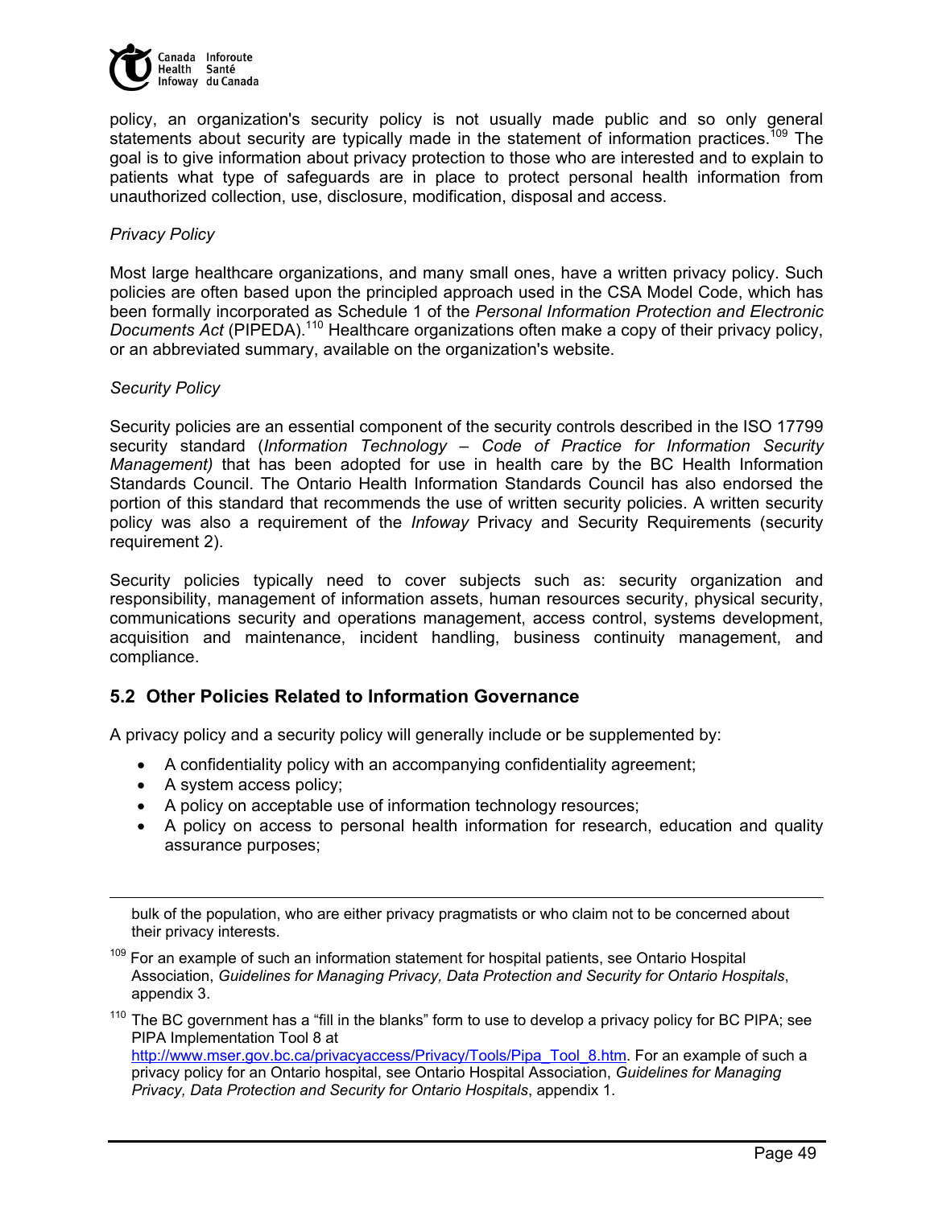policy, an organization's security policy is not usually made public and so only general statements about security are typically made in the statement of information practices.[109] The goal is to give information about privacy protection to those who are interested and to explain to patients what type of safeguards are in place to protect personal health information from unauthorized collection, use, disclosure, modification, disposal and access.

*Privacy Policy*

Most large healthcare organizations, and many small ones, have a written privacy policy. Such policies are often based upon the principled approach used in the CSA Model Code, which has been formally incorporated as Schedule 1 of the *Personal Information Protection and Electronic Documents Act* (PIPEDA).[110] Healthcare organizations often make a copy of their privacy policy, or an abbreviated summary, available on the organization's website.

*Security Policy*

Security policies are an essential component of the security controls described in the ISO 17799 security standard (*Information Technology – Code of Practice for Information Security Management)* that has been adopted for use in health care by the BC Health Information Standards Council. The Ontario Health Information Standards Council has also endorsed the portion of this standard that recommends the use of written security policies. A written security policy was also a requirement of the *Infoway* Privacy and Security Requirements (security requirement 2).

Security policies typically need to cover subjects such as: security organization and responsibility, management of information assets, human resources security, physical security, communications security and operations management, access control, systems development, acquisition and maintenance, incident handling, business continuity management, and compliance.

## 5.2 Other Policies Related to Information Governance

A privacy policy and a security policy will generally include or be supplemented by:

- A confidentiality policy with an accompanying confidentiality agreement;
- A system access policy;
- A policy on acceptable use of information technology resources;
- A policy on access to personal health information for research, education and quality assurance purposes;

---

bulk of the population, who are either privacy pragmatists or who claim not to be concerned about their privacy interests.

[109] For an example of such an information statement for hospital patients, see Ontario Hospital Association, *Guidelines for Managing Privacy, Data Protection and Security for Ontario Hospitals*, appendix 3.

[110] The BC government has a "fill in the blanks" form to use to develop a privacy policy for BC PIPA; see PIPA Implementation Tool 8 at http://www.mser.gov.bc.ca/privacyaccess/Privacy/Tools/Pipa_Tool_8.htm. For an example of such a privacy policy for an Ontario hospital, see Ontario Hospital Association, *Guidelines for Managing Privacy, Data Protection and Security for Ontario Hospitals*, appendix 1.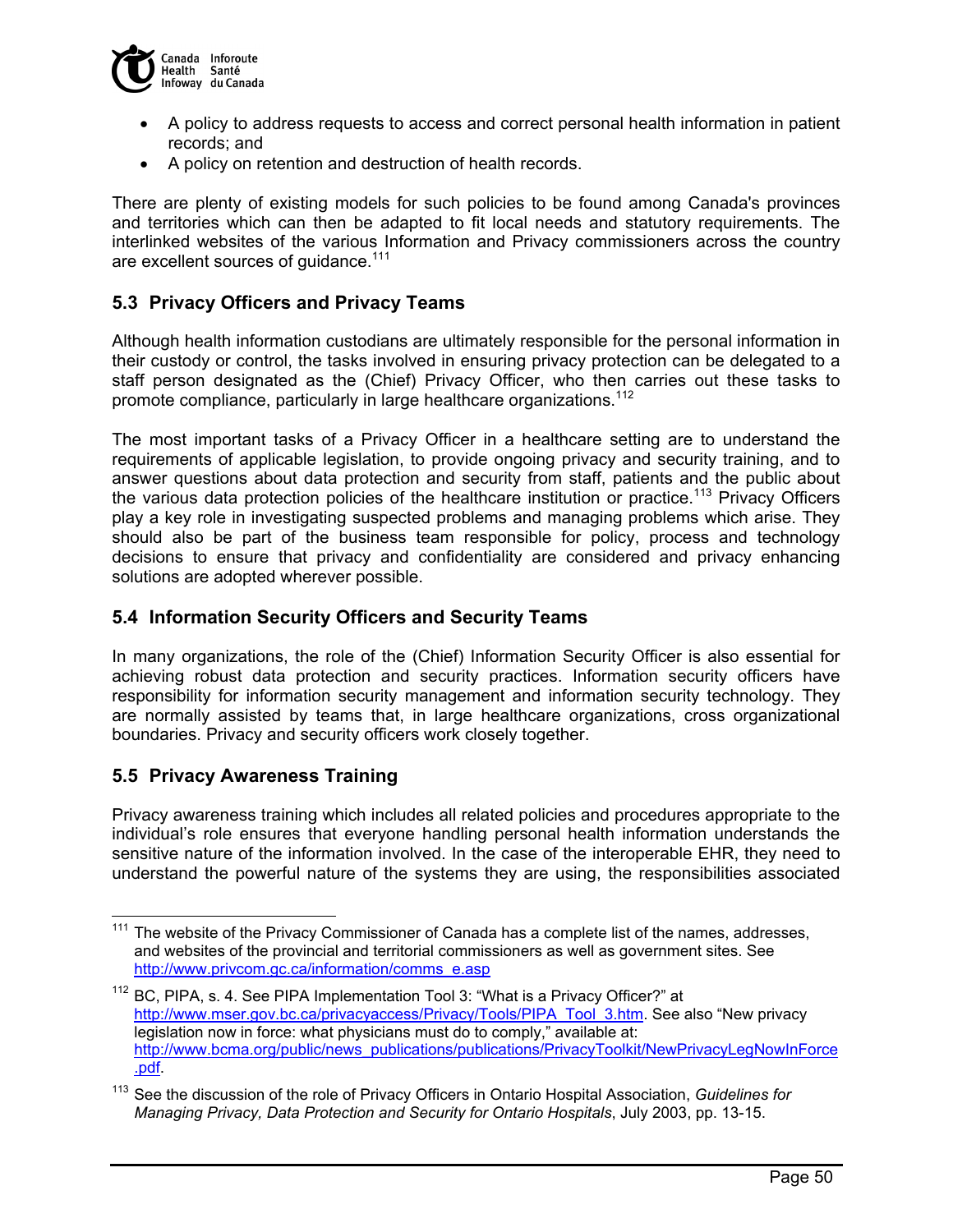- A policy to address requests to access and correct personal health information in patient records; and
- A policy on retention and destruction of health records.

There are plenty of existing models for such policies to be found among Canada's provinces and territories which can then be adapted to fit local needs and statutory requirements. The interlinked websites of the various Information and Privacy commissioners across the country are excellent sources of guidance.[111]

## 5.3 Privacy Officers and Privacy Teams

Although health information custodians are ultimately responsible for the personal information in their custody or control, the tasks involved in ensuring privacy protection can be delegated to a staff person designated as the (Chief) Privacy Officer, who then carries out these tasks to promote compliance, particularly in large healthcare organizations.[112]

The most important tasks of a Privacy Officer in a healthcare setting are to understand the requirements of applicable legislation, to provide ongoing privacy and security training, and to answer questions about data protection and security from staff, patients and the public about the various data protection policies of the healthcare institution or practice.[113] Privacy Officers play a key role in investigating suspected problems and managing problems which arise. They should also be part of the business team responsible for policy, process and technology decisions to ensure that privacy and confidentiality are considered and privacy enhancing solutions are adopted wherever possible.

## 5.4 Information Security Officers and Security Teams

In many organizations, the role of the (Chief) Information Security Officer is also essential for achieving robust data protection and security practices. Information security officers have responsibility for information security management and information security technology. They are normally assisted by teams that, in large healthcare organizations, cross organizational boundaries. Privacy and security officers work closely together.

## 5.5 Privacy Awareness Training

Privacy awareness training which includes all related policies and procedures appropriate to the individual's role ensures that everyone handling personal health information understands the sensitive nature of the information involved. In the case of the interoperable EHR, they need to understand the powerful nature of the systems they are using, the responsibilities associated

---

[111] The website of the Privacy Commissioner of Canada has a complete list of the names, addresses, and websites of the provincial and territorial commissioners as well as government sites. See http://www.privcom.gc.ca/information/comms_e.asp

[112] BC, PIPA, s. 4. See PIPA Implementation Tool 3: "What is a Privacy Officer?" at http://www.mser.gov.bc.ca/privacyaccess/Privacy/Tools/PIPA_Tool_3.htm. See also "New privacy legislation now in force: what physicians must do to comply," available at: http://www.bcma.org/public/news_publications/publications/PrivacyToolkit/NewPrivacyLegNowInForce.pdf.

[113] See the discussion of the role of Privacy Officers in Ontario Hospital Association, *Guidelines for Managing Privacy, Data Protection and Security for Ontario Hospitals*, July 2003, pp. 13-15.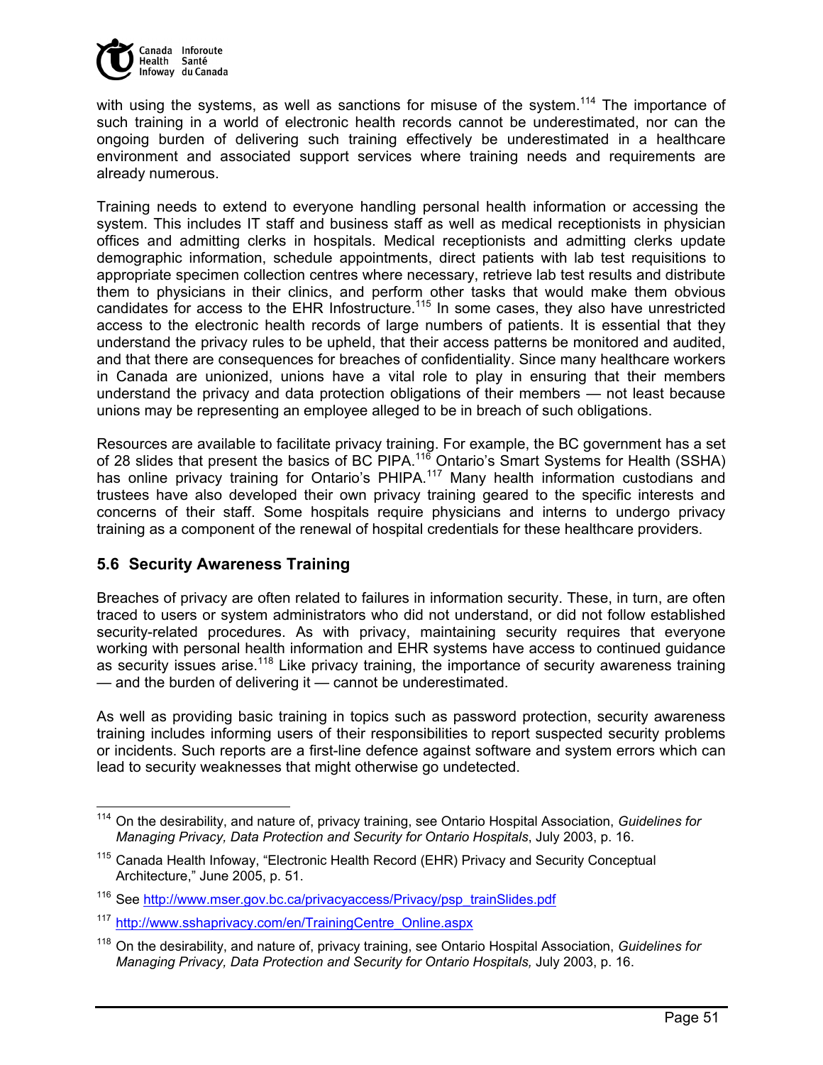with using the systems, as well as sanctions for misuse of the system.[114] The importance of such training in a world of electronic health records cannot be underestimated, nor can the ongoing burden of delivering such training effectively be underestimated in a healthcare environment and associated support services where training needs and requirements are already numerous.

Training needs to extend to everyone handling personal health information or accessing the system. This includes IT staff and business staff as well as medical receptionists in physician offices and admitting clerks in hospitals. Medical receptionists and admitting clerks update demographic information, schedule appointments, direct patients with lab test requisitions to appropriate specimen collection centres where necessary, retrieve lab test results and distribute them to physicians in their clinics, and perform other tasks that would make them obvious candidates for access to the EHR Infostructure.[115] In some cases, they also have unrestricted access to the electronic health records of large numbers of patients. It is essential that they understand the privacy rules to be upheld, that their access patterns be monitored and audited, and that there are consequences for breaches of confidentiality. Since many healthcare workers in Canada are unionized, unions have a vital role to play in ensuring that their members understand the privacy and data protection obligations of their members — not least because unions may be representing an employee alleged to be in breach of such obligations.

Resources are available to facilitate privacy training. For example, the BC government has a set of 28 slides that present the basics of BC PIPA.[116] Ontario's Smart Systems for Health (SSHA) has online privacy training for Ontario's PHIPA.[117] Many health information custodians and trustees have also developed their own privacy training geared to the specific interests and concerns of their staff. Some hospitals require physicians and interns to undergo privacy training as a component of the renewal of hospital credentials for these healthcare providers.

### 5.6 Security Awareness Training

Breaches of privacy are often related to failures in information security. These, in turn, are often traced to users or system administrators who did not understand, or did not follow established security-related procedures. As with privacy, maintaining security requires that everyone working with personal health information and EHR systems have access to continued guidance as security issues arise.[118] Like privacy training, the importance of security awareness training — and the burden of delivering it — cannot be underestimated.

As well as providing basic training in topics such as password protection, security awareness training includes informing users of their responsibilities to report suspected security problems or incidents. Such reports are a first-line defence against software and system errors which can lead to security weaknesses that might otherwise go undetected.

---

[114] On the desirability, and nature of, privacy training, see Ontario Hospital Association, *Guidelines for Managing Privacy, Data Protection and Security for Ontario Hospitals*, July 2003, p. 16.

[115] Canada Health Infoway, "Electronic Health Record (EHR) Privacy and Security Conceptual Architecture," June 2005, p. 51.

[116] See http://www.mser.gov.bc.ca/privacyaccess/Privacy/psp_trainSlides.pdf

[117] http://www.sshaprivacy.com/en/TrainingCentre_Online.aspx

[118] On the desirability, and nature of, privacy training, see Ontario Hospital Association, *Guidelines for Managing Privacy, Data Protection and Security for Ontario Hospitals,* July 2003, p. 16.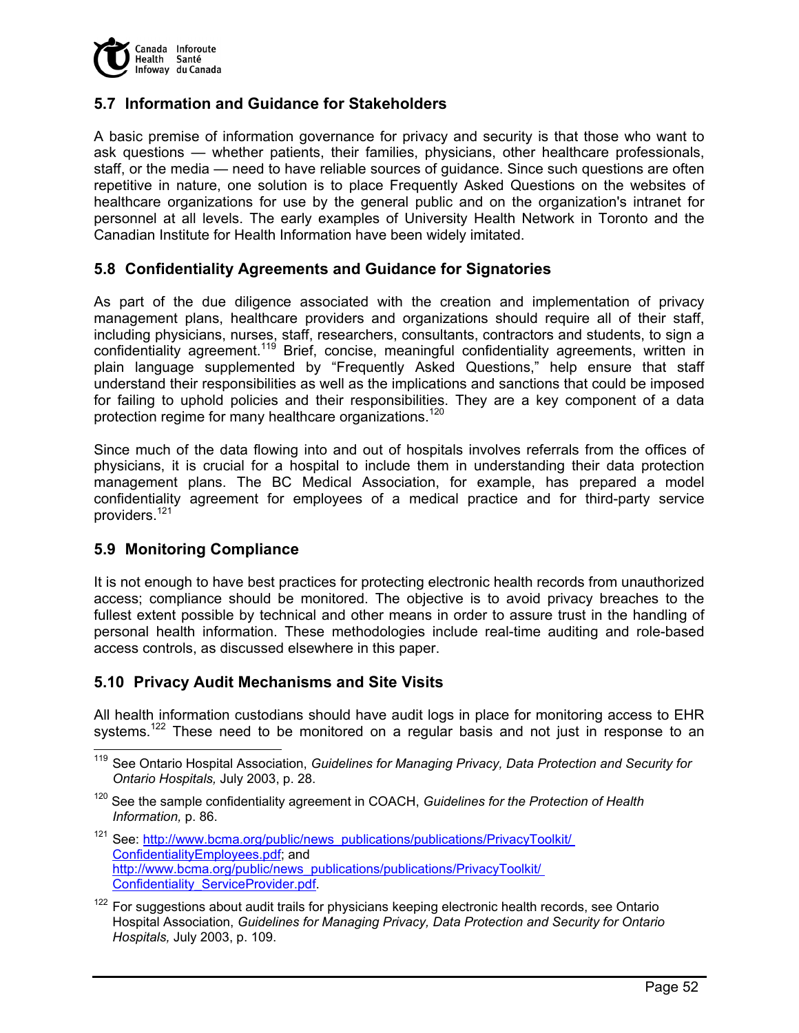## 5.7 Information and Guidance for Stakeholders

A basic premise of information governance for privacy and security is that those who want to ask questions — whether patients, their families, physicians, other healthcare professionals, staff, or the media — need to have reliable sources of guidance. Since such questions are often repetitive in nature, one solution is to place Frequently Asked Questions on the websites of healthcare organizations for use by the general public and on the organization's intranet for personnel at all levels. The early examples of University Health Network in Toronto and the Canadian Institute for Health Information have been widely imitated.

## 5.8 Confidentiality Agreements and Guidance for Signatories

As part of the due diligence associated with the creation and implementation of privacy management plans, healthcare providers and organizations should require all of their staff, including physicians, nurses, staff, researchers, consultants, contractors and students, to sign a confidentiality agreement.[119] Brief, concise, meaningful confidentiality agreements, written in plain language supplemented by "Frequently Asked Questions," help ensure that staff understand their responsibilities as well as the implications and sanctions that could be imposed for failing to uphold policies and their responsibilities. They are a key component of a data protection regime for many healthcare organizations.[120]

Since much of the data flowing into and out of hospitals involves referrals from the offices of physicians, it is crucial for a hospital to include them in understanding their data protection management plans. The BC Medical Association, for example, has prepared a model confidentiality agreement for employees of a medical practice and for third-party service providers.[121]

## 5.9 Monitoring Compliance

It is not enough to have best practices for protecting electronic health records from unauthorized access; compliance should be monitored. The objective is to avoid privacy breaches to the fullest extent possible by technical and other means in order to assure trust in the handling of personal health information. These methodologies include real-time auditing and role-based access controls, as discussed elsewhere in this paper.

## 5.10 Privacy Audit Mechanisms and Site Visits

All health information custodians should have audit logs in place for monitoring access to EHR systems.[122] These need to be monitored on a regular basis and not just in response to an

---

[119] See Ontario Hospital Association, *Guidelines for Managing Privacy, Data Protection and Security for Ontario Hospitals,* July 2003, p. 28.

[120] See the sample confidentiality agreement in COACH, *Guidelines for the Protection of Health Information,* p. 86.

[121] See: http://www.bcma.org/public/news_publications/publications/PrivacyToolkit/ConfidentialityEmployees.pdf; and http://www.bcma.org/public/news_publications/publications/PrivacyToolkit/Confidentiality_ServiceProvider.pdf.

[122] For suggestions about audit trails for physicians keeping electronic health records, see Ontario Hospital Association, *Guidelines for Managing Privacy, Data Protection and Security for Ontario Hospitals,* July 2003, p. 109.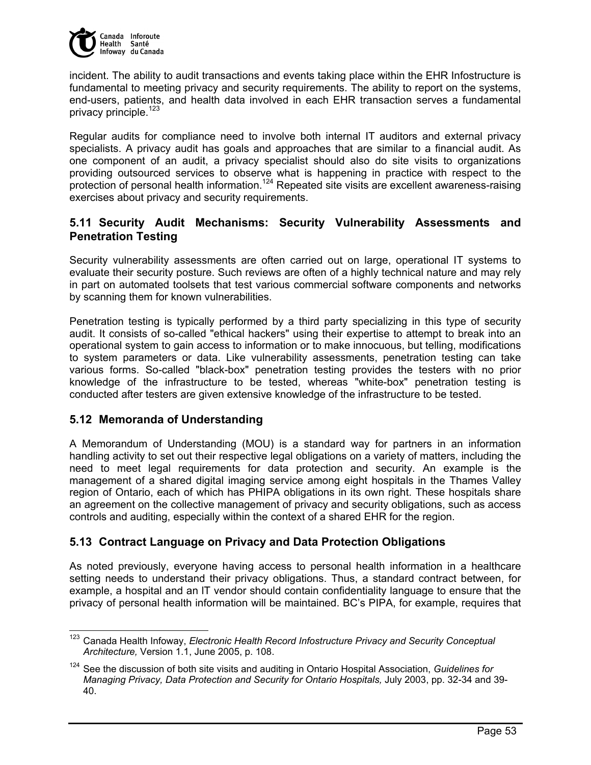incident. The ability to audit transactions and events taking place within the EHR Infostructure is fundamental to meeting privacy and security requirements. The ability to report on the systems, end-users, patients, and health data involved in each EHR transaction serves a fundamental privacy principle.[123]

Regular audits for compliance need to involve both internal IT auditors and external privacy specialists. A privacy audit has goals and approaches that are similar to a financial audit. As one component of an audit, a privacy specialist should also do site visits to organizations providing outsourced services to observe what is happening in practice with respect to the protection of personal health information.[124] Repeated site visits are excellent awareness-raising exercises about privacy and security requirements.

### 5.11 Security Audit Mechanisms: Security Vulnerability Assessments and Penetration Testing

Security vulnerability assessments are often carried out on large, operational IT systems to evaluate their security posture. Such reviews are often of a highly technical nature and may rely in part on automated toolsets that test various commercial software components and networks by scanning them for known vulnerabilities.

Penetration testing is typically performed by a third party specializing in this type of security audit. It consists of so-called "ethical hackers" using their expertise to attempt to break into an operational system to gain access to information or to make innocuous, but telling, modifications to system parameters or data. Like vulnerability assessments, penetration testing can take various forms. So-called "black-box" penetration testing provides the testers with no prior knowledge of the infrastructure to be tested, whereas "white-box" penetration testing is conducted after testers are given extensive knowledge of the infrastructure to be tested.

### 5.12 Memoranda of Understanding

A Memorandum of Understanding (MOU) is a standard way for partners in an information handling activity to set out their respective legal obligations on a variety of matters, including the need to meet legal requirements for data protection and security. An example is the management of a shared digital imaging service among eight hospitals in the Thames Valley region of Ontario, each of which has PHIPA obligations in its own right. These hospitals share an agreement on the collective management of privacy and security obligations, such as access controls and auditing, especially within the context of a shared EHR for the region.

### 5.13 Contract Language on Privacy and Data Protection Obligations

As noted previously, everyone having access to personal health information in a healthcare setting needs to understand their privacy obligations. Thus, a standard contract between, for example, a hospital and an IT vendor should contain confidentiality language to ensure that the privacy of personal health information will be maintained. BC's PIPA, for example, requires that

---

[123] Canada Health Infoway, *Electronic Health Record Infostructure Privacy and Security Conceptual Architecture,* Version 1.1, June 2005, p. 108.

[124] See the discussion of both site visits and auditing in Ontario Hospital Association, *Guidelines for Managing Privacy, Data Protection and Security for Ontario Hospitals,* July 2003, pp. 32-34 and 39-40.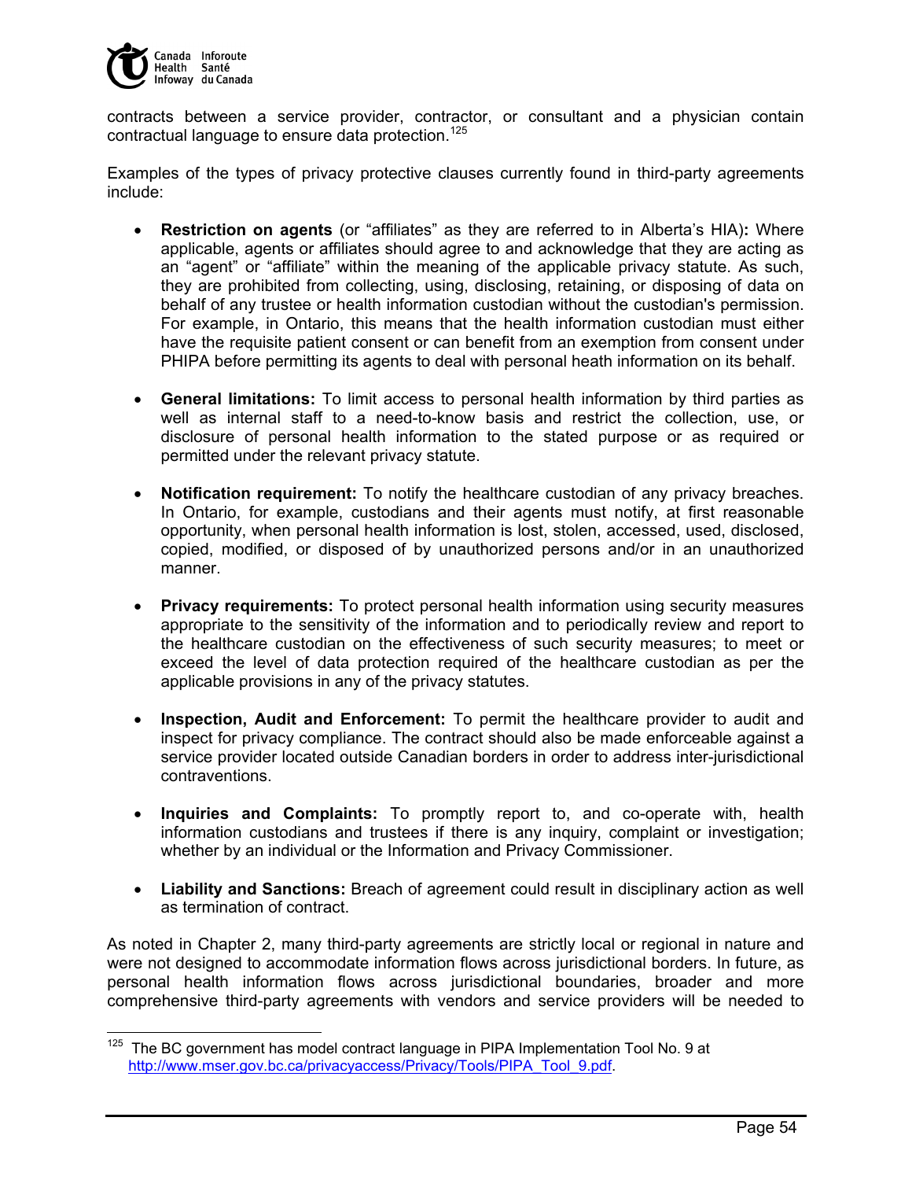contracts between a service provider, contractor, or consultant and a physician contain contractual language to ensure data protection.[125]

Examples of the types of privacy protective clauses currently found in third-party agreements include:

- **Restriction on agents** (or "affiliates" as they are referred to in Alberta's HIA)**:** Where applicable, agents or affiliates should agree to and acknowledge that they are acting as an "agent" or "affiliate" within the meaning of the applicable privacy statute. As such, they are prohibited from collecting, using, disclosing, retaining, or disposing of data on behalf of any trustee or health information custodian without the custodian's permission. For example, in Ontario, this means that the health information custodian must either have the requisite patient consent or can benefit from an exemption from consent under PHIPA before permitting its agents to deal with personal heath information on its behalf.

- **General limitations:** To limit access to personal health information by third parties as well as internal staff to a need-to-know basis and restrict the collection, use, or disclosure of personal health information to the stated purpose or as required or permitted under the relevant privacy statute.

- **Notification requirement:** To notify the healthcare custodian of any privacy breaches. In Ontario, for example, custodians and their agents must notify, at first reasonable opportunity, when personal health information is lost, stolen, accessed, used, disclosed, copied, modified, or disposed of by unauthorized persons and/or in an unauthorized manner.

- **Privacy requirements:** To protect personal health information using security measures appropriate to the sensitivity of the information and to periodically review and report to the healthcare custodian on the effectiveness of such security measures; to meet or exceed the level of data protection required of the healthcare custodian as per the applicable provisions in any of the privacy statutes.

- **Inspection, Audit and Enforcement:** To permit the healthcare provider to audit and inspect for privacy compliance. The contract should also be made enforceable against a service provider located outside Canadian borders in order to address inter-jurisdictional contraventions.

- **Inquiries and Complaints:** To promptly report to, and co-operate with, health information custodians and trustees if there is any inquiry, complaint or investigation; whether by an individual or the Information and Privacy Commissioner.

- **Liability and Sanctions:** Breach of agreement could result in disciplinary action as well as termination of contract.

As noted in Chapter 2, many third-party agreements are strictly local or regional in nature and were not designed to accommodate information flows across jurisdictional borders. In future, as personal health information flows across jurisdictional boundaries, broader and more comprehensive third-party agreements with vendors and service providers will be needed to

[125] The BC government has model contract language in PIPA Implementation Tool No. 9 at http://www.mser.gov.bc.ca/privacyaccess/Privacy/Tools/PIPA_Tool_9.pdf.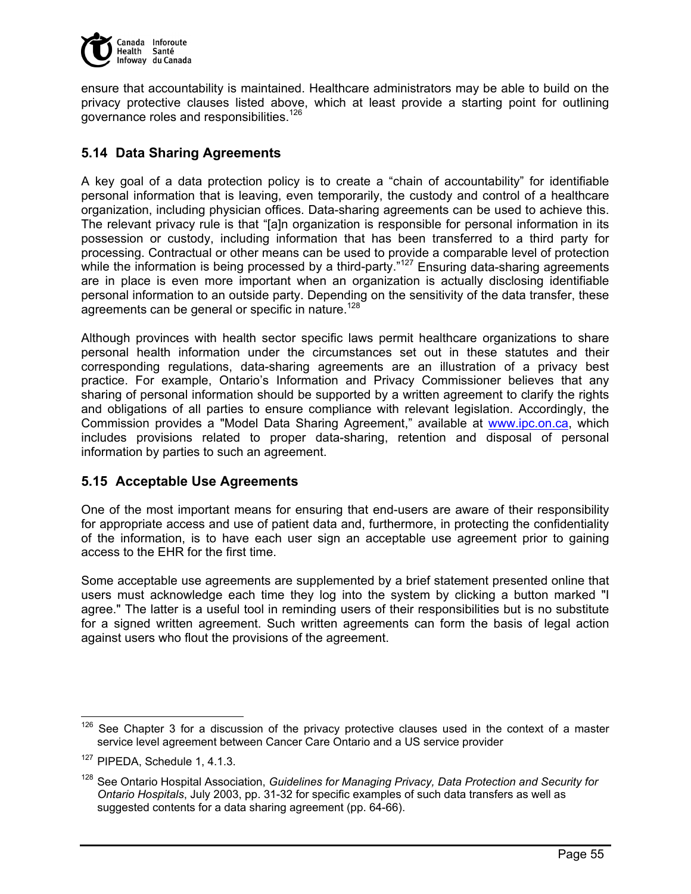ensure that accountability is maintained. Healthcare administrators may be able to build on the privacy protective clauses listed above, which at least provide a starting point for outlining governance roles and responsibilities.[126]

## 5.14 Data Sharing Agreements

A key goal of a data protection policy is to create a "chain of accountability" for identifiable personal information that is leaving, even temporarily, the custody and control of a healthcare organization, including physician offices. Data-sharing agreements can be used to achieve this. The relevant privacy rule is that "[a]n organization is responsible for personal information in its possession or custody, including information that has been transferred to a third party for processing. Contractual or other means can be used to provide a comparable level of protection while the information is being processed by a third-party."[127] Ensuring data-sharing agreements are in place is even more important when an organization is actually disclosing identifiable personal information to an outside party. Depending on the sensitivity of the data transfer, these agreements can be general or specific in nature.[128]

Although provinces with health sector specific laws permit healthcare organizations to share personal health information under the circumstances set out in these statutes and their corresponding regulations, data-sharing agreements are an illustration of a privacy best practice. For example, Ontario's Information and Privacy Commissioner believes that any sharing of personal information should be supported by a written agreement to clarify the rights and obligations of all parties to ensure compliance with relevant legislation. Accordingly, the Commission provides a "Model Data Sharing Agreement," available at www.ipc.on.ca, which includes provisions related to proper data-sharing, retention and disposal of personal information by parties to such an agreement.

## 5.15 Acceptable Use Agreements

One of the most important means for ensuring that end-users are aware of their responsibility for appropriate access and use of patient data and, furthermore, in protecting the confidentiality of the information, is to have each user sign an acceptable use agreement prior to gaining access to the EHR for the first time.

Some acceptable use agreements are supplemented by a brief statement presented online that users must acknowledge each time they log into the system by clicking a button marked "I agree." The latter is a useful tool in reminding users of their responsibilities but is no substitute for a signed written agreement. Such written agreements can form the basis of legal action against users who flout the provisions of the agreement.

---

[126] See Chapter 3 for a discussion of the privacy protective clauses used in the context of a master service level agreement between Cancer Care Ontario and a US service provider

[127] PIPEDA, Schedule 1, 4.1.3.

[128] See Ontario Hospital Association, *Guidelines for Managing Privacy, Data Protection and Security for Ontario Hospitals*, July 2003, pp. 31-32 for specific examples of such data transfers as well as suggested contents for a data sharing agreement (pp. 64-66).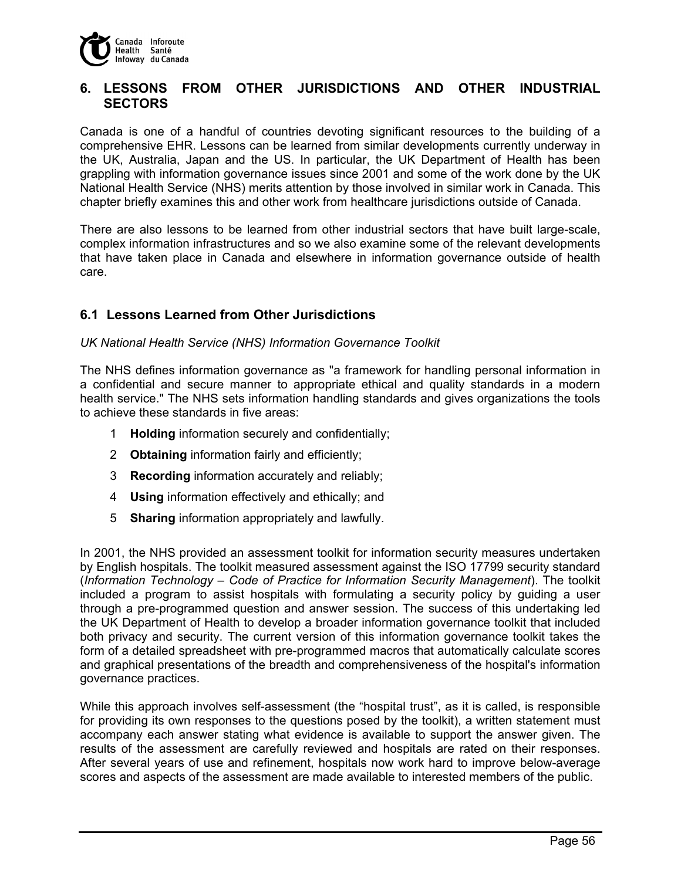## 6. LESSONS FROM OTHER JURISDICTIONS AND OTHER INDUSTRIAL SECTORS

Canada is one of a handful of countries devoting significant resources to the building of a comprehensive EHR. Lessons can be learned from similar developments currently underway in the UK, Australia, Japan and the US. In particular, the UK Department of Health has been grappling with information governance issues since 2001 and some of the work done by the UK National Health Service (NHS) merits attention by those involved in similar work in Canada. This chapter briefly examines this and other work from healthcare jurisdictions outside of Canada.

There are also lessons to be learned from other industrial sectors that have built large-scale, complex information infrastructures and so we also examine some of the relevant developments that have taken place in Canada and elsewhere in information governance outside of health care.

### 6.1 Lessons Learned from Other Jurisdictions

*UK National Health Service (NHS) Information Governance Toolkit*

The NHS defines information governance as "a framework for handling personal information in a confidential and secure manner to appropriate ethical and quality standards in a modern health service." The NHS sets information handling standards and gives organizations the tools to achieve these standards in five areas:

1. **Holding** information securely and confidentially;
2. **Obtaining** information fairly and efficiently;
3. **Recording** information accurately and reliably;
4. **Using** information effectively and ethically; and
5. **Sharing** information appropriately and lawfully.

In 2001, the NHS provided an assessment toolkit for information security measures undertaken by English hospitals. The toolkit measured assessment against the ISO 17799 security standard (*Information Technology – Code of Practice for Information Security Management*). The toolkit included a program to assist hospitals with formulating a security policy by guiding a user through a pre-programmed question and answer session. The success of this undertaking led the UK Department of Health to develop a broader information governance toolkit that included both privacy and security. The current version of this information governance toolkit takes the form of a detailed spreadsheet with pre-programmed macros that automatically calculate scores and graphical presentations of the breadth and comprehensiveness of the hospital's information governance practices.

While this approach involves self-assessment (the "hospital trust", as it is called, is responsible for providing its own responses to the questions posed by the toolkit), a written statement must accompany each answer stating what evidence is available to support the answer given. The results of the assessment are carefully reviewed and hospitals are rated on their responses. After several years of use and refinement, hospitals now work hard to improve below-average scores and aspects of the assessment are made available to interested members of the public.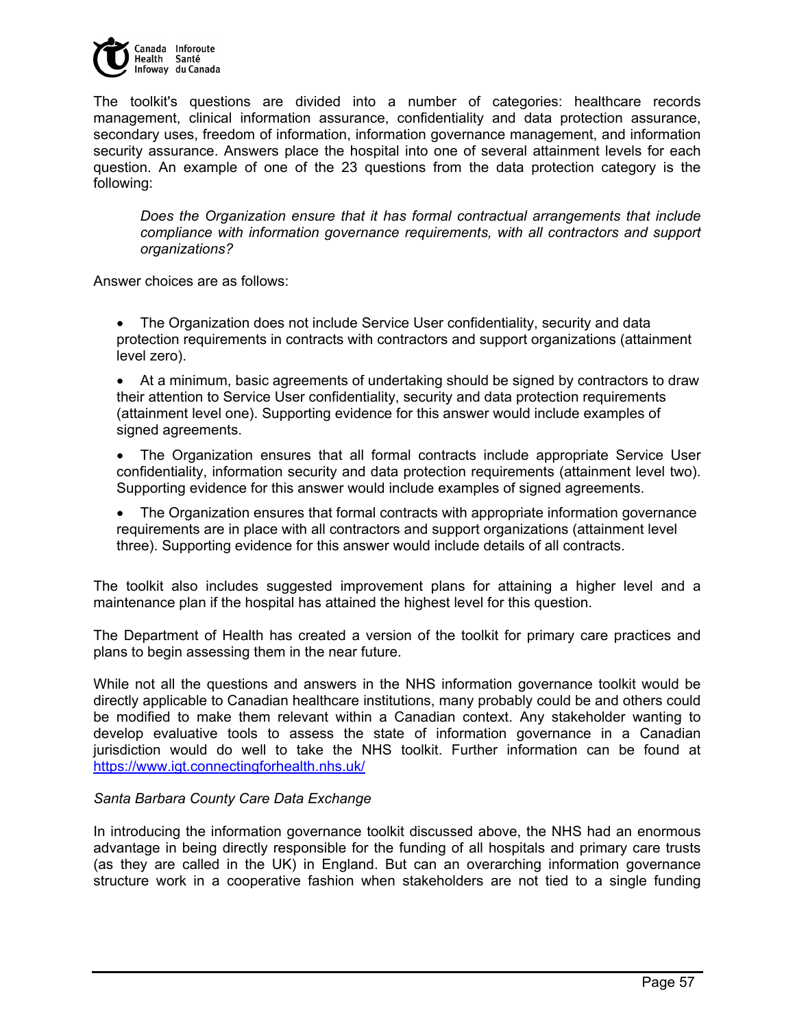The toolkit's questions are divided into a number of categories: healthcare records management, clinical information assurance, confidentiality and data protection assurance, secondary uses, freedom of information, information governance management, and information security assurance. Answers place the hospital into one of several attainment levels for each question. An example of one of the 23 questions from the data protection category is the following:

> *Does the Organization ensure that it has formal contractual arrangements that include compliance with information governance requirements, with all contractors and support organizations?*

Answer choices are as follows:

- The Organization does not include Service User confidentiality, security and data protection requirements in contracts with contractors and support organizations (attainment level zero).
- At a minimum, basic agreements of undertaking should be signed by contractors to draw their attention to Service User confidentiality, security and data protection requirements (attainment level one). Supporting evidence for this answer would include examples of signed agreements.
- The Organization ensures that all formal contracts include appropriate Service User confidentiality, information security and data protection requirements (attainment level two). Supporting evidence for this answer would include examples of signed agreements.
- The Organization ensures that formal contracts with appropriate information governance requirements are in place with all contractors and support organizations (attainment level three). Supporting evidence for this answer would include details of all contracts.

The toolkit also includes suggested improvement plans for attaining a higher level and a maintenance plan if the hospital has attained the highest level for this question.

The Department of Health has created a version of the toolkit for primary care practices and plans to begin assessing them in the near future.

While not all the questions and answers in the NHS information governance toolkit would be directly applicable to Canadian healthcare institutions, many probably could be and others could be modified to make them relevant within a Canadian context. Any stakeholder wanting to develop evaluative tools to assess the state of information governance in a Canadian jurisdiction would do well to take the NHS toolkit. Further information can be found at [https://www.igt.connectingforhealth.nhs.uk/](https://www.igt.connectingforhealth.nhs.uk/)

*Santa Barbara County Care Data Exchange*

In introducing the information governance toolkit discussed above, the NHS had an enormous advantage in being directly responsible for the funding of all hospitals and primary care trusts (as they are called in the UK) in England. But can an overarching information governance structure work in a cooperative fashion when stakeholders are not tied to a single funding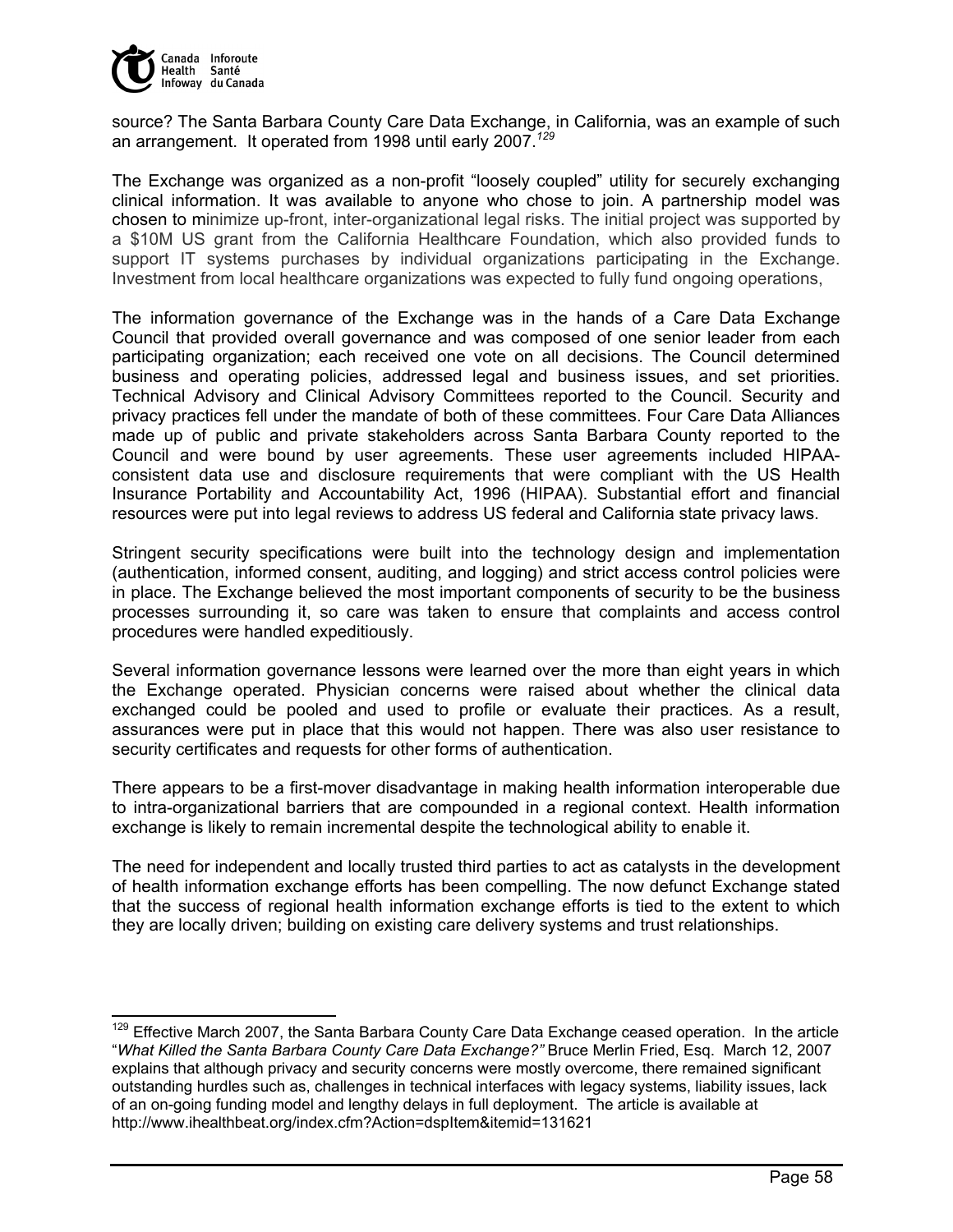source? The Santa Barbara County Care Data Exchange, in California, was an example of such an arrangement. It operated from 1998 until early 2007.[129]

The Exchange was organized as a non-profit "loosely coupled" utility for securely exchanging clinical information. It was available to anyone who chose to join. A partnership model was chosen to minimize up-front, inter-organizational legal risks. The initial project was supported by a $10M US grant from the California Healthcare Foundation, which also provided funds to support IT systems purchases by individual organizations participating in the Exchange. Investment from local healthcare organizations was expected to fully fund ongoing operations,

The information governance of the Exchange was in the hands of a Care Data Exchange Council that provided overall governance and was composed of one senior leader from each participating organization; each received one vote on all decisions. The Council determined business and operating policies, addressed legal and business issues, and set priorities. Technical Advisory and Clinical Advisory Committees reported to the Council. Security and privacy practices fell under the mandate of both of these committees. Four Care Data Alliances made up of public and private stakeholders across Santa Barbara County reported to the Council and were bound by user agreements. These user agreements included HIPAA-consistent data use and disclosure requirements that were compliant with the US Health Insurance Portability and Accountability Act, 1996 (HIPAA). Substantial effort and financial resources were put into legal reviews to address US federal and California state privacy laws.

Stringent security specifications were built into the technology design and implementation (authentication, informed consent, auditing, and logging) and strict access control policies were in place. The Exchange believed the most important components of security to be the business processes surrounding it, so care was taken to ensure that complaints and access control procedures were handled expeditiously.

Several information governance lessons were learned over the more than eight years in which the Exchange operated. Physician concerns were raised about whether the clinical data exchanged could be pooled and used to profile or evaluate their practices. As a result, assurances were put in place that this would not happen. There was also user resistance to security certificates and requests for other forms of authentication.

There appears to be a first-mover disadvantage in making health information interoperable due to intra-organizational barriers that are compounded in a regional context. Health information exchange is likely to remain incremental despite the technological ability to enable it.

The need for independent and locally trusted third parties to act as catalysts in the development of health information exchange efforts has been compelling. The now defunct Exchange stated that the success of regional health information exchange efforts is tied to the extent to which they are locally driven; building on existing care delivery systems and trust relationships.

---

[129] Effective March 2007, the Santa Barbara County Care Data Exchange ceased operation. In the article "*What Killed the Santa Barbara County Care Data Exchange?"* Bruce Merlin Fried, Esq. March 12, 2007 explains that although privacy and security concerns were mostly overcome, there remained significant outstanding hurdles such as, challenges in technical interfaces with legacy systems, liability issues, lack of an on-going funding model and lengthy delays in full deployment. The article is available at http://www.ihealthbeat.org/index.cfm?Action=dspItem&itemid=131621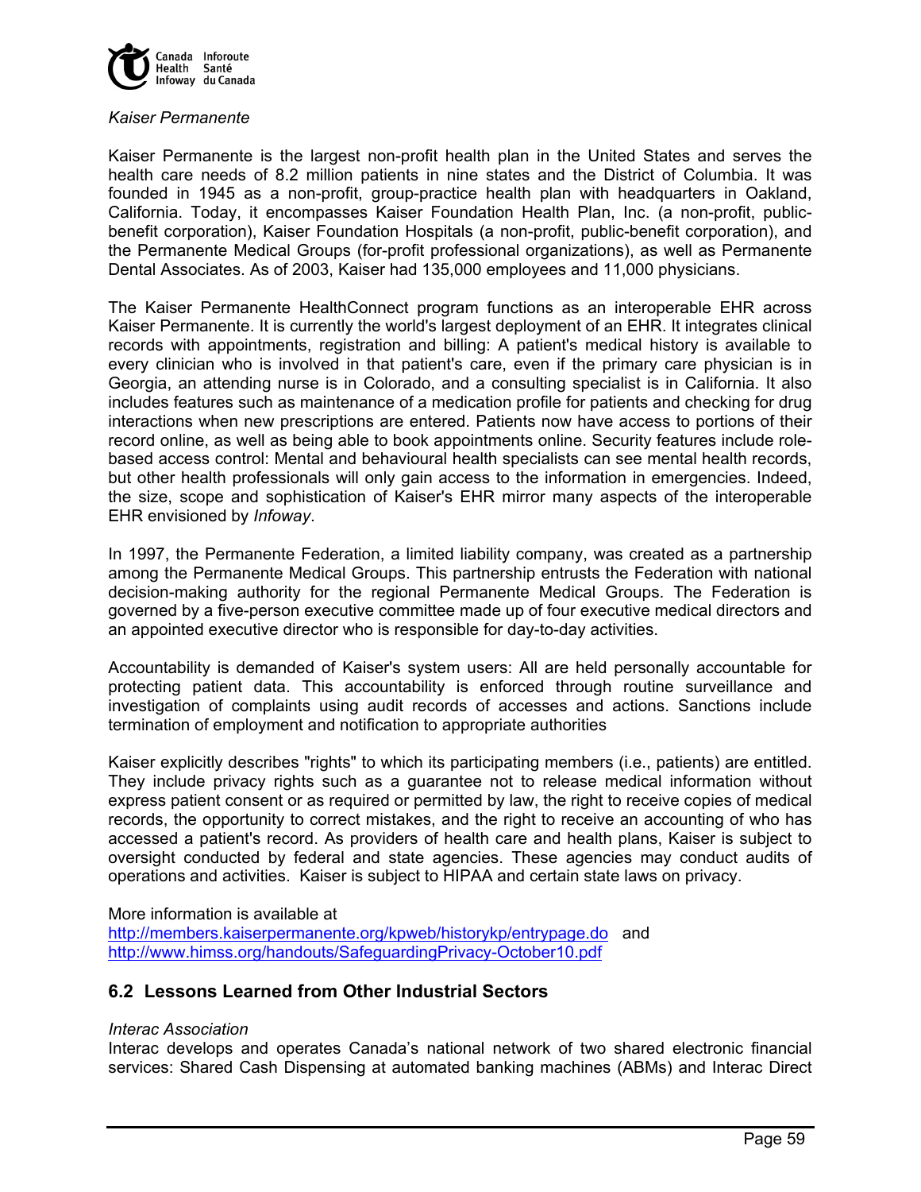*Kaiser Permanente*

Kaiser Permanente is the largest non-profit health plan in the United States and serves the health care needs of 8.2 million patients in nine states and the District of Columbia. It was founded in 1945 as a non-profit, group-practice health plan with headquarters in Oakland, California. Today, it encompasses Kaiser Foundation Health Plan, Inc. (a non-profit, public-benefit corporation), Kaiser Foundation Hospitals (a non-profit, public-benefit corporation), and the Permanente Medical Groups (for-profit professional organizations), as well as Permanente Dental Associates. As of 2003, Kaiser had 135,000 employees and 11,000 physicians.

The Kaiser Permanente HealthConnect program functions as an interoperable EHR across Kaiser Permanente. It is currently the world's largest deployment of an EHR. It integrates clinical records with appointments, registration and billing: A patient's medical history is available to every clinician who is involved in that patient's care, even if the primary care physician is in Georgia, an attending nurse is in Colorado, and a consulting specialist is in California. It also includes features such as maintenance of a medication profile for patients and checking for drug interactions when new prescriptions are entered. Patients now have access to portions of their record online, as well as being able to book appointments online. Security features include role-based access control: Mental and behavioural health specialists can see mental health records, but other health professionals will only gain access to the information in emergencies. Indeed, the size, scope and sophistication of Kaiser's EHR mirror many aspects of the interoperable EHR envisioned by *Infoway*.

In 1997, the Permanente Federation, a limited liability company, was created as a partnership among the Permanente Medical Groups. This partnership entrusts the Federation with national decision-making authority for the regional Permanente Medical Groups. The Federation is governed by a five-person executive committee made up of four executive medical directors and an appointed executive director who is responsible for day-to-day activities.

Accountability is demanded of Kaiser's system users: All are held personally accountable for protecting patient data. This accountability is enforced through routine surveillance and investigation of complaints using audit records of accesses and actions. Sanctions include termination of employment and notification to appropriate authorities

Kaiser explicitly describes "rights" to which its participating members (i.e., patients) are entitled. They include privacy rights such as a guarantee not to release medical information without express patient consent or as required or permitted by law, the right to receive copies of medical records, the opportunity to correct mistakes, and the right to receive an accounting of who has accessed a patient's record. As providers of health care and health plans, Kaiser is subject to oversight conducted by federal and state agencies. These agencies may conduct audits of operations and activities. Kaiser is subject to HIPAA and certain state laws on privacy.

More information is available at
http://members.kaiserpermanente.org/kpweb/historykp/entrypage.do and
http://www.himss.org/handouts/SafeguardingPrivacy-October10.pdf

## 6.2 Lessons Learned from Other Industrial Sectors

*Interac Association*

Interac develops and operates Canada's national network of two shared electronic financial services: Shared Cash Dispensing at automated banking machines (ABMs) and Interac Direct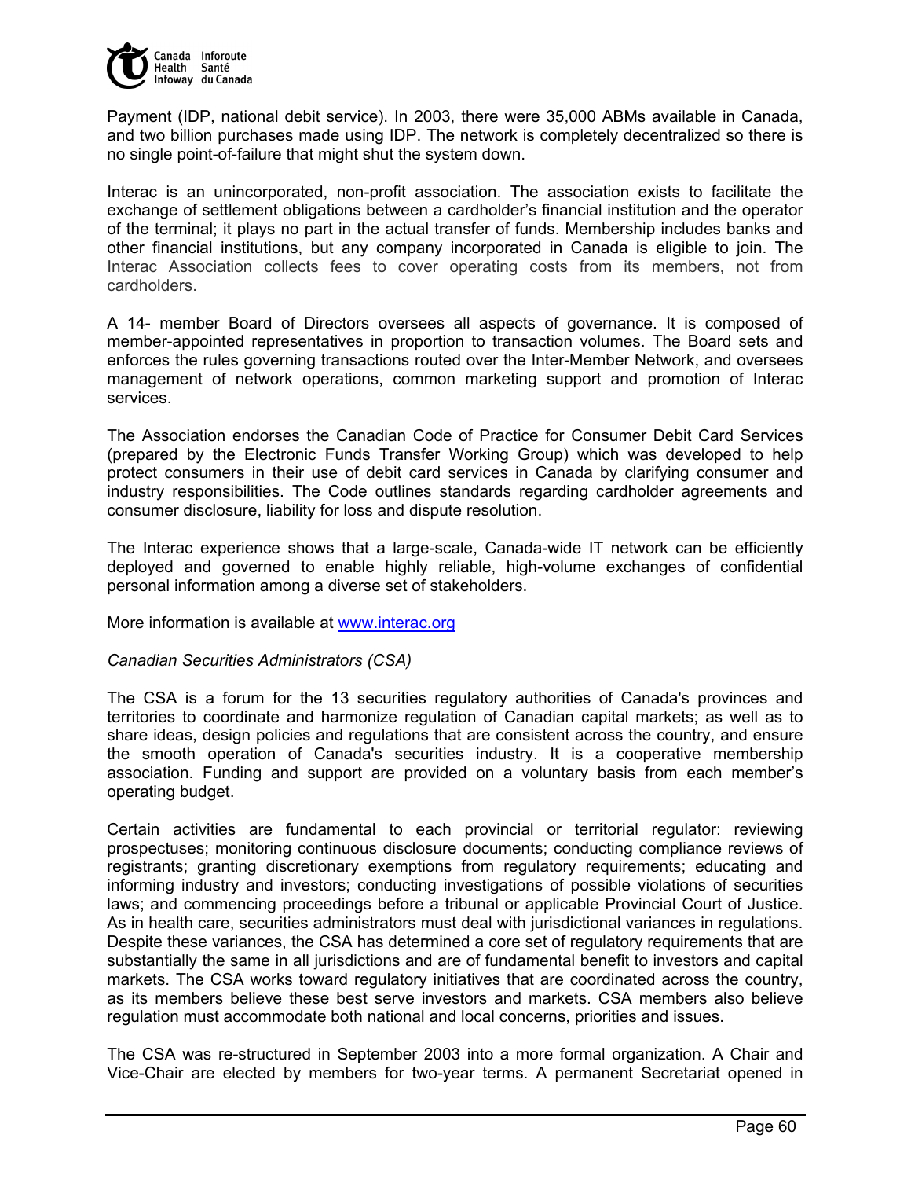Payment (IDP, national debit service). In 2003, there were 35,000 ABMs available in Canada, and two billion purchases made using IDP. The network is completely decentralized so there is no single point-of-failure that might shut the system down.

Interac is an unincorporated, non-profit association. The association exists to facilitate the exchange of settlement obligations between a cardholder's financial institution and the operator of the terminal; it plays no part in the actual transfer of funds. Membership includes banks and other financial institutions, but any company incorporated in Canada is eligible to join. The Interac Association collects fees to cover operating costs from its members, not from cardholders.

A 14- member Board of Directors oversees all aspects of governance. It is composed of member-appointed representatives in proportion to transaction volumes. The Board sets and enforces the rules governing transactions routed over the Inter-Member Network, and oversees management of network operations, common marketing support and promotion of Interac services.

The Association endorses the Canadian Code of Practice for Consumer Debit Card Services (prepared by the Electronic Funds Transfer Working Group) which was developed to help protect consumers in their use of debit card services in Canada by clarifying consumer and industry responsibilities. The Code outlines standards regarding cardholder agreements and consumer disclosure, liability for loss and dispute resolution.

The Interac experience shows that a large-scale, Canada-wide IT network can be efficiently deployed and governed to enable highly reliable, high-volume exchanges of confidential personal information among a diverse set of stakeholders.

More information is available at www.interac.org

*Canadian Securities Administrators (CSA)*

The CSA is a forum for the 13 securities regulatory authorities of Canada's provinces and territories to coordinate and harmonize regulation of Canadian capital markets; as well as to share ideas, design policies and regulations that are consistent across the country, and ensure the smooth operation of Canada's securities industry. It is a cooperative membership association. Funding and support are provided on a voluntary basis from each member's operating budget.

Certain activities are fundamental to each provincial or territorial regulator: reviewing prospectuses; monitoring continuous disclosure documents; conducting compliance reviews of registrants; granting discretionary exemptions from regulatory requirements; educating and informing industry and investors; conducting investigations of possible violations of securities laws; and commencing proceedings before a tribunal or applicable Provincial Court of Justice. As in health care, securities administrators must deal with jurisdictional variances in regulations. Despite these variances, the CSA has determined a core set of regulatory requirements that are substantially the same in all jurisdictions and are of fundamental benefit to investors and capital markets. The CSA works toward regulatory initiatives that are coordinated across the country, as its members believe these best serve investors and markets. CSA members also believe regulation must accommodate both national and local concerns, priorities and issues.

The CSA was re-structured in September 2003 into a more formal organization. A Chair and Vice-Chair are elected by members for two-year terms. A permanent Secretariat opened in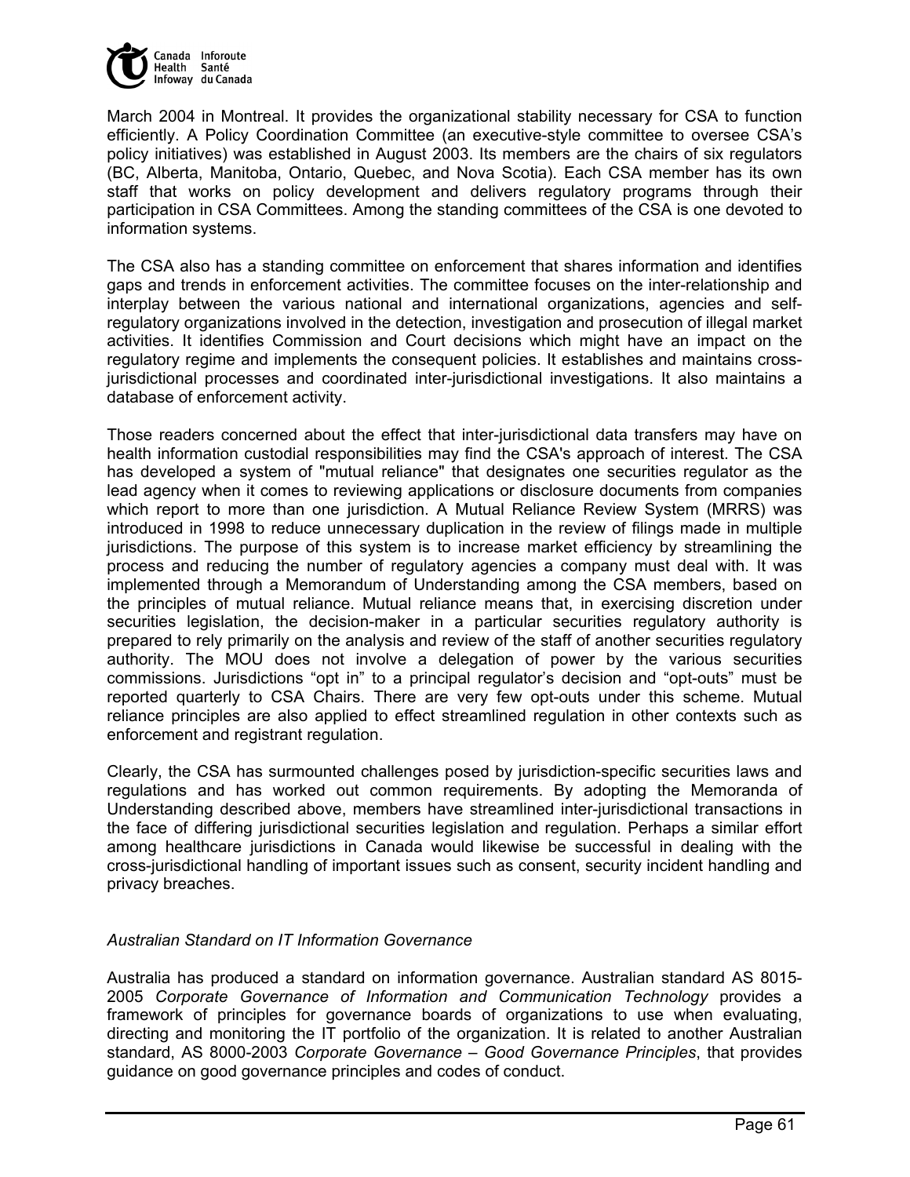March 2004 in Montreal. It provides the organizational stability necessary for CSA to function efficiently. A Policy Coordination Committee (an executive-style committee to oversee CSA's policy initiatives) was established in August 2003. Its members are the chairs of six regulators (BC, Alberta, Manitoba, Ontario, Quebec, and Nova Scotia). Each CSA member has its own staff that works on policy development and delivers regulatory programs through their participation in CSA Committees. Among the standing committees of the CSA is one devoted to information systems.

The CSA also has a standing committee on enforcement that shares information and identifies gaps and trends in enforcement activities. The committee focuses on the inter-relationship and interplay between the various national and international organizations, agencies and self-regulatory organizations involved in the detection, investigation and prosecution of illegal market activities. It identifies Commission and Court decisions which might have an impact on the regulatory regime and implements the consequent policies. It establishes and maintains cross-jurisdictional processes and coordinated inter-jurisdictional investigations. It also maintains a database of enforcement activity.

Those readers concerned about the effect that inter-jurisdictional data transfers may have on health information custodial responsibilities may find the CSA's approach of interest. The CSA has developed a system of "mutual reliance" that designates one securities regulator as the lead agency when it comes to reviewing applications or disclosure documents from companies which report to more than one jurisdiction. A Mutual Reliance Review System (MRRS) was introduced in 1998 to reduce unnecessary duplication in the review of filings made in multiple jurisdictions. The purpose of this system is to increase market efficiency by streamlining the process and reducing the number of regulatory agencies a company must deal with. It was implemented through a Memorandum of Understanding among the CSA members, based on the principles of mutual reliance. Mutual reliance means that, in exercising discretion under securities legislation, the decision-maker in a particular securities regulatory authority is prepared to rely primarily on the analysis and review of the staff of another securities regulatory authority. The MOU does not involve a delegation of power by the various securities commissions. Jurisdictions "opt in" to a principal regulator's decision and "opt-outs" must be reported quarterly to CSA Chairs. There are very few opt-outs under this scheme. Mutual reliance principles are also applied to effect streamlined regulation in other contexts such as enforcement and registrant regulation.

Clearly, the CSA has surmounted challenges posed by jurisdiction-specific securities laws and regulations and has worked out common requirements. By adopting the Memoranda of Understanding described above, members have streamlined inter-jurisdictional transactions in the face of differing jurisdictional securities legislation and regulation. Perhaps a similar effort among healthcare jurisdictions in Canada would likewise be successful in dealing with the cross-jurisdictional handling of important issues such as consent, security incident handling and privacy breaches.

*Australian Standard on IT Information Governance*

Australia has produced a standard on information governance. Australian standard AS 8015-2005 *Corporate Governance of Information and Communication Technology* provides a framework of principles for governance boards of organizations to use when evaluating, directing and monitoring the IT portfolio of the organization. It is related to another Australian standard, AS 8000-2003 *Corporate Governance – Good Governance Principles*, that provides guidance on good governance principles and codes of conduct.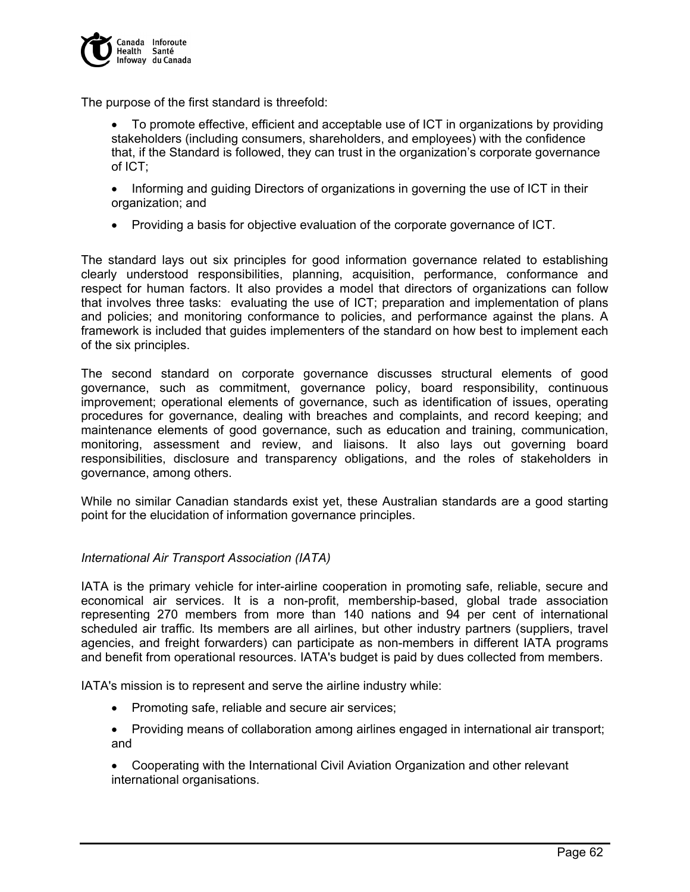The purpose of the first standard is threefold:

- To promote effective, efficient and acceptable use of ICT in organizations by providing stakeholders (including consumers, shareholders, and employees) with the confidence that, if the Standard is followed, they can trust in the organization's corporate governance of ICT;
- Informing and guiding Directors of organizations in governing the use of ICT in their organization; and
- Providing a basis for objective evaluation of the corporate governance of ICT.

The standard lays out six principles for good information governance related to establishing clearly understood responsibilities, planning, acquisition, performance, conformance and respect for human factors. It also provides a model that directors of organizations can follow that involves three tasks: evaluating the use of ICT; preparation and implementation of plans and policies; and monitoring conformance to policies, and performance against the plans. A framework is included that guides implementers of the standard on how best to implement each of the six principles.

The second standard on corporate governance discusses structural elements of good governance, such as commitment, governance policy, board responsibility, continuous improvement; operational elements of governance, such as identification of issues, operating procedures for governance, dealing with breaches and complaints, and record keeping; and maintenance elements of good governance, such as education and training, communication, monitoring, assessment and review, and liaisons. It also lays out governing board responsibilities, disclosure and transparency obligations, and the roles of stakeholders in governance, among others.

While no similar Canadian standards exist yet, these Australian standards are a good starting point for the elucidation of information governance principles.

*International Air Transport Association (IATA)*

IATA is the primary vehicle for inter-airline cooperation in promoting safe, reliable, secure and economical air services. It is a non-profit, membership-based, global trade association representing 270 members from more than 140 nations and 94 per cent of international scheduled air traffic. Its members are all airlines, but other industry partners (suppliers, travel agencies, and freight forwarders) can participate as non-members in different IATA programs and benefit from operational resources. IATA's budget is paid by dues collected from members.

IATA's mission is to represent and serve the airline industry while:

- Promoting safe, reliable and secure air services;
- Providing means of collaboration among airlines engaged in international air transport; and
- Cooperating with the International Civil Aviation Organization and other relevant international organisations.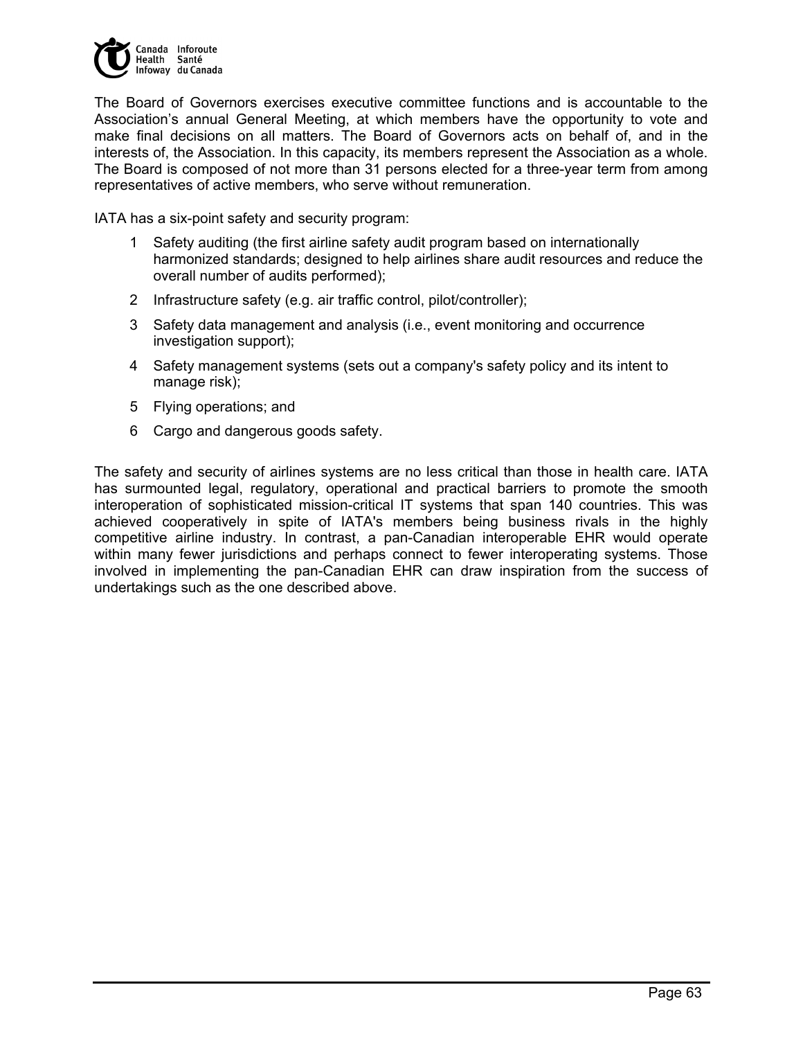The Board of Governors exercises executive committee functions and is accountable to the Association's annual General Meeting, at which members have the opportunity to vote and make final decisions on all matters. The Board of Governors acts on behalf of, and in the interests of, the Association. In this capacity, its members represent the Association as a whole. The Board is composed of not more than 31 persons elected for a three-year term from among representatives of active members, who serve without remuneration.

IATA has a six-point safety and security program:

1. Safety auditing (the first airline safety audit program based on internationally harmonized standards; designed to help airlines share audit resources and reduce the overall number of audits performed);
2. Infrastructure safety (e.g. air traffic control, pilot/controller);
3. Safety data management and analysis (i.e., event monitoring and occurrence investigation support);
4. Safety management systems (sets out a company's safety policy and its intent to manage risk);
5. Flying operations; and
6. Cargo and dangerous goods safety.

The safety and security of airlines systems are no less critical than those in health care. IATA has surmounted legal, regulatory, operational and practical barriers to promote the smooth interoperation of sophisticated mission-critical IT systems that span 140 countries. This was achieved cooperatively in spite of IATA's members being business rivals in the highly competitive airline industry. In contrast, a pan-Canadian interoperable EHR would operate within many fewer jurisdictions and perhaps connect to fewer interoperating systems. Those involved in implementing the pan-Canadian EHR can draw inspiration from the success of undertakings such as the one described above.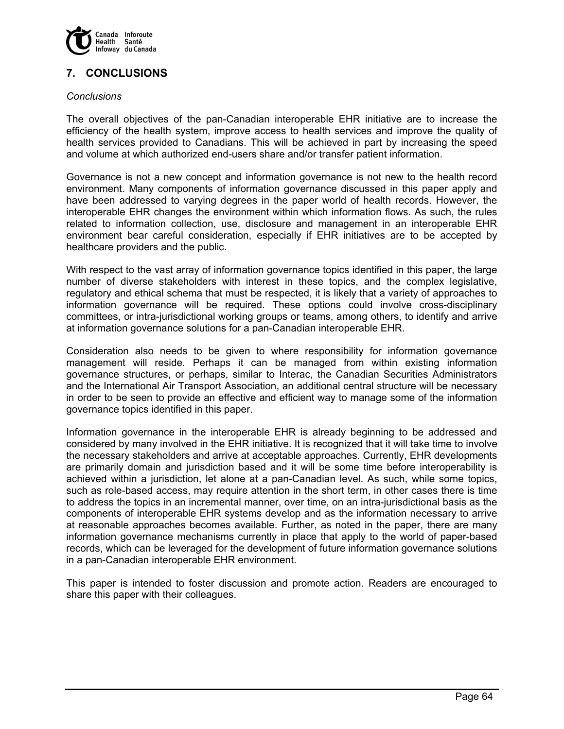## 7. CONCLUSIONS

*Conclusions*

The overall objectives of the pan-Canadian interoperable EHR initiative are to increase the efficiency of the health system, improve access to health services and improve the quality of health services provided to Canadians. This will be achieved in part by increasing the speed and volume at which authorized end-users share and/or transfer patient information.

Governance is not a new concept and information governance is not new to the health record environment. Many components of information governance discussed in this paper apply and have been addressed to varying degrees in the paper world of health records. However, the interoperable EHR changes the environment within which information flows. As such, the rules related to information collection, use, disclosure and management in an interoperable EHR environment bear careful consideration, especially if EHR initiatives are to be accepted by healthcare providers and the public.

With respect to the vast array of information governance topics identified in this paper, the large number of diverse stakeholders with interest in these topics, and the complex legislative, regulatory and ethical schema that must be respected, it is likely that a variety of approaches to information governance will be required. These options could involve cross-disciplinary committees, or intra-jurisdictional working groups or teams, among others, to identify and arrive at information governance solutions for a pan-Canadian interoperable EHR.

Consideration also needs to be given to where responsibility for information governance management will reside. Perhaps it can be managed from within existing information governance structures, or perhaps, similar to Interac, the Canadian Securities Administrators and the International Air Transport Association, an additional central structure will be necessary in order to be seen to provide an effective and efficient way to manage some of the information governance topics identified in this paper.

Information governance in the interoperable EHR is already beginning to be addressed and considered by many involved in the EHR initiative. It is recognized that it will take time to involve the necessary stakeholders and arrive at acceptable approaches. Currently, EHR developments are primarily domain and jurisdiction based and it will be some time before interoperability is achieved within a jurisdiction, let alone at a pan-Canadian level. As such, while some topics, such as role-based access, may require attention in the short term, in other cases there is time to address the topics in an incremental manner, over time, on an intra-jurisdictional basis as the components of interoperable EHR systems develop and as the information necessary to arrive at reasonable approaches becomes available. Further, as noted in the paper, there are many information governance mechanisms currently in place that apply to the world of paper-based records, which can be leveraged for the development of future information governance solutions in a pan-Canadian interoperable EHR environment.

This paper is intended to foster discussion and promote action. Readers are encouraged to share this paper with their colleagues.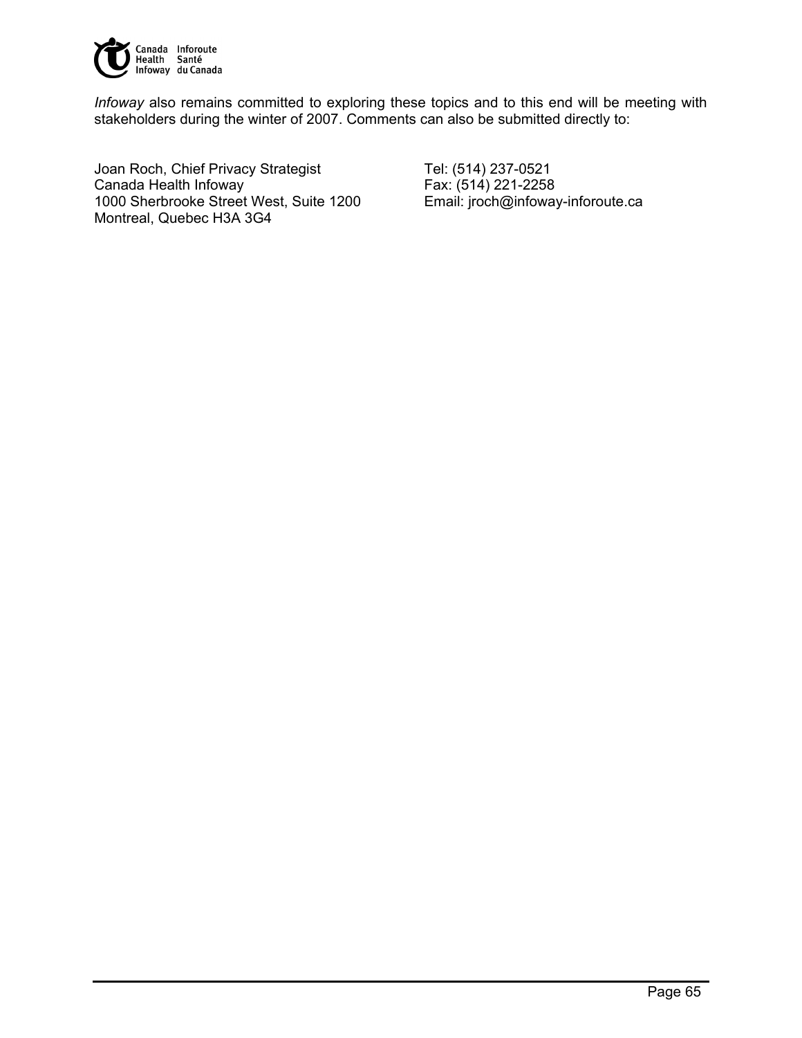*Infoway* also remains committed to exploring these topics and to this end will be meeting with stakeholders during the winter of 2007. Comments can also be submitted directly to:

Joan Roch, Chief Privacy Strategist
Canada Health Infoway
1000 Sherbrooke Street West, Suite 1200
Montreal, Quebec H3A 3G4

Tel: (514) 237-0521
Fax: (514) 221-2258
Email: jroch@infoway-inforoute.ca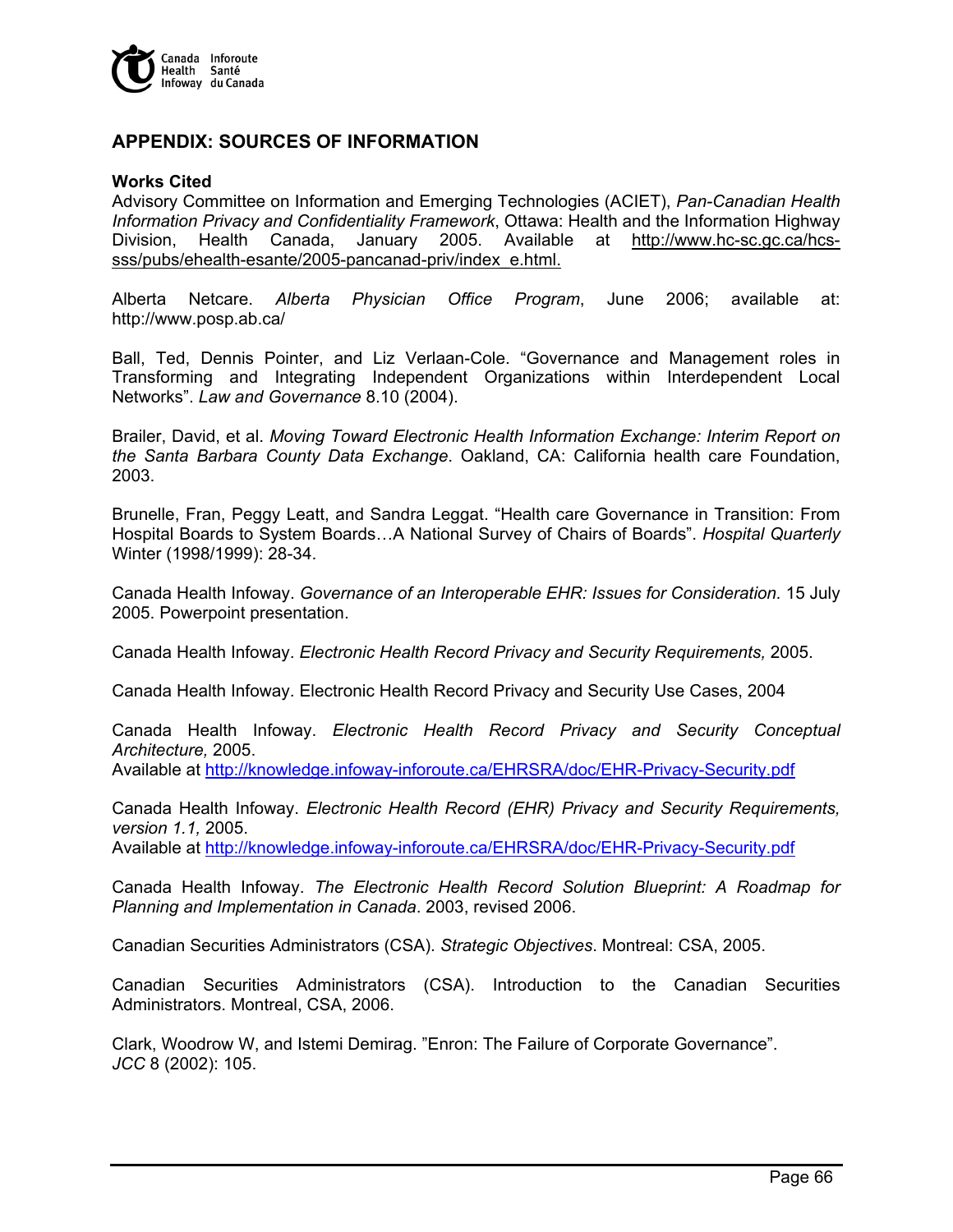## APPENDIX: SOURCES OF INFORMATION

**Works Cited**

Advisory Committee on Information and Emerging Technologies (ACIET), *Pan-Canadian Health Information Privacy and Confidentiality Framework*, Ottawa: Health and the Information Highway Division, Health Canada, January 2005. Available at http://www.hc-sc.gc.ca/hcs-sss/pubs/ehealth-esante/2005-pancanad-priv/index_e.html.

Alberta Netcare. *Alberta Physician Office Program*, June 2006; available at: http://www.posp.ab.ca/

Ball, Ted, Dennis Pointer, and Liz Verlaan-Cole. "Governance and Management roles in Transforming and Integrating Independent Organizations within Interdependent Local Networks". *Law and Governance* 8.10 (2004).

Brailer, David, et al. *Moving Toward Electronic Health Information Exchange: Interim Report on the Santa Barbara County Data Exchange*. Oakland, CA: California health care Foundation, 2003.

Brunelle, Fran, Peggy Leatt, and Sandra Leggat. "Health care Governance in Transition: From Hospital Boards to System Boards…A National Survey of Chairs of Boards". *Hospital Quarterly* Winter (1998/1999): 28-34.

Canada Health Infoway. *Governance of an Interoperable EHR: Issues for Consideration.* 15 July 2005. Powerpoint presentation.

Canada Health Infoway. *Electronic Health Record Privacy and Security Requirements,* 2005.

Canada Health Infoway. Electronic Health Record Privacy and Security Use Cases, 2004

Canada Health Infoway. *Electronic Health Record Privacy and Security Conceptual Architecture,* 2005.
Available at http://knowledge.infoway-inforoute.ca/EHRSRA/doc/EHR-Privacy-Security.pdf

Canada Health Infoway. *Electronic Health Record (EHR) Privacy and Security Requirements, version 1.1,* 2005.
Available at http://knowledge.infoway-inforoute.ca/EHRSRA/doc/EHR-Privacy-Security.pdf

Canada Health Infoway. *The Electronic Health Record Solution Blueprint: A Roadmap for Planning and Implementation in Canada*. 2003, revised 2006.

Canadian Securities Administrators (CSA). *Strategic Objectives*. Montreal: CSA, 2005.

Canadian Securities Administrators (CSA). Introduction to the Canadian Securities Administrators. Montreal, CSA, 2006.

Clark, Woodrow W, and Istemi Demirag. "Enron: The Failure of Corporate Governance". *JCC* 8 (2002): 105.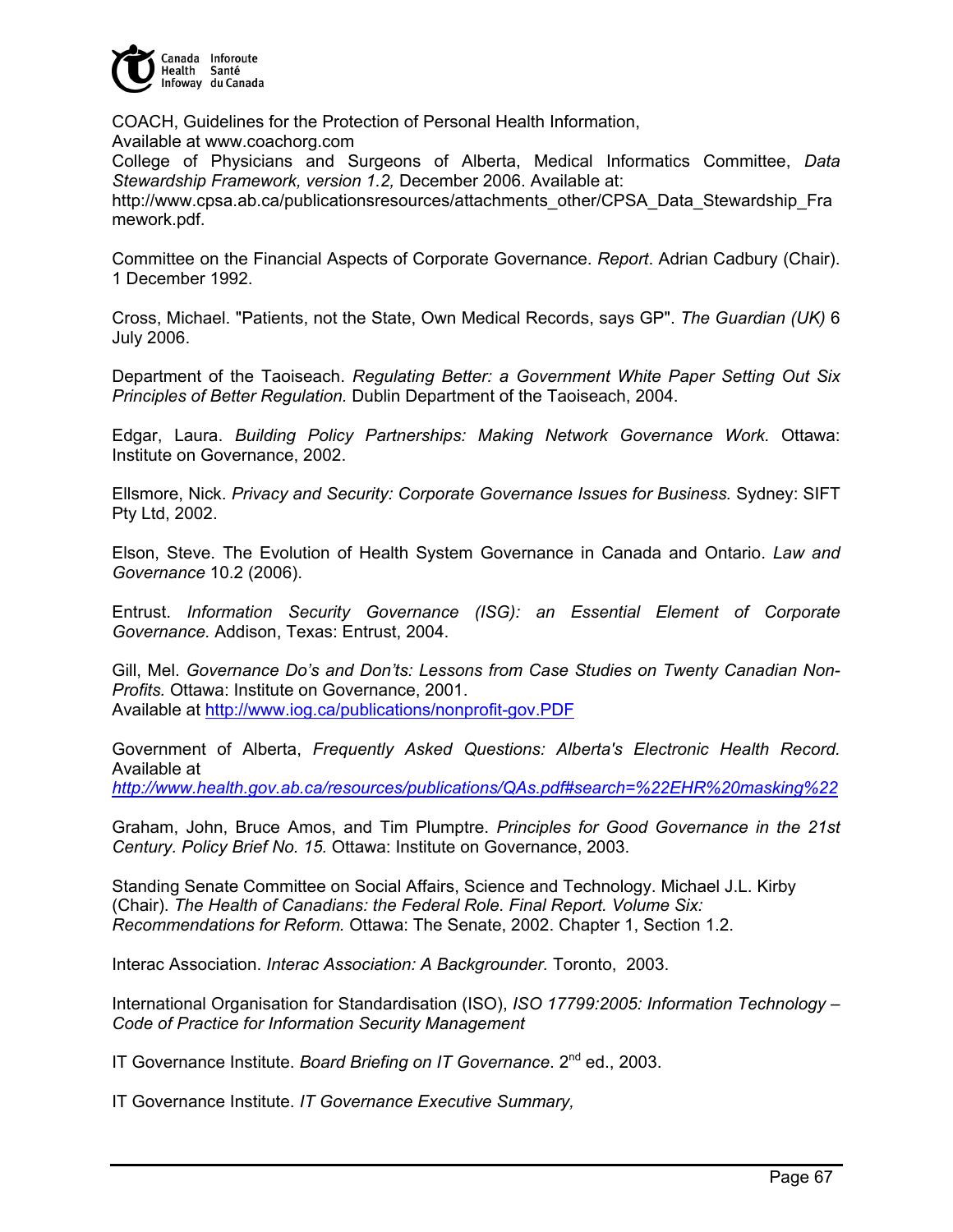COACH, Guidelines for the Protection of Personal Health Information,
Available at www.coachorg.com
College of Physicians and Surgeons of Alberta, Medical Informatics Committee, *Data Stewardship Framework, version 1.2,* December 2006. Available at:
http://www.cpsa.ab.ca/publicationsresources/attachments_other/CPSA_Data_Stewardship_Framework.pdf.

Committee on the Financial Aspects of Corporate Governance. *Report*. Adrian Cadbury (Chair). 1 December 1992.

Cross, Michael. "Patients, not the State, Own Medical Records, says GP". *The Guardian (UK)* 6 July 2006.

Department of the Taoiseach. *Regulating Better: a Government White Paper Setting Out Six Principles of Better Regulation.* Dublin Department of the Taoiseach, 2004.

Edgar, Laura. *Building Policy Partnerships: Making Network Governance Work.* Ottawa: Institute on Governance, 2002.

Ellsmore, Nick. *Privacy and Security: Corporate Governance Issues for Business.* Sydney: SIFT Pty Ltd, 2002.

Elson, Steve. The Evolution of Health System Governance in Canada and Ontario. *Law and Governance* 10.2 (2006).

Entrust. *Information Security Governance (ISG): an Essential Element of Corporate Governance.* Addison, Texas: Entrust, 2004.

Gill, Mel. *Governance Do's and Don'ts: Lessons from Case Studies on Twenty Canadian Non-Profits.* Ottawa: Institute on Governance, 2001.
Available at http://www.iog.ca/publications/nonprofit-gov.PDF

Government of Alberta, *Frequently Asked Questions: Alberta's Electronic Health Record.* Available at
*http://www.health.gov.ab.ca/resources/publications/QAs.pdf#search=%22EHR%20masking%22*

Graham, John, Bruce Amos, and Tim Plumptre. *Principles for Good Governance in the 21st Century. Policy Brief No. 15.* Ottawa: Institute on Governance, 2003.

Standing Senate Committee on Social Affairs, Science and Technology. Michael J.L. Kirby (Chair). *The Health of Canadians: the Federal Role. Final Report. Volume Six: Recommendations for Reform.* Ottawa: The Senate, 2002. Chapter 1, Section 1.2.

Interac Association. *Interac Association: A Backgrounder.* Toronto, 2003.

International Organisation for Standardisation (ISO), *ISO 17799:2005: Information Technology – Code of Practice for Information Security Management*

IT Governance Institute. *Board Briefing on IT Governance*. 2nd ed., 2003.

IT Governance Institute. *IT Governance Executive Summary,*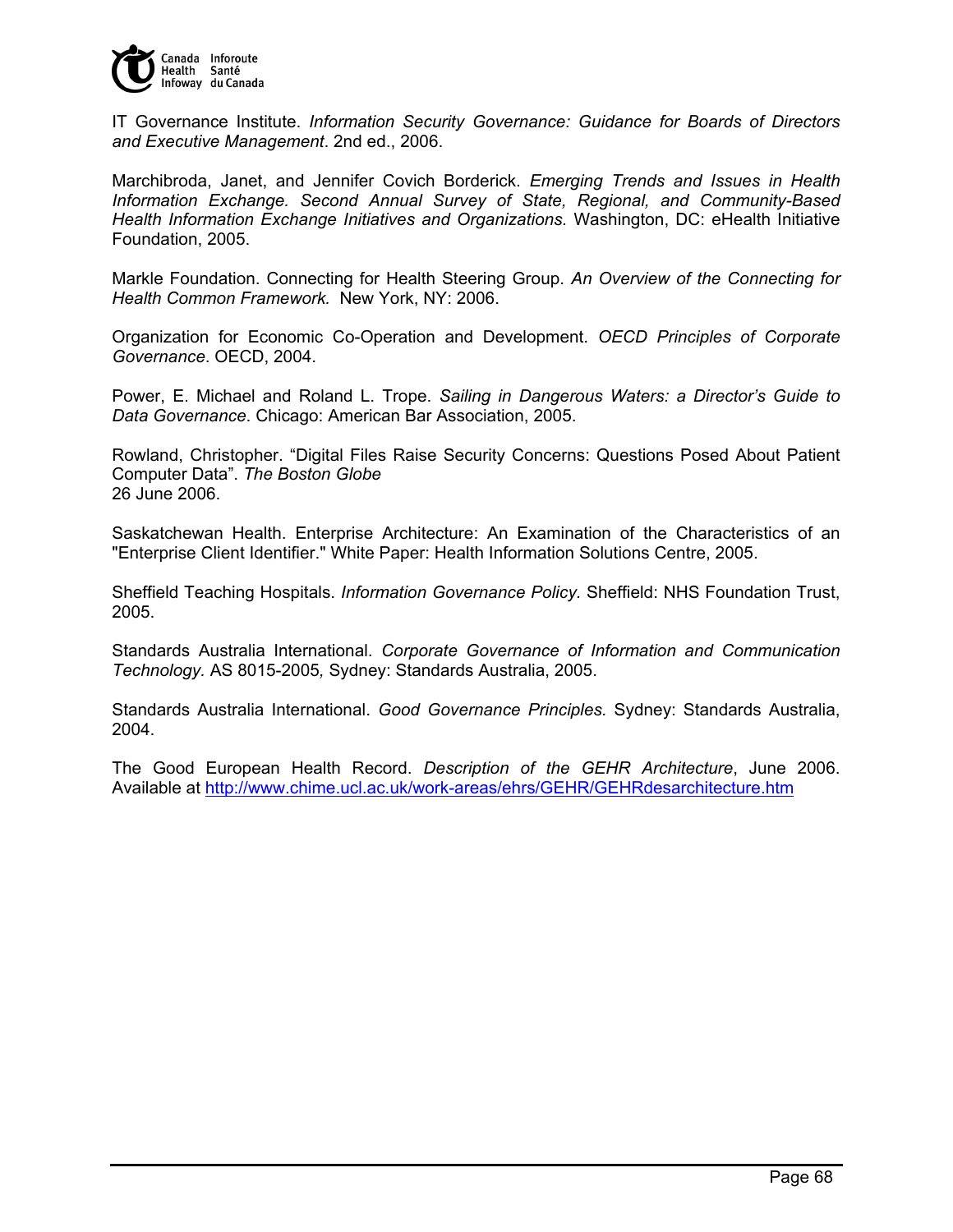IT Governance Institute. *Information Security Governance: Guidance for Boards of Directors and Executive Management*. 2nd ed., 2006.

Marchibroda, Janet, and Jennifer Covich Borderick. *Emerging Trends and Issues in Health Information Exchange. Second Annual Survey of State, Regional, and Community-Based Health Information Exchange Initiatives and Organizations.* Washington, DC: eHealth Initiative Foundation, 2005.

Markle Foundation. Connecting for Health Steering Group. *An Overview of the Connecting for Health Common Framework.* New York, NY: 2006.

Organization for Economic Co-Operation and Development. *OECD Principles of Corporate Governance*. OECD, 2004.

Power, E. Michael and Roland L. Trope. *Sailing in Dangerous Waters: a Director's Guide to Data Governance*. Chicago: American Bar Association, 2005.

Rowland, Christopher. "Digital Files Raise Security Concerns: Questions Posed About Patient Computer Data". *The Boston Globe*
26 June 2006.

Saskatchewan Health. Enterprise Architecture: An Examination of the Characteristics of an "Enterprise Client Identifier." White Paper: Health Information Solutions Centre, 2005.

Sheffield Teaching Hospitals. *Information Governance Policy.* Sheffield: NHS Foundation Trust, 2005.

Standards Australia International. *Corporate Governance of Information and Communication Technology.* AS 8015-2005*,* Sydney: Standards Australia, 2005.

Standards Australia International. *Good Governance Principles.* Sydney: Standards Australia, 2004.

The Good European Health Record. *Description of the GEHR Architecture*, June 2006. Available at http://www.chime.ucl.ac.uk/work-areas/ehrs/GEHR/GEHRdesarchitecture.htm